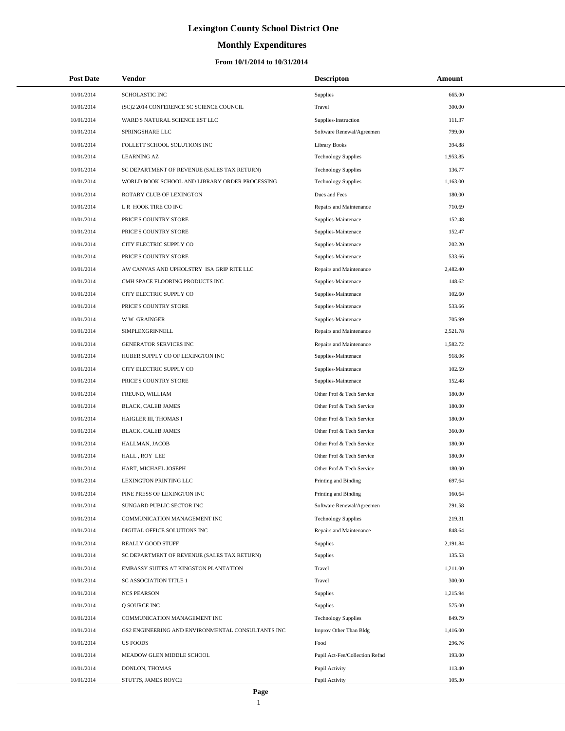# Lexington County School District One

## Monthly Expenditures

### From 10/1/2014 to 10/31/2014

| Post Date | Vendor | Descripton | Amount |
|---|---|---|---|
| 10/01/2014 | SCHOLASTIC INC | Supplies | 665.00 |
| 10/01/2014 | (SC)2 2014 CONFERENCE SC SCIENCE COUNCIL | Travel | 300.00 |
| 10/01/2014 | WARD'S NATURAL SCIENCE EST LLC | Supplies-Instruction | 111.37 |
| 10/01/2014 | SPRINGSHARE LLC | Software Renewal/Agreemen | 799.00 |
| 10/01/2014 | FOLLETT SCHOOL SOLUTIONS INC | Library Books | 394.88 |
| 10/01/2014 | LEARNING AZ | Technology Supplies | 1,953.85 |
| 10/01/2014 | SC DEPARTMENT OF REVENUE (SALES TAX RETURN) | Technology Supplies | 136.77 |
| 10/01/2014 | WORLD BOOK SCHOOL AND LIBRARY ORDER PROCESSING | Technology Supplies | 1,163.00 |
| 10/01/2014 | ROTARY CLUB OF LEXINGTON | Dues and Fees | 180.00 |
| 10/01/2014 | L R HOOK TIRE CO INC | Repairs and Maintenance | 710.69 |
| 10/01/2014 | PRICE'S COUNTRY STORE | Supplies-Maintenace | 152.48 |
| 10/01/2014 | PRICE'S COUNTRY STORE | Supplies-Maintenace | 152.47 |
| 10/01/2014 | CITY ELECTRIC SUPPLY CO | Supplies-Maintenace | 202.20 |
| 10/01/2014 | PRICE'S COUNTRY STORE | Supplies-Maintenace | 533.66 |
| 10/01/2014 | AW CANVAS AND UPHOLSTRY ISA GRIP RITE LLC | Repairs and Maintenance | 2,482.40 |
| 10/01/2014 | CMH SPACE FLOORING PRODUCTS INC | Supplies-Maintenace | 148.62 |
| 10/01/2014 | CITY ELECTRIC SUPPLY CO | Supplies-Maintenace | 102.60 |
| 10/01/2014 | PRICE'S COUNTRY STORE | Supplies-Maintenace | 533.66 |
| 10/01/2014 | W W GRAINGER | Supplies-Maintenace | 705.99 |
| 10/01/2014 | SIMPLEXGRINNELL | Repairs and Maintenance | 2,521.78 |
| 10/01/2014 | GENERATOR SERVICES INC | Repairs and Maintenance | 1,582.72 |
| 10/01/2014 | HUBER SUPPLY CO OF LEXINGTON INC | Supplies-Maintenace | 918.06 |
| 10/01/2014 | CITY ELECTRIC SUPPLY CO | Supplies-Maintenace | 102.59 |
| 10/01/2014 | PRICE'S COUNTRY STORE | Supplies-Maintenace | 152.48 |
| 10/01/2014 | FREUND, WILLIAM | Other Prof & Tech Service | 180.00 |
| 10/01/2014 | BLACK, CALEB JAMES | Other Prof & Tech Service | 180.00 |
| 10/01/2014 | HAIGLER III, THOMAS I | Other Prof & Tech Service | 180.00 |
| 10/01/2014 | BLACK, CALEB JAMES | Other Prof & Tech Service | 360.00 |
| 10/01/2014 | HALLMAN, JACOB | Other Prof & Tech Service | 180.00 |
| 10/01/2014 | HALL , ROY LEE | Other Prof & Tech Service | 180.00 |
| 10/01/2014 | HART, MICHAEL JOSEPH | Other Prof & Tech Service | 180.00 |
| 10/01/2014 | LEXINGTON PRINTING LLC | Printing and Binding | 697.64 |
| 10/01/2014 | PINE PRESS OF LEXINGTON INC | Printing and Binding | 160.64 |
| 10/01/2014 | SUNGARD PUBLIC SECTOR INC | Software Renewal/Agreemen | 291.58 |
| 10/01/2014 | COMMUNICATION MANAGEMENT INC | Technology Supplies | 219.31 |
| 10/01/2014 | DIGITAL OFFICE SOLUTIONS INC | Repairs and Maintenance | 848.64 |
| 10/01/2014 | REALLY GOOD STUFF | Supplies | 2,191.84 |
| 10/01/2014 | SC DEPARTMENT OF REVENUE (SALES TAX RETURN) | Supplies | 135.53 |
| 10/01/2014 | EMBASSY SUITES AT KINGSTON PLANTATION | Travel | 1,211.00 |
| 10/01/2014 | SC ASSOCIATION TITLE 1 | Travel | 300.00 |
| 10/01/2014 | NCS PEARSON | Supplies | 1,215.94 |
| 10/01/2014 | Q SOURCE INC | Supplies | 575.00 |
| 10/01/2014 | COMMUNICATION MANAGEMENT INC | Technology Supplies | 849.79 |
| 10/01/2014 | GS2 ENGINEERING AND ENVIRONMENTAL CONSULTANTS INC | Improv Other Than Bldg | 1,416.00 |
| 10/01/2014 | US FOODS | Food | 296.76 |
| 10/01/2014 | MEADOW GLEN MIDDLE SCHOOL | Pupil Act-Fee/Collection Refnd | 193.00 |
| 10/01/2014 | DONLON, THOMAS | Pupil Activity | 113.40 |
| 10/01/2014 | STUTTS, JAMES ROYCE | Pupil Activity | 105.30 |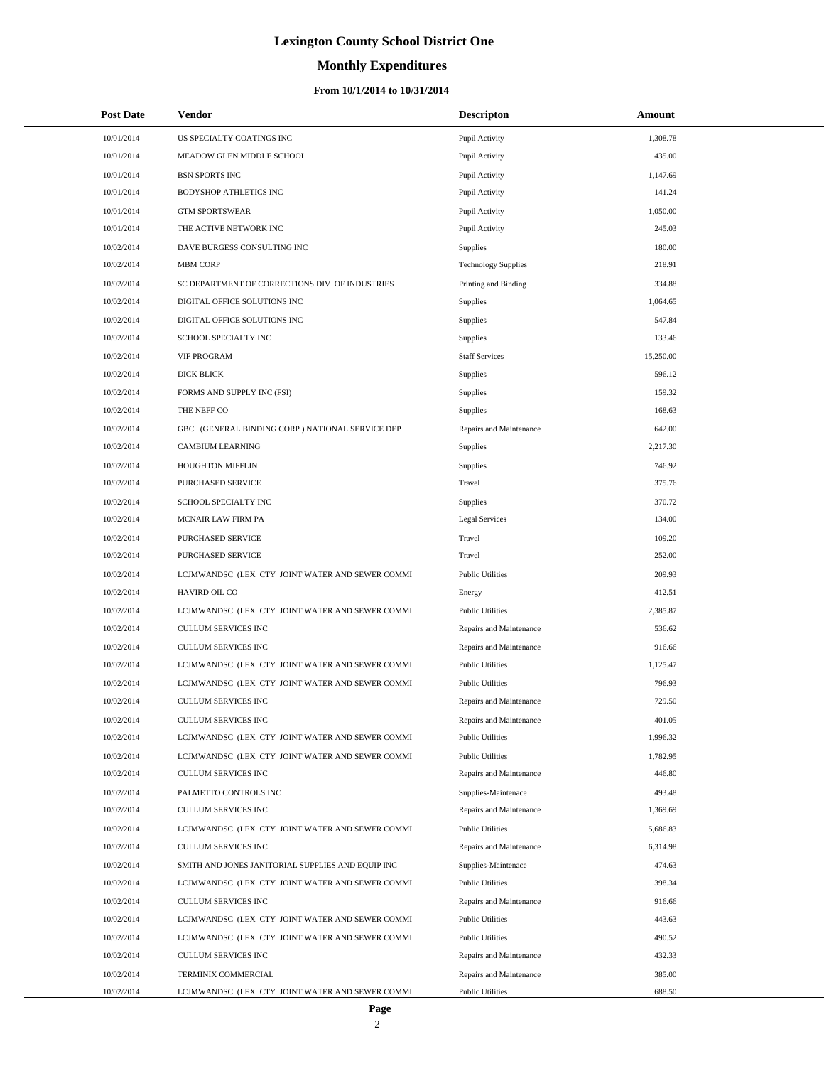# Lexington County School District One

## Monthly Expenditures

### From 10/1/2014 to 10/31/2014

| Post Date | Vendor | Descripton | Amount |
|---|---|---|---|
| 10/01/2014 | US SPECIALTY COATINGS INC | Pupil Activity | 1,308.78 |
| 10/01/2014 | MEADOW GLEN MIDDLE SCHOOL | Pupil Activity | 435.00 |
| 10/01/2014 | BSN SPORTS INC | Pupil Activity | 1,147.69 |
| 10/01/2014 | BODYSHOP ATHLETICS INC | Pupil Activity | 141.24 |
| 10/01/2014 | GTM SPORTSWEAR | Pupil Activity | 1,050.00 |
| 10/01/2014 | THE ACTIVE NETWORK INC | Pupil Activity | 245.03 |
| 10/02/2014 | DAVE BURGESS CONSULTING INC | Supplies | 180.00 |
| 10/02/2014 | MBM CORP | Technology Supplies | 218.91 |
| 10/02/2014 | SC DEPARTMENT OF CORRECTIONS DIV OF INDUSTRIES | Printing and Binding | 334.88 |
| 10/02/2014 | DIGITAL OFFICE SOLUTIONS INC | Supplies | 1,064.65 |
| 10/02/2014 | DIGITAL OFFICE SOLUTIONS INC | Supplies | 547.84 |
| 10/02/2014 | SCHOOL SPECIALTY INC | Supplies | 133.46 |
| 10/02/2014 | VIF PROGRAM | Staff Services | 15,250.00 |
| 10/02/2014 | DICK BLICK | Supplies | 596.12 |
| 10/02/2014 | FORMS AND SUPPLY INC (FSI) | Supplies | 159.32 |
| 10/02/2014 | THE NEFF CO | Supplies | 168.63 |
| 10/02/2014 | GBC (GENERAL BINDING CORP ) NATIONAL SERVICE DEP | Repairs and Maintenance | 642.00 |
| 10/02/2014 | CAMBIUM LEARNING | Supplies | 2,217.30 |
| 10/02/2014 | HOUGHTON MIFFLIN | Supplies | 746.92 |
| 10/02/2014 | PURCHASED SERVICE | Travel | 375.76 |
| 10/02/2014 | SCHOOL SPECIALTY INC | Supplies | 370.72 |
| 10/02/2014 | MCNAIR LAW FIRM PA | Legal Services | 134.00 |
| 10/02/2014 | PURCHASED SERVICE | Travel | 109.20 |
| 10/02/2014 | PURCHASED SERVICE | Travel | 252.00 |
| 10/02/2014 | LCJMWANDSC (LEX CTY JOINT WATER AND SEWER COMMI | Public Utilities | 209.93 |
| 10/02/2014 | HAVIRD OIL CO | Energy | 412.51 |
| 10/02/2014 | LCJMWANDSC (LEX CTY JOINT WATER AND SEWER COMMI | Public Utilities | 2,385.87 |
| 10/02/2014 | CULLUM SERVICES INC | Repairs and Maintenance | 536.62 |
| 10/02/2014 | CULLUM SERVICES INC | Repairs and Maintenance | 916.66 |
| 10/02/2014 | LCJMWANDSC (LEX CTY JOINT WATER AND SEWER COMMI | Public Utilities | 1,125.47 |
| 10/02/2014 | LCJMWANDSC (LEX CTY JOINT WATER AND SEWER COMMI | Public Utilities | 796.93 |
| 10/02/2014 | CULLUM SERVICES INC | Repairs and Maintenance | 729.50 |
| 10/02/2014 | CULLUM SERVICES INC | Repairs and Maintenance | 401.05 |
| 10/02/2014 | LCJMWANDSC (LEX CTY JOINT WATER AND SEWER COMMI | Public Utilities | 1,996.32 |
| 10/02/2014 | LCJMWANDSC (LEX CTY JOINT WATER AND SEWER COMMI | Public Utilities | 1,782.95 |
| 10/02/2014 | CULLUM SERVICES INC | Repairs and Maintenance | 446.80 |
| 10/02/2014 | PALMETTO CONTROLS INC | Supplies-Maintenace | 493.48 |
| 10/02/2014 | CULLUM SERVICES INC | Repairs and Maintenance | 1,369.69 |
| 10/02/2014 | LCJMWANDSC (LEX CTY JOINT WATER AND SEWER COMMI | Public Utilities | 5,686.83 |
| 10/02/2014 | CULLUM SERVICES INC | Repairs and Maintenance | 6,314.98 |
| 10/02/2014 | SMITH AND JONES JANITORIAL SUPPLIES AND EQUIP INC | Supplies-Maintenace | 474.63 |
| 10/02/2014 | LCJMWANDSC (LEX CTY JOINT WATER AND SEWER COMMI | Public Utilities | 398.34 |
| 10/02/2014 | CULLUM SERVICES INC | Repairs and Maintenance | 916.66 |
| 10/02/2014 | LCJMWANDSC (LEX CTY JOINT WATER AND SEWER COMMI | Public Utilities | 443.63 |
| 10/02/2014 | LCJMWANDSC (LEX CTY JOINT WATER AND SEWER COMMI | Public Utilities | 490.52 |
| 10/02/2014 | CULLUM SERVICES INC | Repairs and Maintenance | 432.33 |
| 10/02/2014 | TERMINIX COMMERCIAL | Repairs and Maintenance | 385.00 |
| 10/02/2014 | LCJMWANDSC (LEX CTY JOINT WATER AND SEWER COMMI | Public Utilities | 688.50 |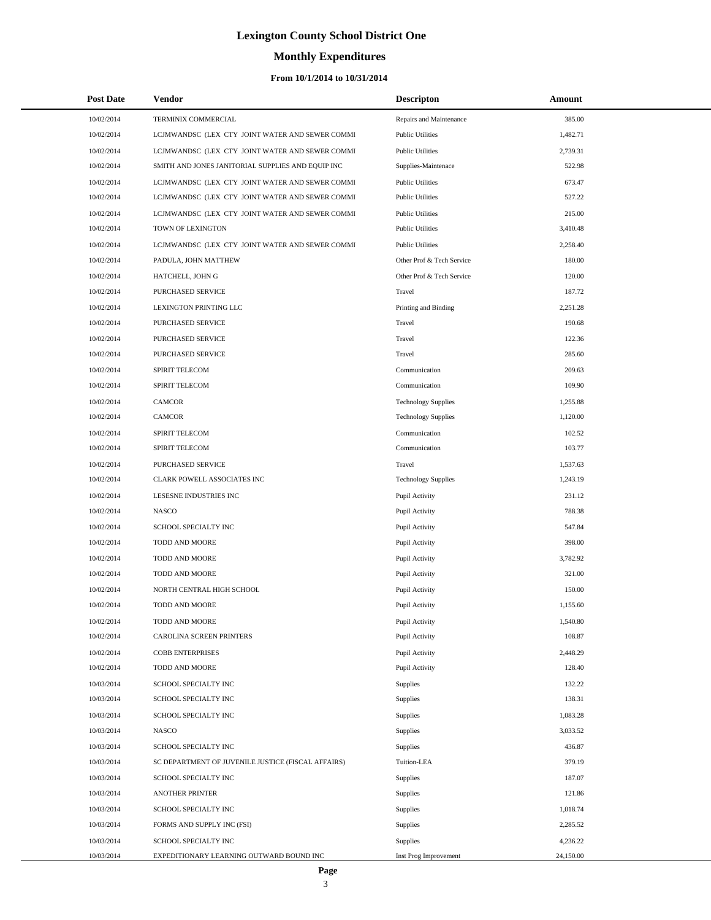# Lexington County School District One

## Monthly Expenditures

### From 10/1/2014 to 10/31/2014

| Post Date | Vendor | Descripton | Amount |
|---|---|---|---|
| 10/02/2014 | TERMINIX COMMERCIAL | Repairs and Maintenance | 385.00 |
| 10/02/2014 | LCJMWANDSC (LEX CTY JOINT WATER AND SEWER COMMI | Public Utilities | 1,482.71 |
| 10/02/2014 | LCJMWANDSC (LEX CTY JOINT WATER AND SEWER COMMI | Public Utilities | 2,739.31 |
| 10/02/2014 | SMITH AND JONES JANITORIAL SUPPLIES AND EQUIP INC | Supplies-Maintenace | 522.98 |
| 10/02/2014 | LCJMWANDSC (LEX CTY JOINT WATER AND SEWER COMMI | Public Utilities | 673.47 |
| 10/02/2014 | LCJMWANDSC (LEX CTY JOINT WATER AND SEWER COMMI | Public Utilities | 527.22 |
| 10/02/2014 | LCJMWANDSC (LEX CTY JOINT WATER AND SEWER COMMI | Public Utilities | 215.00 |
| 10/02/2014 | TOWN OF LEXINGTON | Public Utilities | 3,410.48 |
| 10/02/2014 | LCJMWANDSC (LEX CTY JOINT WATER AND SEWER COMMI | Public Utilities | 2,258.40 |
| 10/02/2014 | PADULA, JOHN MATTHEW | Other Prof & Tech Service | 180.00 |
| 10/02/2014 | HATCHELL, JOHN G | Other Prof & Tech Service | 120.00 |
| 10/02/2014 | PURCHASED SERVICE | Travel | 187.72 |
| 10/02/2014 | LEXINGTON PRINTING LLC | Printing and Binding | 2,251.28 |
| 10/02/2014 | PURCHASED SERVICE | Travel | 190.68 |
| 10/02/2014 | PURCHASED SERVICE | Travel | 122.36 |
| 10/02/2014 | PURCHASED SERVICE | Travel | 285.60 |
| 10/02/2014 | SPIRIT TELECOM | Communication | 209.63 |
| 10/02/2014 | SPIRIT TELECOM | Communication | 109.90 |
| 10/02/2014 | CAMCOR | Technology Supplies | 1,255.88 |
| 10/02/2014 | CAMCOR | Technology Supplies | 1,120.00 |
| 10/02/2014 | SPIRIT TELECOM | Communication | 102.52 |
| 10/02/2014 | SPIRIT TELECOM | Communication | 103.77 |
| 10/02/2014 | PURCHASED SERVICE | Travel | 1,537.63 |
| 10/02/2014 | CLARK POWELL ASSOCIATES INC | Technology Supplies | 1,243.19 |
| 10/02/2014 | LESESNE INDUSTRIES INC | Pupil Activity | 231.12 |
| 10/02/2014 | NASCO | Pupil Activity | 788.38 |
| 10/02/2014 | SCHOOL SPECIALTY INC | Pupil Activity | 547.84 |
| 10/02/2014 | TODD AND MOORE | Pupil Activity | 398.00 |
| 10/02/2014 | TODD AND MOORE | Pupil Activity | 3,782.92 |
| 10/02/2014 | TODD AND MOORE | Pupil Activity | 321.00 |
| 10/02/2014 | NORTH CENTRAL HIGH SCHOOL | Pupil Activity | 150.00 |
| 10/02/2014 | TODD AND MOORE | Pupil Activity | 1,155.60 |
| 10/02/2014 | TODD AND MOORE | Pupil Activity | 1,540.80 |
| 10/02/2014 | CAROLINA SCREEN PRINTERS | Pupil Activity | 108.87 |
| 10/02/2014 | COBB ENTERPRISES | Pupil Activity | 2,448.29 |
| 10/02/2014 | TODD AND MOORE | Pupil Activity | 128.40 |
| 10/03/2014 | SCHOOL SPECIALTY INC | Supplies | 132.22 |
| 10/03/2014 | SCHOOL SPECIALTY INC | Supplies | 138.31 |
| 10/03/2014 | SCHOOL SPECIALTY INC | Supplies | 1,083.28 |
| 10/03/2014 | NASCO | Supplies | 3,033.52 |
| 10/03/2014 | SCHOOL SPECIALTY INC | Supplies | 436.87 |
| 10/03/2014 | SC DEPARTMENT OF JUVENILE JUSTICE (FISCAL AFFAIRS) | Tuition-LEA | 379.19 |
| 10/03/2014 | SCHOOL SPECIALTY INC | Supplies | 187.07 |
| 10/03/2014 | ANOTHER PRINTER | Supplies | 121.86 |
| 10/03/2014 | SCHOOL SPECIALTY INC | Supplies | 1,018.74 |
| 10/03/2014 | FORMS AND SUPPLY INC (FSI) | Supplies | 2,285.52 |
| 10/03/2014 | SCHOOL SPECIALTY INC | Supplies | 4,236.22 |
| 10/03/2014 | EXPEDITIONARY LEARNING OUTWARD BOUND INC | Inst Prog Improvement | 24,150.00 |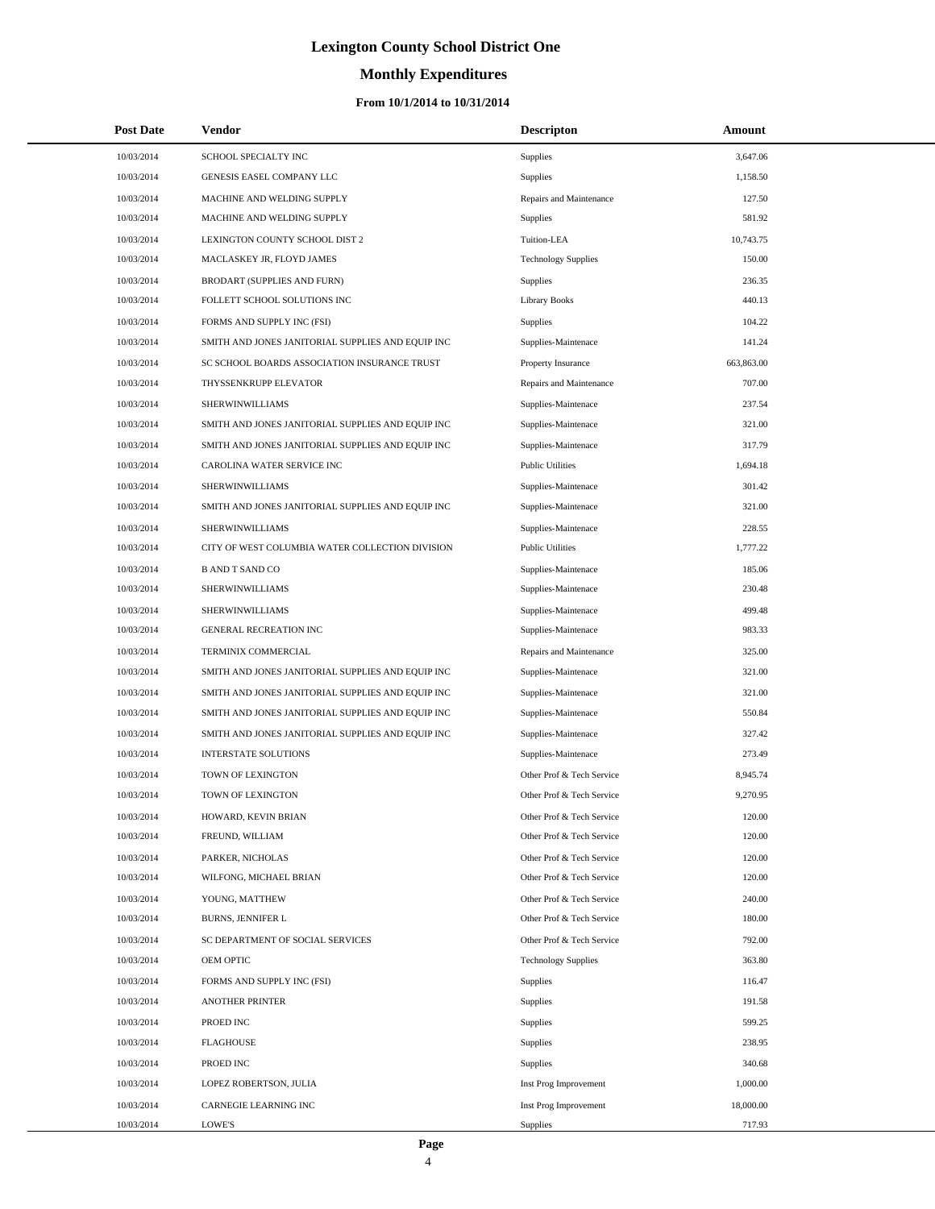# Lexington County School District One

## Monthly Expenditures

### From 10/1/2014 to 10/31/2014

| Post Date | Vendor | Descripton | Amount |
|---|---|---|---|
| 10/03/2014 | SCHOOL SPECIALTY INC | Supplies | 3,647.06 |
| 10/03/2014 | GENESIS EASEL COMPANY LLC | Supplies | 1,158.50 |
| 10/03/2014 | MACHINE AND WELDING SUPPLY | Repairs and Maintenance | 127.50 |
| 10/03/2014 | MACHINE AND WELDING SUPPLY | Supplies | 581.92 |
| 10/03/2014 | LEXINGTON COUNTY SCHOOL DIST 2 | Tuition-LEA | 10,743.75 |
| 10/03/2014 | MACLASKEY JR, FLOYD JAMES | Technology Supplies | 150.00 |
| 10/03/2014 | BRODART (SUPPLIES AND FURN) | Supplies | 236.35 |
| 10/03/2014 | FOLLETT SCHOOL SOLUTIONS INC | Library Books | 440.13 |
| 10/03/2014 | FORMS AND SUPPLY INC (FSI) | Supplies | 104.22 |
| 10/03/2014 | SMITH AND JONES JANITORIAL SUPPLIES AND EQUIP INC | Supplies-Maintenace | 141.24 |
| 10/03/2014 | SC SCHOOL BOARDS ASSOCIATION INSURANCE TRUST | Property Insurance | 663,863.00 |
| 10/03/2014 | THYSSENKRUPP ELEVATOR | Repairs and Maintenance | 707.00 |
| 10/03/2014 | SHERWINWILLIAMS | Supplies-Maintenace | 237.54 |
| 10/03/2014 | SMITH AND JONES JANITORIAL SUPPLIES AND EQUIP INC | Supplies-Maintenace | 321.00 |
| 10/03/2014 | SMITH AND JONES JANITORIAL SUPPLIES AND EQUIP INC | Supplies-Maintenace | 317.79 |
| 10/03/2014 | CAROLINA WATER SERVICE INC | Public Utilities | 1,694.18 |
| 10/03/2014 | SHERWINWILLIAMS | Supplies-Maintenace | 301.42 |
| 10/03/2014 | SMITH AND JONES JANITORIAL SUPPLIES AND EQUIP INC | Supplies-Maintenace | 321.00 |
| 10/03/2014 | SHERWINWILLIAMS | Supplies-Maintenace | 228.55 |
| 10/03/2014 | CITY OF WEST COLUMBIA WATER COLLECTION DIVISION | Public Utilities | 1,777.22 |
| 10/03/2014 | B AND T SAND CO | Supplies-Maintenace | 185.06 |
| 10/03/2014 | SHERWINWILLIAMS | Supplies-Maintenace | 230.48 |
| 10/03/2014 | SHERWINWILLIAMS | Supplies-Maintenace | 499.48 |
| 10/03/2014 | GENERAL RECREATION INC | Supplies-Maintenace | 983.33 |
| 10/03/2014 | TERMINIX COMMERCIAL | Repairs and Maintenance | 325.00 |
| 10/03/2014 | SMITH AND JONES JANITORIAL SUPPLIES AND EQUIP INC | Supplies-Maintenace | 321.00 |
| 10/03/2014 | SMITH AND JONES JANITORIAL SUPPLIES AND EQUIP INC | Supplies-Maintenace | 321.00 |
| 10/03/2014 | SMITH AND JONES JANITORIAL SUPPLIES AND EQUIP INC | Supplies-Maintenace | 550.84 |
| 10/03/2014 | SMITH AND JONES JANITORIAL SUPPLIES AND EQUIP INC | Supplies-Maintenace | 327.42 |
| 10/03/2014 | INTERSTATE SOLUTIONS | Supplies-Maintenace | 273.49 |
| 10/03/2014 | TOWN OF LEXINGTON | Other Prof & Tech Service | 8,945.74 |
| 10/03/2014 | TOWN OF LEXINGTON | Other Prof & Tech Service | 9,270.95 |
| 10/03/2014 | HOWARD, KEVIN BRIAN | Other Prof & Tech Service | 120.00 |
| 10/03/2014 | FREUND, WILLIAM | Other Prof & Tech Service | 120.00 |
| 10/03/2014 | PARKER, NICHOLAS | Other Prof & Tech Service | 120.00 |
| 10/03/2014 | WILFONG, MICHAEL BRIAN | Other Prof & Tech Service | 120.00 |
| 10/03/2014 | YOUNG, MATTHEW | Other Prof & Tech Service | 240.00 |
| 10/03/2014 | BURNS, JENNIFER L | Other Prof & Tech Service | 180.00 |
| 10/03/2014 | SC DEPARTMENT OF SOCIAL SERVICES | Other Prof & Tech Service | 792.00 |
| 10/03/2014 | OEM OPTIC | Technology Supplies | 363.80 |
| 10/03/2014 | FORMS AND SUPPLY INC (FSI) | Supplies | 116.47 |
| 10/03/2014 | ANOTHER PRINTER | Supplies | 191.58 |
| 10/03/2014 | PROED INC | Supplies | 599.25 |
| 10/03/2014 | FLAGHOUSE | Supplies | 238.95 |
| 10/03/2014 | PROED INC | Supplies | 340.68 |
| 10/03/2014 | LOPEZ ROBERTSON, JULIA | Inst Prog Improvement | 1,000.00 |
| 10/03/2014 | CARNEGIE LEARNING INC | Inst Prog Improvement | 18,000.00 |
| 10/03/2014 | LOWE'S | Supplies | 717.93 |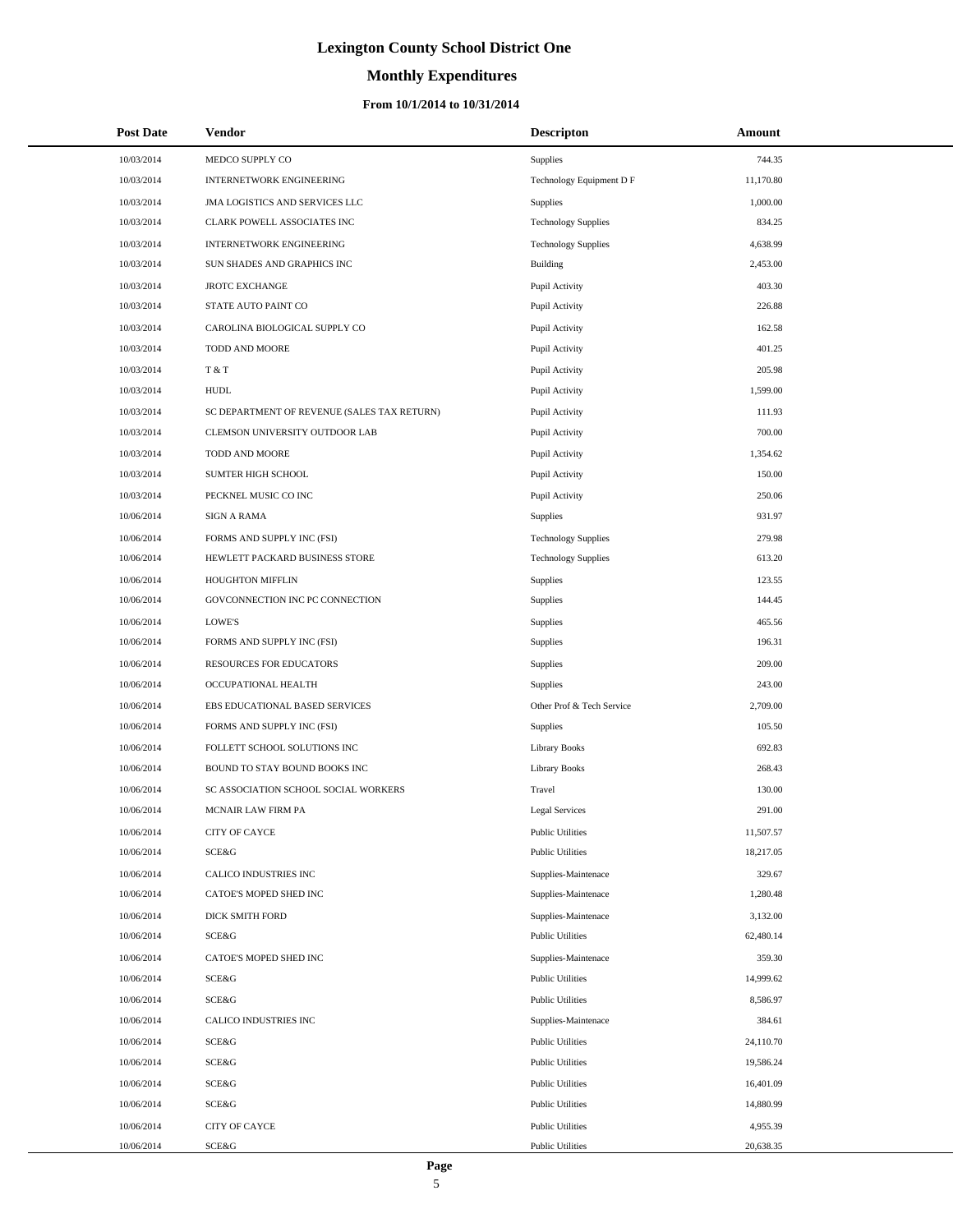# Lexington County School District One

## Monthly Expenditures

### From 10/1/2014 to 10/31/2014

| Post Date | Vendor | Descripton | Amount |
|---|---|---|---|
| 10/03/2014 | MEDCO SUPPLY CO | Supplies | 744.35 |
| 10/03/2014 | INTERNETWORK ENGINEERING | Technology Equipment D F | 11,170.80 |
| 10/03/2014 | JMA LOGISTICS AND SERVICES LLC | Supplies | 1,000.00 |
| 10/03/2014 | CLARK POWELL ASSOCIATES INC | Technology Supplies | 834.25 |
| 10/03/2014 | INTERNETWORK ENGINEERING | Technology Supplies | 4,638.99 |
| 10/03/2014 | SUN SHADES AND GRAPHICS INC | Building | 2,453.00 |
| 10/03/2014 | JROTC EXCHANGE | Pupil Activity | 403.30 |
| 10/03/2014 | STATE AUTO PAINT CO | Pupil Activity | 226.88 |
| 10/03/2014 | CAROLINA BIOLOGICAL SUPPLY CO | Pupil Activity | 162.58 |
| 10/03/2014 | TODD AND MOORE | Pupil Activity | 401.25 |
| 10/03/2014 | T & T | Pupil Activity | 205.98 |
| 10/03/2014 | HUDL | Pupil Activity | 1,599.00 |
| 10/03/2014 | SC DEPARTMENT OF REVENUE (SALES TAX RETURN) | Pupil Activity | 111.93 |
| 10/03/2014 | CLEMSON UNIVERSITY OUTDOOR LAB | Pupil Activity | 700.00 |
| 10/03/2014 | TODD AND MOORE | Pupil Activity | 1,354.62 |
| 10/03/2014 | SUMTER HIGH SCHOOL | Pupil Activity | 150.00 |
| 10/03/2014 | PECKNEL MUSIC CO INC | Pupil Activity | 250.06 |
| 10/06/2014 | SIGN A RAMA | Supplies | 931.97 |
| 10/06/2014 | FORMS AND SUPPLY INC (FSI) | Technology Supplies | 279.98 |
| 10/06/2014 | HEWLETT PACKARD BUSINESS STORE | Technology Supplies | 613.20 |
| 10/06/2014 | HOUGHTON MIFFLIN | Supplies | 123.55 |
| 10/06/2014 | GOVCONNECTION INC PC CONNECTION | Supplies | 144.45 |
| 10/06/2014 | LOWE'S | Supplies | 465.56 |
| 10/06/2014 | FORMS AND SUPPLY INC (FSI) | Supplies | 196.31 |
| 10/06/2014 | RESOURCES FOR EDUCATORS | Supplies | 209.00 |
| 10/06/2014 | OCCUPATIONAL HEALTH | Supplies | 243.00 |
| 10/06/2014 | EBS EDUCATIONAL BASED SERVICES | Other Prof & Tech Service | 2,709.00 |
| 10/06/2014 | FORMS AND SUPPLY INC (FSI) | Supplies | 105.50 |
| 10/06/2014 | FOLLETT SCHOOL SOLUTIONS INC | Library Books | 692.83 |
| 10/06/2014 | BOUND TO STAY BOUND BOOKS INC | Library Books | 268.43 |
| 10/06/2014 | SC ASSOCIATION SCHOOL SOCIAL WORKERS | Travel | 130.00 |
| 10/06/2014 | MCNAIR LAW FIRM PA | Legal Services | 291.00 |
| 10/06/2014 | CITY OF CAYCE | Public Utilities | 11,507.57 |
| 10/06/2014 | SCE&G | Public Utilities | 18,217.05 |
| 10/06/2014 | CALICO INDUSTRIES INC | Supplies-Maintenace | 329.67 |
| 10/06/2014 | CATOE'S MOPED SHED INC | Supplies-Maintenace | 1,280.48 |
| 10/06/2014 | DICK SMITH FORD | Supplies-Maintenace | 3,132.00 |
| 10/06/2014 | SCE&G | Public Utilities | 62,480.14 |
| 10/06/2014 | CATOE'S MOPED SHED INC | Supplies-Maintenace | 359.30 |
| 10/06/2014 | SCE&G | Public Utilities | 14,999.62 |
| 10/06/2014 | SCE&G | Public Utilities | 8,586.97 |
| 10/06/2014 | CALICO INDUSTRIES INC | Supplies-Maintenace | 384.61 |
| 10/06/2014 | SCE&G | Public Utilities | 24,110.70 |
| 10/06/2014 | SCE&G | Public Utilities | 19,586.24 |
| 10/06/2014 | SCE&G | Public Utilities | 16,401.09 |
| 10/06/2014 | SCE&G | Public Utilities | 14,880.99 |
| 10/06/2014 | CITY OF CAYCE | Public Utilities | 4,955.39 |
| 10/06/2014 | SCE&G | Public Utilities | 20,638.35 |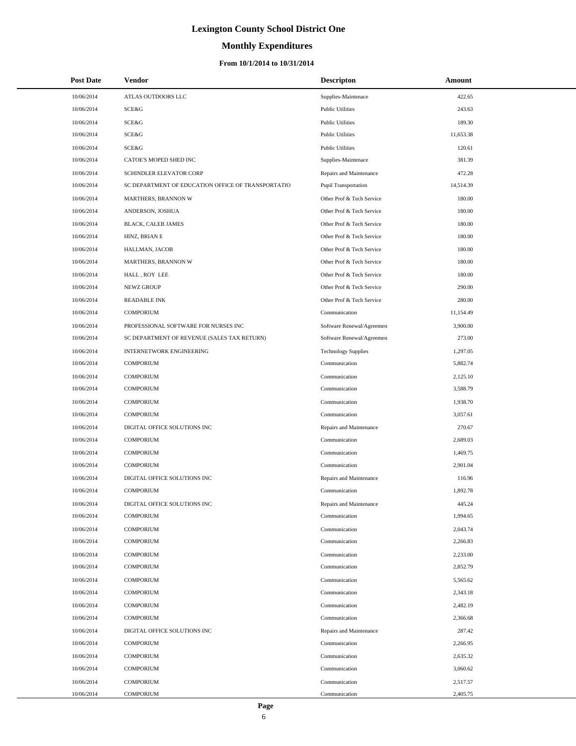# Lexington County School District One

## Monthly Expenditures

### From 10/1/2014 to 10/31/2014

| Post Date | Vendor | Descripton | Amount |
|---|---|---|---|
| 10/06/2014 | ATLAS OUTDOORS LLC | Supplies-Maintenace | 422.65 |
| 10/06/2014 | SCE&G | Public Utilities | 243.63 |
| 10/06/2014 | SCE&G | Public Utilities | 189.30 |
| 10/06/2014 | SCE&G | Public Utilities | 11,653.38 |
| 10/06/2014 | SCE&G | Public Utilities | 120.61 |
| 10/06/2014 | CATOE'S MOPED SHED INC | Supplies-Maintenace | 381.39 |
| 10/06/2014 | SCHINDLER ELEVATOR CORP | Repairs and Maintenance | 472.28 |
| 10/06/2014 | SC DEPARTMENT OF EDUCATION OFFICE OF TRANSPORTATIO | Pupil Transportation | 14,514.39 |
| 10/06/2014 | MARTHERS, BRANNON W | Other Prof & Tech Service | 180.00 |
| 10/06/2014 | ANDERSON, JOSHUA | Other Prof & Tech Service | 180.00 |
| 10/06/2014 | BLACK, CALEB JAMES | Other Prof & Tech Service | 180.00 |
| 10/06/2014 | HINZ, BRIAN E | Other Prof & Tech Service | 180.00 |
| 10/06/2014 | HALLMAN, JACOB | Other Prof & Tech Service | 180.00 |
| 10/06/2014 | MARTHERS, BRANNON W | Other Prof & Tech Service | 180.00 |
| 10/06/2014 | HALL , ROY LEE | Other Prof & Tech Service | 180.00 |
| 10/06/2014 | NEWZ GROUP | Other Prof & Tech Service | 290.00 |
| 10/06/2014 | READABLE INK | Other Prof & Tech Service | 280.00 |
| 10/06/2014 | COMPORIUM | Communication | 11,154.49 |
| 10/06/2014 | PROFESSIONAL SOFTWARE FOR NURSES INC | Software Renewal/Agreemen | 3,900.00 |
| 10/06/2014 | SC DEPARTMENT OF REVENUE (SALES TAX RETURN) | Software Renewal/Agreemen | 273.00 |
| 10/06/2014 | INTERNETWORK ENGINEERING | Technology Supplies | 1,297.05 |
| 10/06/2014 | COMPORIUM | Communication | 5,882.74 |
| 10/06/2014 | COMPORIUM | Communication | 2,125.10 |
| 10/06/2014 | COMPORIUM | Communication | 3,588.79 |
| 10/06/2014 | COMPORIUM | Communication | 1,938.70 |
| 10/06/2014 | COMPORIUM | Communication | 3,057.61 |
| 10/06/2014 | DIGITAL OFFICE SOLUTIONS INC | Repairs and Maintenance | 270.67 |
| 10/06/2014 | COMPORIUM | Communication | 2,689.03 |
| 10/06/2014 | COMPORIUM | Communication | 1,469.75 |
| 10/06/2014 | COMPORIUM | Communication | 2,901.04 |
| 10/06/2014 | DIGITAL OFFICE SOLUTIONS INC | Repairs and Maintenance | 116.96 |
| 10/06/2014 | COMPORIUM | Communication | 1,892.78 |
| 10/06/2014 | DIGITAL OFFICE SOLUTIONS INC | Repairs and Maintenance | 445.24 |
| 10/06/2014 | COMPORIUM | Communication | 1,994.65 |
| 10/06/2014 | COMPORIUM | Communication | 2,043.74 |
| 10/06/2014 | COMPORIUM | Communication | 2,266.83 |
| 10/06/2014 | COMPORIUM | Communication | 2,233.00 |
| 10/06/2014 | COMPORIUM | Communication | 2,852.79 |
| 10/06/2014 | COMPORIUM | Communication | 5,565.62 |
| 10/06/2014 | COMPORIUM | Communication | 2,343.18 |
| 10/06/2014 | COMPORIUM | Communication | 2,482.19 |
| 10/06/2014 | COMPORIUM | Communication | 2,366.68 |
| 10/06/2014 | DIGITAL OFFICE SOLUTIONS INC | Repairs and Maintenance | 287.42 |
| 10/06/2014 | COMPORIUM | Communication | 2,266.95 |
| 10/06/2014 | COMPORIUM | Communication | 2,635.32 |
| 10/06/2014 | COMPORIUM | Communication | 3,060.62 |
| 10/06/2014 | COMPORIUM | Communication | 2,517.57 |
| 10/06/2014 | COMPORIUM | Communication | 2,405.75 |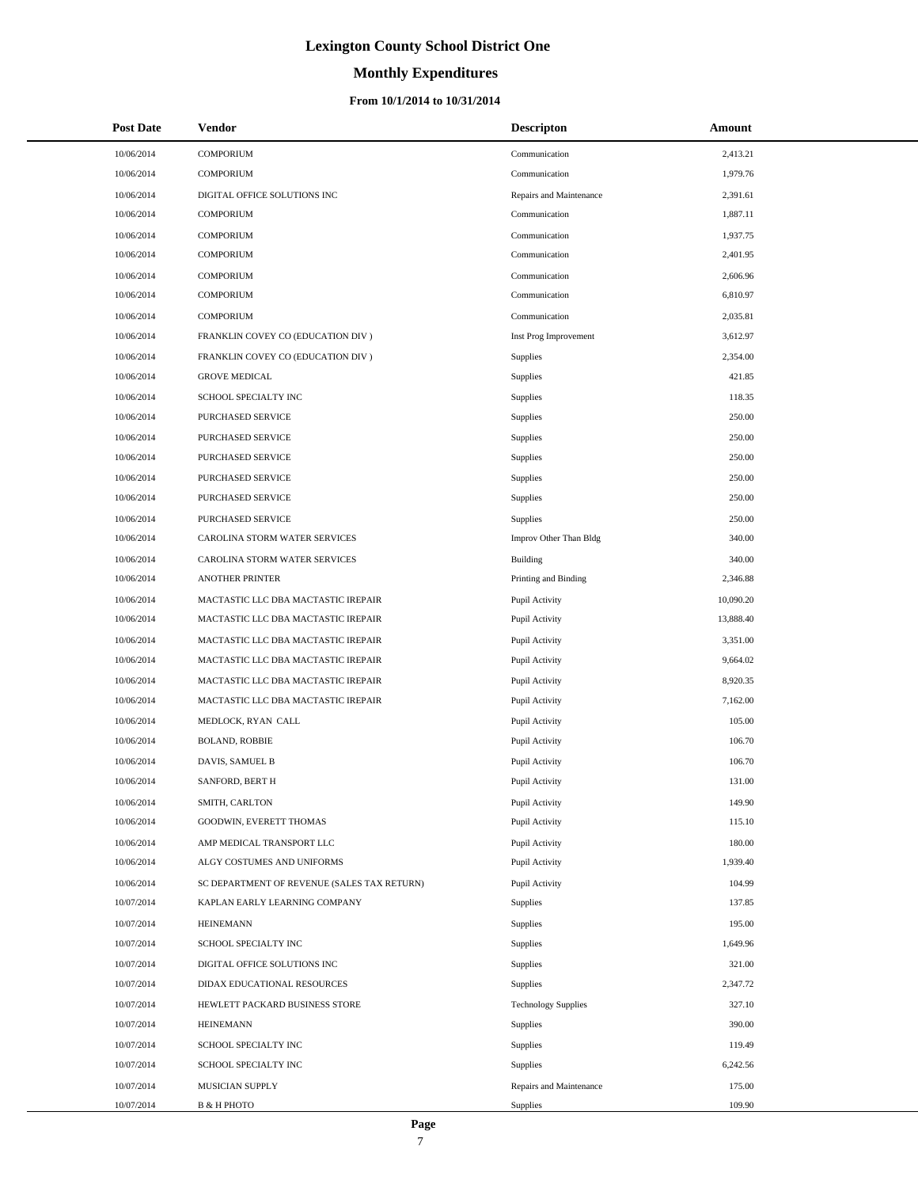# Lexington County School District One

## Monthly Expenditures

### From 10/1/2014 to 10/31/2014

| Post Date | Vendor | Descripton | Amount |
|---|---|---|---|
| 10/06/2014 | COMPORIUM | Communication | 2,413.21 |
| 10/06/2014 | COMPORIUM | Communication | 1,979.76 |
| 10/06/2014 | DIGITAL OFFICE SOLUTIONS INC | Repairs and Maintenance | 2,391.61 |
| 10/06/2014 | COMPORIUM | Communication | 1,887.11 |
| 10/06/2014 | COMPORIUM | Communication | 1,937.75 |
| 10/06/2014 | COMPORIUM | Communication | 2,401.95 |
| 10/06/2014 | COMPORIUM | Communication | 2,606.96 |
| 10/06/2014 | COMPORIUM | Communication | 6,810.97 |
| 10/06/2014 | COMPORIUM | Communication | 2,035.81 |
| 10/06/2014 | FRANKLIN COVEY CO (EDUCATION DIV ) | Inst Prog Improvement | 3,612.97 |
| 10/06/2014 | FRANKLIN COVEY CO (EDUCATION DIV ) | Supplies | 2,354.00 |
| 10/06/2014 | GROVE MEDICAL | Supplies | 421.85 |
| 10/06/2014 | SCHOOL SPECIALTY INC | Supplies | 118.35 |
| 10/06/2014 | PURCHASED SERVICE | Supplies | 250.00 |
| 10/06/2014 | PURCHASED SERVICE | Supplies | 250.00 |
| 10/06/2014 | PURCHASED SERVICE | Supplies | 250.00 |
| 10/06/2014 | PURCHASED SERVICE | Supplies | 250.00 |
| 10/06/2014 | PURCHASED SERVICE | Supplies | 250.00 |
| 10/06/2014 | PURCHASED SERVICE | Supplies | 250.00 |
| 10/06/2014 | CAROLINA STORM WATER SERVICES | Improv Other Than Bldg | 340.00 |
| 10/06/2014 | CAROLINA STORM WATER SERVICES | Building | 340.00 |
| 10/06/2014 | ANOTHER PRINTER | Printing and Binding | 2,346.88 |
| 10/06/2014 | MACTASTIC LLC DBA MACTASTIC IREPAIR | Pupil Activity | 10,090.20 |
| 10/06/2014 | MACTASTIC LLC DBA MACTASTIC IREPAIR | Pupil Activity | 13,888.40 |
| 10/06/2014 | MACTASTIC LLC DBA MACTASTIC IREPAIR | Pupil Activity | 3,351.00 |
| 10/06/2014 | MACTASTIC LLC DBA MACTASTIC IREPAIR | Pupil Activity | 9,664.02 |
| 10/06/2014 | MACTASTIC LLC DBA MACTASTIC IREPAIR | Pupil Activity | 8,920.35 |
| 10/06/2014 | MACTASTIC LLC DBA MACTASTIC IREPAIR | Pupil Activity | 7,162.00 |
| 10/06/2014 | MEDLOCK, RYAN CALL | Pupil Activity | 105.00 |
| 10/06/2014 | BOLAND, ROBBIE | Pupil Activity | 106.70 |
| 10/06/2014 | DAVIS, SAMUEL B | Pupil Activity | 106.70 |
| 10/06/2014 | SANFORD, BERT H | Pupil Activity | 131.00 |
| 10/06/2014 | SMITH, CARLTON | Pupil Activity | 149.90 |
| 10/06/2014 | GOODWIN, EVERETT THOMAS | Pupil Activity | 115.10 |
| 10/06/2014 | AMP MEDICAL TRANSPORT LLC | Pupil Activity | 180.00 |
| 10/06/2014 | ALGY COSTUMES AND UNIFORMS | Pupil Activity | 1,939.40 |
| 10/06/2014 | SC DEPARTMENT OF REVENUE (SALES TAX RETURN) | Pupil Activity | 104.99 |
| 10/07/2014 | KAPLAN EARLY LEARNING COMPANY | Supplies | 137.85 |
| 10/07/2014 | HEINEMANN | Supplies | 195.00 |
| 10/07/2014 | SCHOOL SPECIALTY INC | Supplies | 1,649.96 |
| 10/07/2014 | DIGITAL OFFICE SOLUTIONS INC | Supplies | 321.00 |
| 10/07/2014 | DIDAX EDUCATIONAL RESOURCES | Supplies | 2,347.72 |
| 10/07/2014 | HEWLETT PACKARD BUSINESS STORE | Technology Supplies | 327.10 |
| 10/07/2014 | HEINEMANN | Supplies | 390.00 |
| 10/07/2014 | SCHOOL SPECIALTY INC | Supplies | 119.49 |
| 10/07/2014 | SCHOOL SPECIALTY INC | Supplies | 6,242.56 |
| 10/07/2014 | MUSICIAN SUPPLY | Repairs and Maintenance | 175.00 |
| 10/07/2014 | B & H PHOTO | Supplies | 109.90 |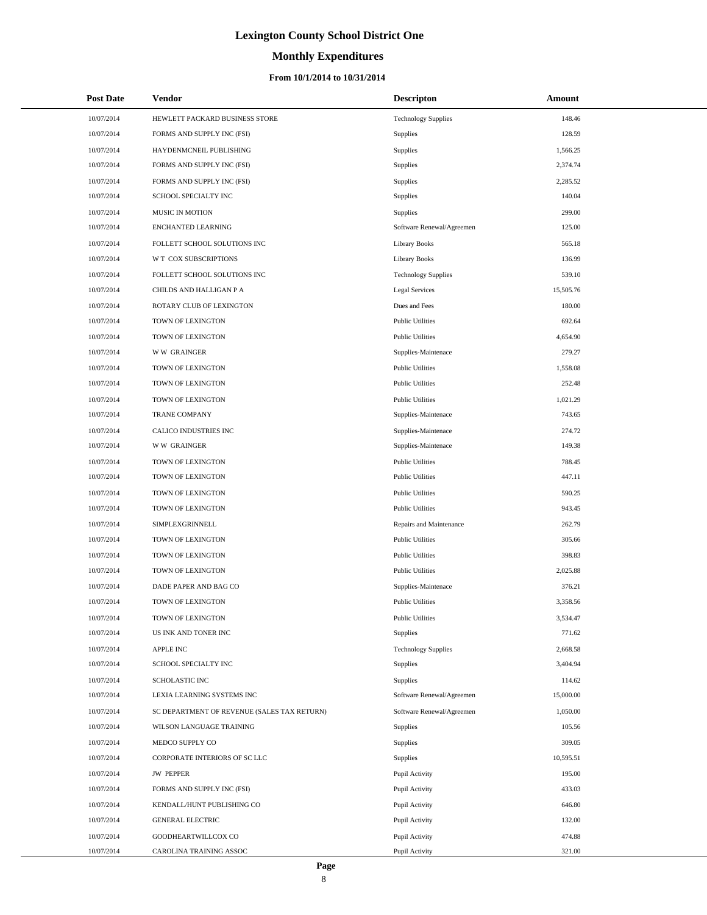# Lexington County School District One

## Monthly Expenditures

### From 10/1/2014 to 10/31/2014

| Post Date | Vendor | Descripton | Amount |
|---|---|---|---|
| 10/07/2014 | HEWLETT PACKARD BUSINESS STORE | Technology Supplies | 148.46 |
| 10/07/2014 | FORMS AND SUPPLY INC (FSI) | Supplies | 128.59 |
| 10/07/2014 | HAYDENMCNEIL PUBLISHING | Supplies | 1,566.25 |
| 10/07/2014 | FORMS AND SUPPLY INC (FSI) | Supplies | 2,374.74 |
| 10/07/2014 | FORMS AND SUPPLY INC (FSI) | Supplies | 2,285.52 |
| 10/07/2014 | SCHOOL SPECIALTY INC | Supplies | 140.04 |
| 10/07/2014 | MUSIC IN MOTION | Supplies | 299.00 |
| 10/07/2014 | ENCHANTED LEARNING | Software Renewal/Agreemen | 125.00 |
| 10/07/2014 | FOLLETT SCHOOL SOLUTIONS INC | Library Books | 565.18 |
| 10/07/2014 | W T COX SUBSCRIPTIONS | Library Books | 136.99 |
| 10/07/2014 | FOLLETT SCHOOL SOLUTIONS INC | Technology Supplies | 539.10 |
| 10/07/2014 | CHILDS AND HALLIGAN P A | Legal Services | 15,505.76 |
| 10/07/2014 | ROTARY CLUB OF LEXINGTON | Dues and Fees | 180.00 |
| 10/07/2014 | TOWN OF LEXINGTON | Public Utilities | 692.64 |
| 10/07/2014 | TOWN OF LEXINGTON | Public Utilities | 4,654.90 |
| 10/07/2014 | W W GRAINGER | Supplies-Maintenace | 279.27 |
| 10/07/2014 | TOWN OF LEXINGTON | Public Utilities | 1,558.08 |
| 10/07/2014 | TOWN OF LEXINGTON | Public Utilities | 252.48 |
| 10/07/2014 | TOWN OF LEXINGTON | Public Utilities | 1,021.29 |
| 10/07/2014 | TRANE COMPANY | Supplies-Maintenace | 743.65 |
| 10/07/2014 | CALICO INDUSTRIES INC | Supplies-Maintenace | 274.72 |
| 10/07/2014 | W W GRAINGER | Supplies-Maintenace | 149.38 |
| 10/07/2014 | TOWN OF LEXINGTON | Public Utilities | 788.45 |
| 10/07/2014 | TOWN OF LEXINGTON | Public Utilities | 447.11 |
| 10/07/2014 | TOWN OF LEXINGTON | Public Utilities | 590.25 |
| 10/07/2014 | TOWN OF LEXINGTON | Public Utilities | 943.45 |
| 10/07/2014 | SIMPLEXGRINNELL | Repairs and Maintenance | 262.79 |
| 10/07/2014 | TOWN OF LEXINGTON | Public Utilities | 305.66 |
| 10/07/2014 | TOWN OF LEXINGTON | Public Utilities | 398.83 |
| 10/07/2014 | TOWN OF LEXINGTON | Public Utilities | 2,025.88 |
| 10/07/2014 | DADE PAPER AND BAG CO | Supplies-Maintenace | 376.21 |
| 10/07/2014 | TOWN OF LEXINGTON | Public Utilities | 3,358.56 |
| 10/07/2014 | TOWN OF LEXINGTON | Public Utilities | 3,534.47 |
| 10/07/2014 | US INK AND TONER INC | Supplies | 771.62 |
| 10/07/2014 | APPLE INC | Technology Supplies | 2,668.58 |
| 10/07/2014 | SCHOOL SPECIALTY INC | Supplies | 3,404.94 |
| 10/07/2014 | SCHOLASTIC INC | Supplies | 114.62 |
| 10/07/2014 | LEXIA LEARNING SYSTEMS INC | Software Renewal/Agreemen | 15,000.00 |
| 10/07/2014 | SC DEPARTMENT OF REVENUE (SALES TAX RETURN) | Software Renewal/Agreemen | 1,050.00 |
| 10/07/2014 | WILSON LANGUAGE TRAINING | Supplies | 105.56 |
| 10/07/2014 | MEDCO SUPPLY CO | Supplies | 309.05 |
| 10/07/2014 | CORPORATE INTERIORS OF SC LLC | Supplies | 10,595.51 |
| 10/07/2014 | JW PEPPER | Pupil Activity | 195.00 |
| 10/07/2014 | FORMS AND SUPPLY INC (FSI) | Pupil Activity | 433.03 |
| 10/07/2014 | KENDALL/HUNT PUBLISHING CO | Pupil Activity | 646.80 |
| 10/07/2014 | GENERAL ELECTRIC | Pupil Activity | 132.00 |
| 10/07/2014 | GOODHEARTWILLCOX CO | Pupil Activity | 474.88 |
| 10/07/2014 | CAROLINA TRAINING ASSOC | Pupil Activity | 321.00 |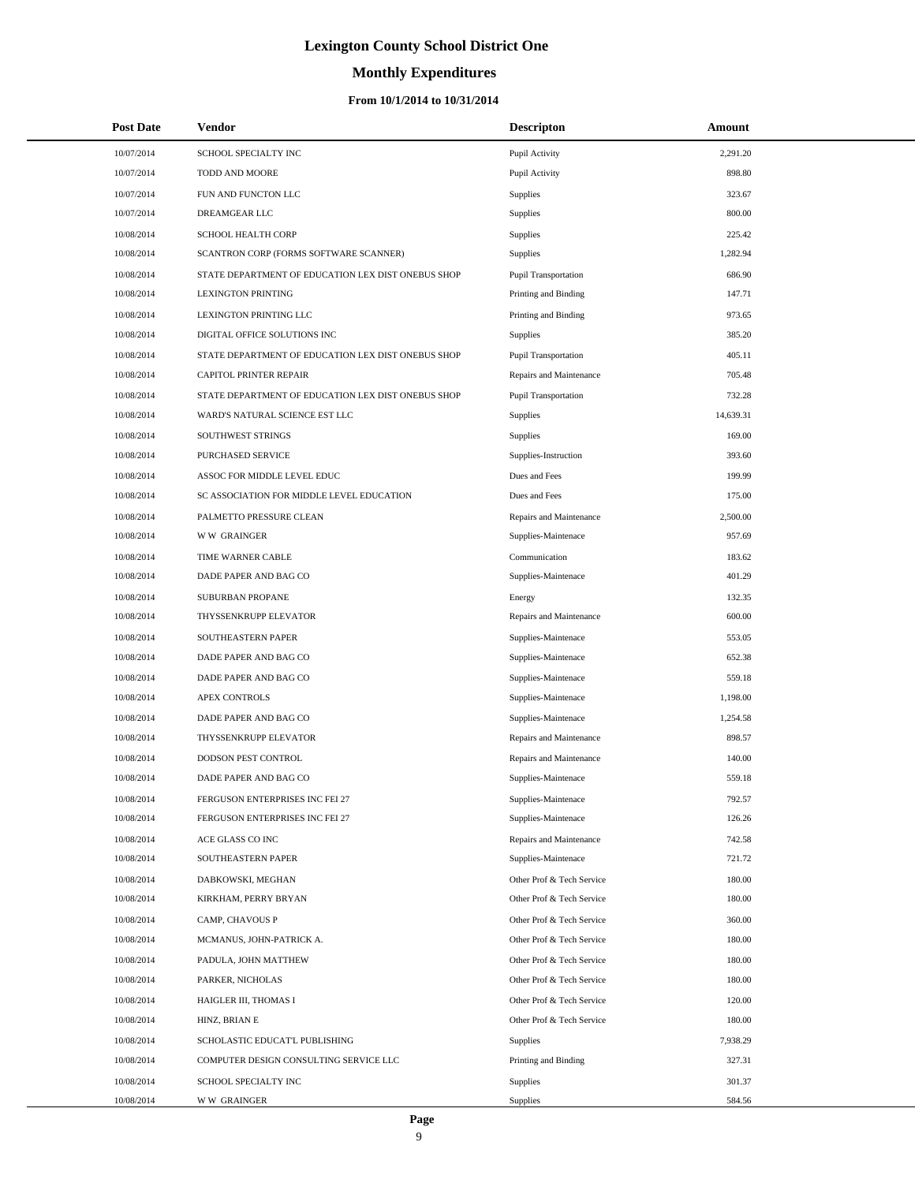# Lexington County School District One

## Monthly Expenditures

### From 10/1/2014 to 10/31/2014

| Post Date | Vendor | Descripton | Amount |
|---|---|---|---|
| 10/07/2014 | SCHOOL SPECIALTY INC | Pupil Activity | 2,291.20 |
| 10/07/2014 | TODD AND MOORE | Pupil Activity | 898.80 |
| 10/07/2014 | FUN AND FUNCTON LLC | Supplies | 323.67 |
| 10/07/2014 | DREAMGEAR LLC | Supplies | 800.00 |
| 10/08/2014 | SCHOOL HEALTH CORP | Supplies | 225.42 |
| 10/08/2014 | SCANTRON CORP (FORMS SOFTWARE SCANNER) | Supplies | 1,282.94 |
| 10/08/2014 | STATE DEPARTMENT OF EDUCATION LEX DIST ONEBUS SHOP | Pupil Transportation | 686.90 |
| 10/08/2014 | LEXINGTON PRINTING | Printing and Binding | 147.71 |
| 10/08/2014 | LEXINGTON PRINTING LLC | Printing and Binding | 973.65 |
| 10/08/2014 | DIGITAL OFFICE SOLUTIONS INC | Supplies | 385.20 |
| 10/08/2014 | STATE DEPARTMENT OF EDUCATION LEX DIST ONEBUS SHOP | Pupil Transportation | 405.11 |
| 10/08/2014 | CAPITOL PRINTER REPAIR | Repairs and Maintenance | 705.48 |
| 10/08/2014 | STATE DEPARTMENT OF EDUCATION LEX DIST ONEBUS SHOP | Pupil Transportation | 732.28 |
| 10/08/2014 | WARD'S NATURAL SCIENCE EST LLC | Supplies | 14,639.31 |
| 10/08/2014 | SOUTHWEST STRINGS | Supplies | 169.00 |
| 10/08/2014 | PURCHASED SERVICE | Supplies-Instruction | 393.60 |
| 10/08/2014 | ASSOC FOR MIDDLE LEVEL EDUC | Dues and Fees | 199.99 |
| 10/08/2014 | SC ASSOCIATION FOR MIDDLE LEVEL EDUCATION | Dues and Fees | 175.00 |
| 10/08/2014 | PALMETTO PRESSURE CLEAN | Repairs and Maintenance | 2,500.00 |
| 10/08/2014 | W W GRAINGER | Supplies-Maintenace | 957.69 |
| 10/08/2014 | TIME WARNER CABLE | Communication | 183.62 |
| 10/08/2014 | DADE PAPER AND BAG CO | Supplies-Maintenace | 401.29 |
| 10/08/2014 | SUBURBAN PROPANE | Energy | 132.35 |
| 10/08/2014 | THYSSENKRUPP ELEVATOR | Repairs and Maintenance | 600.00 |
| 10/08/2014 | SOUTHEASTERN PAPER | Supplies-Maintenace | 553.05 |
| 10/08/2014 | DADE PAPER AND BAG CO | Supplies-Maintenace | 652.38 |
| 10/08/2014 | DADE PAPER AND BAG CO | Supplies-Maintenace | 559.18 |
| 10/08/2014 | APEX CONTROLS | Supplies-Maintenace | 1,198.00 |
| 10/08/2014 | DADE PAPER AND BAG CO | Supplies-Maintenace | 1,254.58 |
| 10/08/2014 | THYSSENKRUPP ELEVATOR | Repairs and Maintenance | 898.57 |
| 10/08/2014 | DODSON PEST CONTROL | Repairs and Maintenance | 140.00 |
| 10/08/2014 | DADE PAPER AND BAG CO | Supplies-Maintenace | 559.18 |
| 10/08/2014 | FERGUSON ENTERPRISES INC FEI 27 | Supplies-Maintenace | 792.57 |
| 10/08/2014 | FERGUSON ENTERPRISES INC FEI 27 | Supplies-Maintenace | 126.26 |
| 10/08/2014 | ACE GLASS CO INC | Repairs and Maintenance | 742.58 |
| 10/08/2014 | SOUTHEASTERN PAPER | Supplies-Maintenace | 721.72 |
| 10/08/2014 | DABKOWSKI, MEGHAN | Other Prof & Tech Service | 180.00 |
| 10/08/2014 | KIRKHAM, PERRY BRYAN | Other Prof & Tech Service | 180.00 |
| 10/08/2014 | CAMP, CHAVOUS P | Other Prof & Tech Service | 360.00 |
| 10/08/2014 | MCMANUS, JOHN-PATRICK A. | Other Prof & Tech Service | 180.00 |
| 10/08/2014 | PADULA, JOHN MATTHEW | Other Prof & Tech Service | 180.00 |
| 10/08/2014 | PARKER, NICHOLAS | Other Prof & Tech Service | 180.00 |
| 10/08/2014 | HAIGLER III, THOMAS I | Other Prof & Tech Service | 120.00 |
| 10/08/2014 | HINZ, BRIAN E | Other Prof & Tech Service | 180.00 |
| 10/08/2014 | SCHOLASTIC EDUCAT'L PUBLISHING | Supplies | 7,938.29 |
| 10/08/2014 | COMPUTER DESIGN CONSULTING SERVICE LLC | Printing and Binding | 327.31 |
| 10/08/2014 | SCHOOL SPECIALTY INC | Supplies | 301.37 |
| 10/08/2014 | W W GRAINGER | Supplies | 584.56 |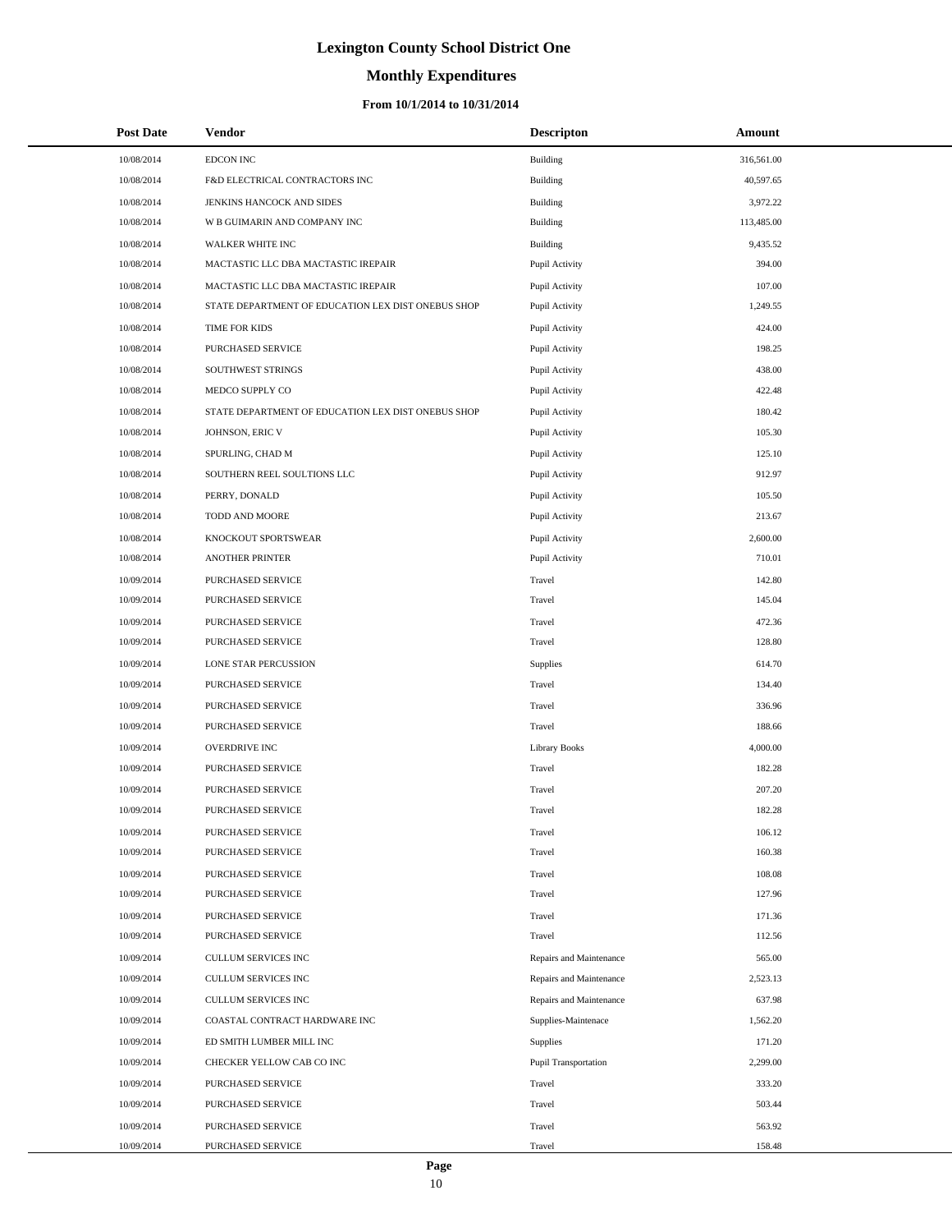# Lexington County School District One

## Monthly Expenditures

### From 10/1/2014 to 10/31/2014

| Post Date | Vendor | Descripton | Amount |
|---|---|---|---|
| 10/08/2014 | EDCON INC | Building | 316,561.00 |
| 10/08/2014 | F&D ELECTRICAL CONTRACTORS INC | Building | 40,597.65 |
| 10/08/2014 | JENKINS HANCOCK AND SIDES | Building | 3,972.22 |
| 10/08/2014 | W B GUIMARIN AND COMPANY INC | Building | 113,485.00 |
| 10/08/2014 | WALKER WHITE INC | Building | 9,435.52 |
| 10/08/2014 | MACTASTIC LLC DBA MACTASTIC IREPAIR | Pupil Activity | 394.00 |
| 10/08/2014 | MACTASTIC LLC DBA MACTASTIC IREPAIR | Pupil Activity | 107.00 |
| 10/08/2014 | STATE DEPARTMENT OF EDUCATION LEX DIST ONEBUS SHOP | Pupil Activity | 1,249.55 |
| 10/08/2014 | TIME FOR KIDS | Pupil Activity | 424.00 |
| 10/08/2014 | PURCHASED SERVICE | Pupil Activity | 198.25 |
| 10/08/2014 | SOUTHWEST STRINGS | Pupil Activity | 438.00 |
| 10/08/2014 | MEDCO SUPPLY CO | Pupil Activity | 422.48 |
| 10/08/2014 | STATE DEPARTMENT OF EDUCATION LEX DIST ONEBUS SHOP | Pupil Activity | 180.42 |
| 10/08/2014 | JOHNSON, ERIC V | Pupil Activity | 105.30 |
| 10/08/2014 | SPURLING, CHAD M | Pupil Activity | 125.10 |
| 10/08/2014 | SOUTHERN REEL SOULTIONS LLC | Pupil Activity | 912.97 |
| 10/08/2014 | PERRY, DONALD | Pupil Activity | 105.50 |
| 10/08/2014 | TODD AND MOORE | Pupil Activity | 213.67 |
| 10/08/2014 | KNOCKOUT SPORTSWEAR | Pupil Activity | 2,600.00 |
| 10/08/2014 | ANOTHER PRINTER | Pupil Activity | 710.01 |
| 10/09/2014 | PURCHASED SERVICE | Travel | 142.80 |
| 10/09/2014 | PURCHASED SERVICE | Travel | 145.04 |
| 10/09/2014 | PURCHASED SERVICE | Travel | 472.36 |
| 10/09/2014 | PURCHASED SERVICE | Travel | 128.80 |
| 10/09/2014 | LONE STAR PERCUSSION | Supplies | 614.70 |
| 10/09/2014 | PURCHASED SERVICE | Travel | 134.40 |
| 10/09/2014 | PURCHASED SERVICE | Travel | 336.96 |
| 10/09/2014 | PURCHASED SERVICE | Travel | 188.66 |
| 10/09/2014 | OVERDRIVE INC | Library Books | 4,000.00 |
| 10/09/2014 | PURCHASED SERVICE | Travel | 182.28 |
| 10/09/2014 | PURCHASED SERVICE | Travel | 207.20 |
| 10/09/2014 | PURCHASED SERVICE | Travel | 182.28 |
| 10/09/2014 | PURCHASED SERVICE | Travel | 106.12 |
| 10/09/2014 | PURCHASED SERVICE | Travel | 160.38 |
| 10/09/2014 | PURCHASED SERVICE | Travel | 108.08 |
| 10/09/2014 | PURCHASED SERVICE | Travel | 127.96 |
| 10/09/2014 | PURCHASED SERVICE | Travel | 171.36 |
| 10/09/2014 | PURCHASED SERVICE | Travel | 112.56 |
| 10/09/2014 | CULLUM SERVICES INC | Repairs and Maintenance | 565.00 |
| 10/09/2014 | CULLUM SERVICES INC | Repairs and Maintenance | 2,523.13 |
| 10/09/2014 | CULLUM SERVICES INC | Repairs and Maintenance | 637.98 |
| 10/09/2014 | COASTAL CONTRACT HARDWARE INC | Supplies-Maintenace | 1,562.20 |
| 10/09/2014 | ED SMITH LUMBER MILL INC | Supplies | 171.20 |
| 10/09/2014 | CHECKER YELLOW CAB CO INC | Pupil Transportation | 2,299.00 |
| 10/09/2014 | PURCHASED SERVICE | Travel | 333.20 |
| 10/09/2014 | PURCHASED SERVICE | Travel | 503.44 |
| 10/09/2014 | PURCHASED SERVICE | Travel | 563.92 |
| 10/09/2014 | PURCHASED SERVICE | Travel | 158.48 |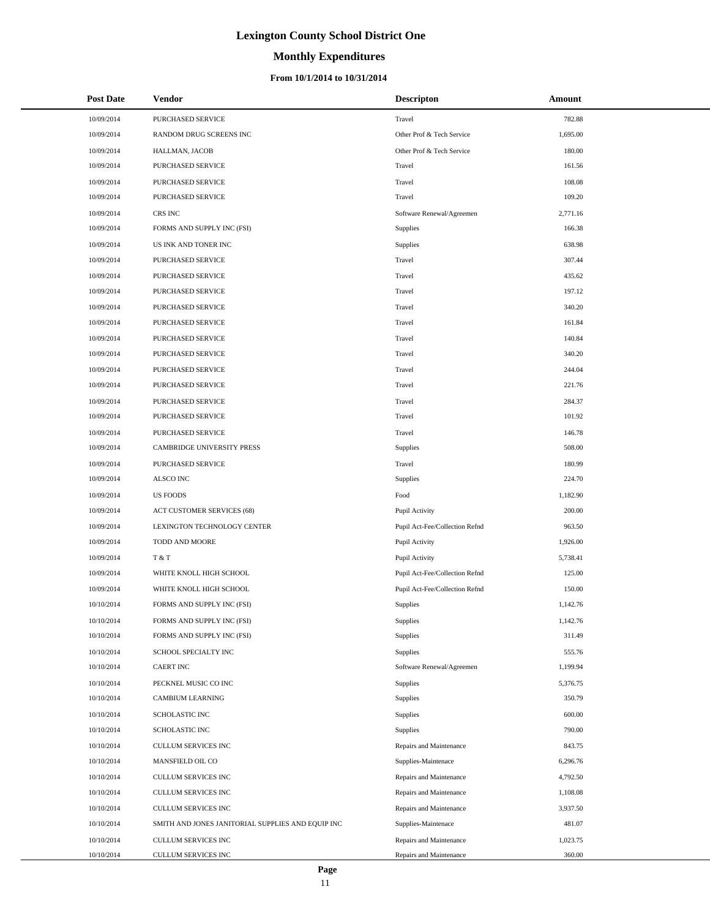# Lexington County School District One

## Monthly Expenditures

### From 10/1/2014 to 10/31/2014

| Post Date | Vendor | Descripton | Amount |
|---|---|---|---|
| 10/09/2014 | PURCHASED SERVICE | Travel | 782.88 |
| 10/09/2014 | RANDOM DRUG SCREENS INC | Other Prof & Tech Service | 1,695.00 |
| 10/09/2014 | HALLMAN, JACOB | Other Prof & Tech Service | 180.00 |
| 10/09/2014 | PURCHASED SERVICE | Travel | 161.56 |
| 10/09/2014 | PURCHASED SERVICE | Travel | 108.08 |
| 10/09/2014 | PURCHASED SERVICE | Travel | 109.20 |
| 10/09/2014 | CRS INC | Software Renewal/Agreemen | 2,771.16 |
| 10/09/2014 | FORMS AND SUPPLY INC (FSI) | Supplies | 166.38 |
| 10/09/2014 | US INK AND TONER INC | Supplies | 638.98 |
| 10/09/2014 | PURCHASED SERVICE | Travel | 307.44 |
| 10/09/2014 | PURCHASED SERVICE | Travel | 435.62 |
| 10/09/2014 | PURCHASED SERVICE | Travel | 197.12 |
| 10/09/2014 | PURCHASED SERVICE | Travel | 340.20 |
| 10/09/2014 | PURCHASED SERVICE | Travel | 161.84 |
| 10/09/2014 | PURCHASED SERVICE | Travel | 140.84 |
| 10/09/2014 | PURCHASED SERVICE | Travel | 340.20 |
| 10/09/2014 | PURCHASED SERVICE | Travel | 244.04 |
| 10/09/2014 | PURCHASED SERVICE | Travel | 221.76 |
| 10/09/2014 | PURCHASED SERVICE | Travel | 284.37 |
| 10/09/2014 | PURCHASED SERVICE | Travel | 101.92 |
| 10/09/2014 | PURCHASED SERVICE | Travel | 146.78 |
| 10/09/2014 | CAMBRIDGE UNIVERSITY PRESS | Supplies | 508.00 |
| 10/09/2014 | PURCHASED SERVICE | Travel | 180.99 |
| 10/09/2014 | ALSCO INC | Supplies | 224.70 |
| 10/09/2014 | US FOODS | Food | 1,182.90 |
| 10/09/2014 | ACT CUSTOMER SERVICES (68) | Pupil Activity | 200.00 |
| 10/09/2014 | LEXINGTON TECHNOLOGY CENTER | Pupil Act-Fee/Collection Refnd | 963.50 |
| 10/09/2014 | TODD AND MOORE | Pupil Activity | 1,926.00 |
| 10/09/2014 | T & T | Pupil Activity | 5,738.41 |
| 10/09/2014 | WHITE KNOLL HIGH SCHOOL | Pupil Act-Fee/Collection Refnd | 125.00 |
| 10/09/2014 | WHITE KNOLL HIGH SCHOOL | Pupil Act-Fee/Collection Refnd | 150.00 |
| 10/10/2014 | FORMS AND SUPPLY INC (FSI) | Supplies | 1,142.76 |
| 10/10/2014 | FORMS AND SUPPLY INC (FSI) | Supplies | 1,142.76 |
| 10/10/2014 | FORMS AND SUPPLY INC (FSI) | Supplies | 311.49 |
| 10/10/2014 | SCHOOL SPECIALTY INC | Supplies | 555.76 |
| 10/10/2014 | CAERT INC | Software Renewal/Agreemen | 1,199.94 |
| 10/10/2014 | PECKNEL MUSIC CO INC | Supplies | 5,376.75 |
| 10/10/2014 | CAMBIUM LEARNING | Supplies | 350.79 |
| 10/10/2014 | SCHOLASTIC INC | Supplies | 600.00 |
| 10/10/2014 | SCHOLASTIC INC | Supplies | 790.00 |
| 10/10/2014 | CULLUM SERVICES INC | Repairs and Maintenance | 843.75 |
| 10/10/2014 | MANSFIELD OIL CO | Supplies-Maintenace | 6,296.76 |
| 10/10/2014 | CULLUM SERVICES INC | Repairs and Maintenance | 4,792.50 |
| 10/10/2014 | CULLUM SERVICES INC | Repairs and Maintenance | 1,108.08 |
| 10/10/2014 | CULLUM SERVICES INC | Repairs and Maintenance | 3,937.50 |
| 10/10/2014 | SMITH AND JONES JANITORIAL SUPPLIES AND EQUIP INC | Supplies-Maintenace | 481.07 |
| 10/10/2014 | CULLUM SERVICES INC | Repairs and Maintenance | 1,023.75 |
| 10/10/2014 | CULLUM SERVICES INC | Repairs and Maintenance | 360.00 |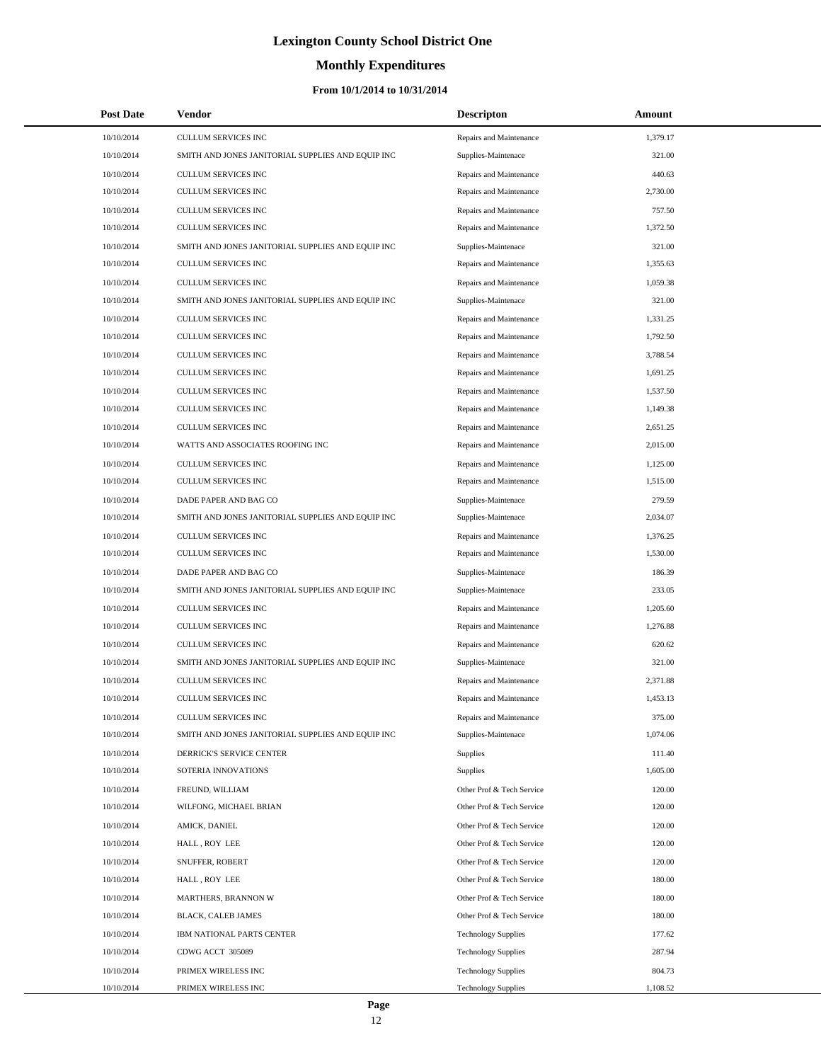# Lexington County School District One

## Monthly Expenditures

### From 10/1/2014 to 10/31/2014

| Post Date | Vendor | Descripton | Amount |
|---|---|---|---|
| 10/10/2014 | CULLUM SERVICES INC | Repairs and Maintenance | 1,379.17 |
| 10/10/2014 | SMITH AND JONES JANITORIAL SUPPLIES AND EQUIP INC | Supplies-Maintenace | 321.00 |
| 10/10/2014 | CULLUM SERVICES INC | Repairs and Maintenance | 440.63 |
| 10/10/2014 | CULLUM SERVICES INC | Repairs and Maintenance | 2,730.00 |
| 10/10/2014 | CULLUM SERVICES INC | Repairs and Maintenance | 757.50 |
| 10/10/2014 | CULLUM SERVICES INC | Repairs and Maintenance | 1,372.50 |
| 10/10/2014 | SMITH AND JONES JANITORIAL SUPPLIES AND EQUIP INC | Supplies-Maintenace | 321.00 |
| 10/10/2014 | CULLUM SERVICES INC | Repairs and Maintenance | 1,355.63 |
| 10/10/2014 | CULLUM SERVICES INC | Repairs and Maintenance | 1,059.38 |
| 10/10/2014 | SMITH AND JONES JANITORIAL SUPPLIES AND EQUIP INC | Supplies-Maintenace | 321.00 |
| 10/10/2014 | CULLUM SERVICES INC | Repairs and Maintenance | 1,331.25 |
| 10/10/2014 | CULLUM SERVICES INC | Repairs and Maintenance | 1,792.50 |
| 10/10/2014 | CULLUM SERVICES INC | Repairs and Maintenance | 3,788.54 |
| 10/10/2014 | CULLUM SERVICES INC | Repairs and Maintenance | 1,691.25 |
| 10/10/2014 | CULLUM SERVICES INC | Repairs and Maintenance | 1,537.50 |
| 10/10/2014 | CULLUM SERVICES INC | Repairs and Maintenance | 1,149.38 |
| 10/10/2014 | CULLUM SERVICES INC | Repairs and Maintenance | 2,651.25 |
| 10/10/2014 | WATTS AND ASSOCIATES ROOFING INC | Repairs and Maintenance | 2,015.00 |
| 10/10/2014 | CULLUM SERVICES INC | Repairs and Maintenance | 1,125.00 |
| 10/10/2014 | CULLUM SERVICES INC | Repairs and Maintenance | 1,515.00 |
| 10/10/2014 | DADE PAPER AND BAG CO | Supplies-Maintenace | 279.59 |
| 10/10/2014 | SMITH AND JONES JANITORIAL SUPPLIES AND EQUIP INC | Supplies-Maintenace | 2,034.07 |
| 10/10/2014 | CULLUM SERVICES INC | Repairs and Maintenance | 1,376.25 |
| 10/10/2014 | CULLUM SERVICES INC | Repairs and Maintenance | 1,530.00 |
| 10/10/2014 | DADE PAPER AND BAG CO | Supplies-Maintenace | 186.39 |
| 10/10/2014 | SMITH AND JONES JANITORIAL SUPPLIES AND EQUIP INC | Supplies-Maintenace | 233.05 |
| 10/10/2014 | CULLUM SERVICES INC | Repairs and Maintenance | 1,205.60 |
| 10/10/2014 | CULLUM SERVICES INC | Repairs and Maintenance | 1,276.88 |
| 10/10/2014 | CULLUM SERVICES INC | Repairs and Maintenance | 620.62 |
| 10/10/2014 | SMITH AND JONES JANITORIAL SUPPLIES AND EQUIP INC | Supplies-Maintenace | 321.00 |
| 10/10/2014 | CULLUM SERVICES INC | Repairs and Maintenance | 2,371.88 |
| 10/10/2014 | CULLUM SERVICES INC | Repairs and Maintenance | 1,453.13 |
| 10/10/2014 | CULLUM SERVICES INC | Repairs and Maintenance | 375.00 |
| 10/10/2014 | SMITH AND JONES JANITORIAL SUPPLIES AND EQUIP INC | Supplies-Maintenace | 1,074.06 |
| 10/10/2014 | DERRICK'S SERVICE CENTER | Supplies | 111.40 |
| 10/10/2014 | SOTERIA INNOVATIONS | Supplies | 1,605.00 |
| 10/10/2014 | FREUND, WILLIAM | Other Prof & Tech Service | 120.00 |
| 10/10/2014 | WILFONG, MICHAEL BRIAN | Other Prof & Tech Service | 120.00 |
| 10/10/2014 | AMICK, DANIEL | Other Prof & Tech Service | 120.00 |
| 10/10/2014 | HALL , ROY LEE | Other Prof & Tech Service | 120.00 |
| 10/10/2014 | SNUFFER, ROBERT | Other Prof & Tech Service | 120.00 |
| 10/10/2014 | HALL , ROY LEE | Other Prof & Tech Service | 180.00 |
| 10/10/2014 | MARTHERS, BRANNON W | Other Prof & Tech Service | 180.00 |
| 10/10/2014 | BLACK, CALEB JAMES | Other Prof & Tech Service | 180.00 |
| 10/10/2014 | IBM NATIONAL PARTS CENTER | Technology Supplies | 177.62 |
| 10/10/2014 | CDWG ACCT 305089 | Technology Supplies | 287.94 |
| 10/10/2014 | PRIMEX WIRELESS INC | Technology Supplies | 804.73 |
| 10/10/2014 | PRIMEX WIRELESS INC | Technology Supplies | 1,108.52 |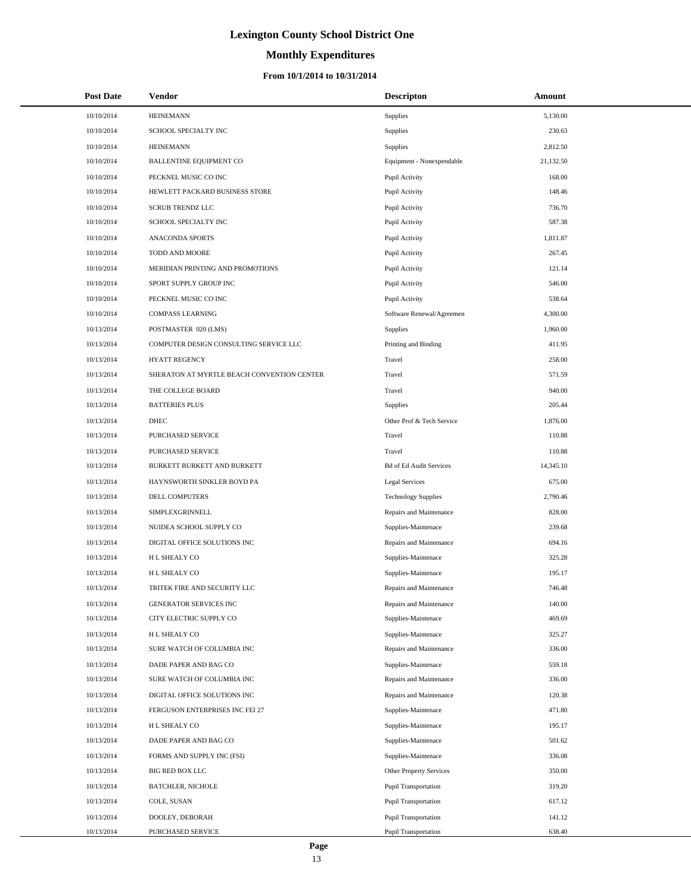# Lexington County School District One

## Monthly Expenditures

### From 10/1/2014 to 10/31/2014

| Post Date | Vendor | Descripton | Amount |
|---|---|---|---|
| 10/10/2014 | HEINEMANN | Supplies | 5,130.00 |
| 10/10/2014 | SCHOOL SPECIALTY INC | Supplies | 230.63 |
| 10/10/2014 | HEINEMANN | Supplies | 2,812.50 |
| 10/10/2014 | BALLENTINE EQUIPMENT CO | Equipment - Nonexpendable | 21,132.50 |
| 10/10/2014 | PECKNEL MUSIC CO INC | Pupil Activity | 168.00 |
| 10/10/2014 | HEWLETT PACKARD BUSINESS STORE | Pupil Activity | 148.46 |
| 10/10/2014 | SCRUB TRENDZ LLC | Pupil Activity | 736.70 |
| 10/10/2014 | SCHOOL SPECIALTY INC | Pupil Activity | 587.38 |
| 10/10/2014 | ANACONDA SPORTS | Pupil Activity | 1,811.87 |
| 10/10/2014 | TODD AND MOORE | Pupil Activity | 267.45 |
| 10/10/2014 | MERIDIAN PRINTING AND PROMOTIONS | Pupil Activity | 121.14 |
| 10/10/2014 | SPORT SUPPLY GROUP INC | Pupil Activity | 546.00 |
| 10/10/2014 | PECKNEL MUSIC CO INC | Pupil Activity | 538.64 |
| 10/10/2014 | COMPASS LEARNING | Software Renewal/Agreemen | 4,300.00 |
| 10/13/2014 | POSTMASTER 020 (LMS) | Supplies | 1,960.00 |
| 10/13/2014 | COMPUTER DESIGN CONSULTING SERVICE LLC | Printing and Binding | 411.95 |
| 10/13/2014 | HYATT REGENCY | Travel | 258.00 |
| 10/13/2014 | SHERATON AT MYRTLE BEACH CONVENTION CENTER | Travel | 571.59 |
| 10/13/2014 | THE COLLEGE BOARD | Travel | 940.00 |
| 10/13/2014 | BATTERIES PLUS | Supplies | 205.44 |
| 10/13/2014 | DHEC | Other Prof & Tech Service | 1,876.00 |
| 10/13/2014 | PURCHASED SERVICE | Travel | 110.88 |
| 10/13/2014 | PURCHASED SERVICE | Travel | 110.88 |
| 10/13/2014 | BURKETT BURKETT AND BURKETT | Bd of Ed Audit Services | 14,345.10 |
| 10/13/2014 | HAYNSWORTH SINKLER BOYD PA | Legal Services | 675.00 |
| 10/13/2014 | DELL COMPUTERS | Technology Supplies | 2,790.46 |
| 10/13/2014 | SIMPLEXGRINNELL | Repairs and Maintenance | 828.00 |
| 10/13/2014 | NUIDEA SCHOOL SUPPLY CO | Supplies-Maintenace | 239.68 |
| 10/13/2014 | DIGITAL OFFICE SOLUTIONS INC | Repairs and Maintenance | 694.16 |
| 10/13/2014 | H L SHEALY CO | Supplies-Maintenace | 325.28 |
| 10/13/2014 | H L SHEALY CO | Supplies-Maintenace | 195.17 |
| 10/13/2014 | TRITEK FIRE AND SECURITY LLC | Repairs and Maintenance | 746.48 |
| 10/13/2014 | GENERATOR SERVICES INC | Repairs and Maintenance | 140.00 |
| 10/13/2014 | CITY ELECTRIC SUPPLY CO | Supplies-Maintenace | 469.69 |
| 10/13/2014 | H L SHEALY CO | Supplies-Maintenace | 325.27 |
| 10/13/2014 | SURE WATCH OF COLUMBIA INC | Repairs and Maintenance | 336.00 |
| 10/13/2014 | DADE PAPER AND BAG CO | Supplies-Maintenace | 559.18 |
| 10/13/2014 | SURE WATCH OF COLUMBIA INC | Repairs and Maintenance | 336.00 |
| 10/13/2014 | DIGITAL OFFICE SOLUTIONS INC | Repairs and Maintenance | 120.38 |
| 10/13/2014 | FERGUSON ENTERPRISES INC FEI 27 | Supplies-Maintenace | 471.80 |
| 10/13/2014 | H L SHEALY CO | Supplies-Maintenace | 195.17 |
| 10/13/2014 | DADE PAPER AND BAG CO | Supplies-Maintenace | 501.62 |
| 10/13/2014 | FORMS AND SUPPLY INC (FSI) | Supplies-Maintenace | 336.08 |
| 10/13/2014 | BIG RED BOX LLC | Other Property Services | 350.00 |
| 10/13/2014 | BATCHLER, NICHOLE | Pupil Transportation | 319.20 |
| 10/13/2014 | COLE, SUSAN | Pupil Transportation | 617.12 |
| 10/13/2014 | DOOLEY, DEBORAH | Pupil Transportation | 141.12 |
| 10/13/2014 | PURCHASED SERVICE | Pupil Transportation | 638.40 |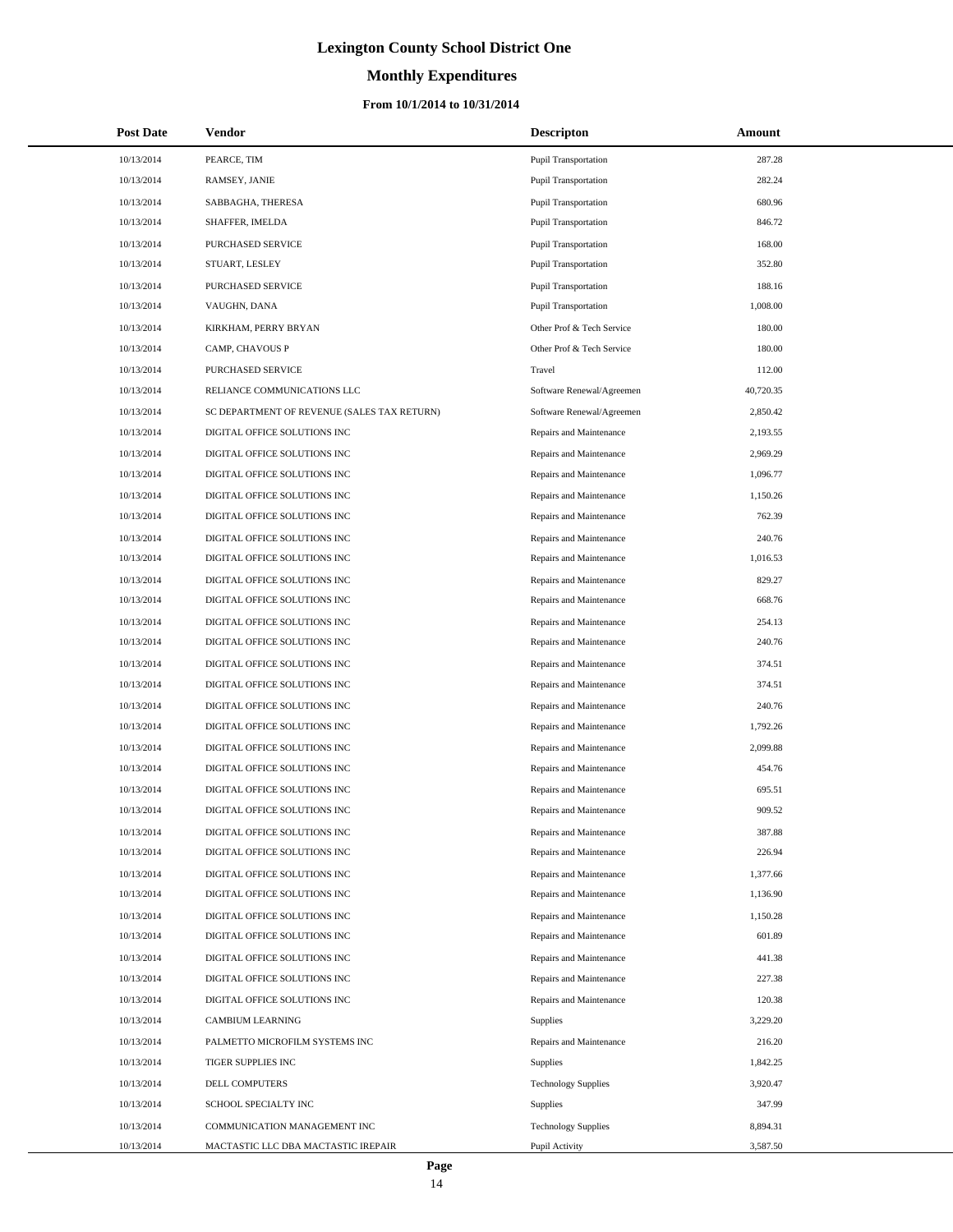# Lexington County School District One

## Monthly Expenditures

### From 10/1/2014 to 10/31/2014

| Post Date | Vendor | Descripton | Amount |
|---|---|---|---|
| 10/13/2014 | PEARCE, TIM | Pupil Transportation | 287.28 |
| 10/13/2014 | RAMSEY, JANIE | Pupil Transportation | 282.24 |
| 10/13/2014 | SABBAGHA, THERESA | Pupil Transportation | 680.96 |
| 10/13/2014 | SHAFFER, IMELDA | Pupil Transportation | 846.72 |
| 10/13/2014 | PURCHASED SERVICE | Pupil Transportation | 168.00 |
| 10/13/2014 | STUART, LESLEY | Pupil Transportation | 352.80 |
| 10/13/2014 | PURCHASED SERVICE | Pupil Transportation | 188.16 |
| 10/13/2014 | VAUGHN, DANA | Pupil Transportation | 1,008.00 |
| 10/13/2014 | KIRKHAM, PERRY BRYAN | Other Prof & Tech Service | 180.00 |
| 10/13/2014 | CAMP, CHAVOUS P | Other Prof & Tech Service | 180.00 |
| 10/13/2014 | PURCHASED SERVICE | Travel | 112.00 |
| 10/13/2014 | RELIANCE COMMUNICATIONS LLC | Software Renewal/Agreemen | 40,720.35 |
| 10/13/2014 | SC DEPARTMENT OF REVENUE (SALES TAX RETURN) | Software Renewal/Agreemen | 2,850.42 |
| 10/13/2014 | DIGITAL OFFICE SOLUTIONS INC | Repairs and Maintenance | 2,193.55 |
| 10/13/2014 | DIGITAL OFFICE SOLUTIONS INC | Repairs and Maintenance | 2,969.29 |
| 10/13/2014 | DIGITAL OFFICE SOLUTIONS INC | Repairs and Maintenance | 1,096.77 |
| 10/13/2014 | DIGITAL OFFICE SOLUTIONS INC | Repairs and Maintenance | 1,150.26 |
| 10/13/2014 | DIGITAL OFFICE SOLUTIONS INC | Repairs and Maintenance | 762.39 |
| 10/13/2014 | DIGITAL OFFICE SOLUTIONS INC | Repairs and Maintenance | 240.76 |
| 10/13/2014 | DIGITAL OFFICE SOLUTIONS INC | Repairs and Maintenance | 1,016.53 |
| 10/13/2014 | DIGITAL OFFICE SOLUTIONS INC | Repairs and Maintenance | 829.27 |
| 10/13/2014 | DIGITAL OFFICE SOLUTIONS INC | Repairs and Maintenance | 668.76 |
| 10/13/2014 | DIGITAL OFFICE SOLUTIONS INC | Repairs and Maintenance | 254.13 |
| 10/13/2014 | DIGITAL OFFICE SOLUTIONS INC | Repairs and Maintenance | 240.76 |
| 10/13/2014 | DIGITAL OFFICE SOLUTIONS INC | Repairs and Maintenance | 374.51 |
| 10/13/2014 | DIGITAL OFFICE SOLUTIONS INC | Repairs and Maintenance | 374.51 |
| 10/13/2014 | DIGITAL OFFICE SOLUTIONS INC | Repairs and Maintenance | 240.76 |
| 10/13/2014 | DIGITAL OFFICE SOLUTIONS INC | Repairs and Maintenance | 1,792.26 |
| 10/13/2014 | DIGITAL OFFICE SOLUTIONS INC | Repairs and Maintenance | 2,099.88 |
| 10/13/2014 | DIGITAL OFFICE SOLUTIONS INC | Repairs and Maintenance | 454.76 |
| 10/13/2014 | DIGITAL OFFICE SOLUTIONS INC | Repairs and Maintenance | 695.51 |
| 10/13/2014 | DIGITAL OFFICE SOLUTIONS INC | Repairs and Maintenance | 909.52 |
| 10/13/2014 | DIGITAL OFFICE SOLUTIONS INC | Repairs and Maintenance | 387.88 |
| 10/13/2014 | DIGITAL OFFICE SOLUTIONS INC | Repairs and Maintenance | 226.94 |
| 10/13/2014 | DIGITAL OFFICE SOLUTIONS INC | Repairs and Maintenance | 1,377.66 |
| 10/13/2014 | DIGITAL OFFICE SOLUTIONS INC | Repairs and Maintenance | 1,136.90 |
| 10/13/2014 | DIGITAL OFFICE SOLUTIONS INC | Repairs and Maintenance | 1,150.28 |
| 10/13/2014 | DIGITAL OFFICE SOLUTIONS INC | Repairs and Maintenance | 601.89 |
| 10/13/2014 | DIGITAL OFFICE SOLUTIONS INC | Repairs and Maintenance | 441.38 |
| 10/13/2014 | DIGITAL OFFICE SOLUTIONS INC | Repairs and Maintenance | 227.38 |
| 10/13/2014 | DIGITAL OFFICE SOLUTIONS INC | Repairs and Maintenance | 120.38 |
| 10/13/2014 | CAMBIUM LEARNING | Supplies | 3,229.20 |
| 10/13/2014 | PALMETTO MICROFILM SYSTEMS INC | Repairs and Maintenance | 216.20 |
| 10/13/2014 | TIGER SUPPLIES INC | Supplies | 1,842.25 |
| 10/13/2014 | DELL COMPUTERS | Technology Supplies | 3,920.47 |
| 10/13/2014 | SCHOOL SPECIALTY INC | Supplies | 347.99 |
| 10/13/2014 | COMMUNICATION MANAGEMENT INC | Technology Supplies | 8,894.31 |
| 10/13/2014 | MACTASTIC LLC DBA MACTASTIC IREPAIR | Pupil Activity | 3,587.50 |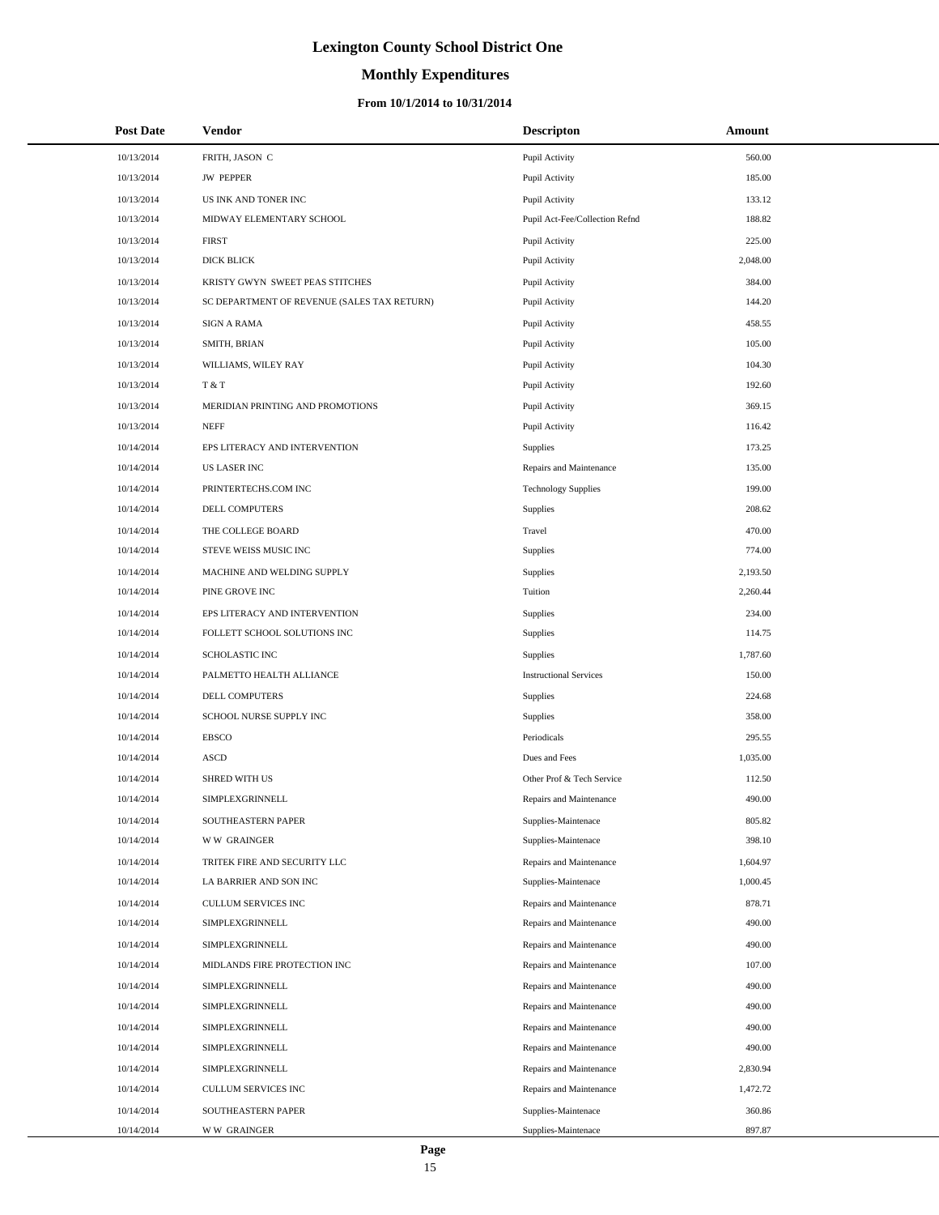# Lexington County School District One

## Monthly Expenditures

### From 10/1/2014 to 10/31/2014

| Post Date | Vendor | Descripton | Amount |
| --- | --- | --- | --- |
| 10/13/2014 | FRITH, JASON C | Pupil Activity | 560.00 |
| 10/13/2014 | JW PEPPER | Pupil Activity | 185.00 |
| 10/13/2014 | US INK AND TONER INC | Pupil Activity | 133.12 |
| 10/13/2014 | MIDWAY ELEMENTARY SCHOOL | Pupil Act-Fee/Collection Refnd | 188.82 |
| 10/13/2014 | FIRST | Pupil Activity | 225.00 |
| 10/13/2014 | DICK BLICK | Pupil Activity | 2,048.00 |
| 10/13/2014 | KRISTY GWYN SWEET PEAS STITCHES | Pupil Activity | 384.00 |
| 10/13/2014 | SC DEPARTMENT OF REVENUE (SALES TAX RETURN) | Pupil Activity | 144.20 |
| 10/13/2014 | SIGN A RAMA | Pupil Activity | 458.55 |
| 10/13/2014 | SMITH, BRIAN | Pupil Activity | 105.00 |
| 10/13/2014 | WILLIAMS, WILEY RAY | Pupil Activity | 104.30 |
| 10/13/2014 | T & T | Pupil Activity | 192.60 |
| 10/13/2014 | MERIDIAN PRINTING AND PROMOTIONS | Pupil Activity | 369.15 |
| 10/13/2014 | NEFF | Pupil Activity | 116.42 |
| 10/14/2014 | EPS LITERACY AND INTERVENTION | Supplies | 173.25 |
| 10/14/2014 | US LASER INC | Repairs and Maintenance | 135.00 |
| 10/14/2014 | PRINTERTECHS.COM INC | Technology Supplies | 199.00 |
| 10/14/2014 | DELL COMPUTERS | Supplies | 208.62 |
| 10/14/2014 | THE COLLEGE BOARD | Travel | 470.00 |
| 10/14/2014 | STEVE WEISS MUSIC INC | Supplies | 774.00 |
| 10/14/2014 | MACHINE AND WELDING SUPPLY | Supplies | 2,193.50 |
| 10/14/2014 | PINE GROVE INC | Tuition | 2,260.44 |
| 10/14/2014 | EPS LITERACY AND INTERVENTION | Supplies | 234.00 |
| 10/14/2014 | FOLLETT SCHOOL SOLUTIONS INC | Supplies | 114.75 |
| 10/14/2014 | SCHOLASTIC INC | Supplies | 1,787.60 |
| 10/14/2014 | PALMETTO HEALTH ALLIANCE | Instructional Services | 150.00 |
| 10/14/2014 | DELL COMPUTERS | Supplies | 224.68 |
| 10/14/2014 | SCHOOL NURSE SUPPLY INC | Supplies | 358.00 |
| 10/14/2014 | EBSCO | Periodicals | 295.55 |
| 10/14/2014 | ASCD | Dues and Fees | 1,035.00 |
| 10/14/2014 | SHRED WITH US | Other Prof & Tech Service | 112.50 |
| 10/14/2014 | SIMPLEXGRINNELL | Repairs and Maintenance | 490.00 |
| 10/14/2014 | SOUTHEASTERN PAPER | Supplies-Maintenace | 805.82 |
| 10/14/2014 | W W GRAINGER | Supplies-Maintenace | 398.10 |
| 10/14/2014 | TRITEK FIRE AND SECURITY LLC | Repairs and Maintenance | 1,604.97 |
| 10/14/2014 | LA BARRIER AND SON INC | Supplies-Maintenace | 1,000.45 |
| 10/14/2014 | CULLUM SERVICES INC | Repairs and Maintenance | 878.71 |
| 10/14/2014 | SIMPLEXGRINNELL | Repairs and Maintenance | 490.00 |
| 10/14/2014 | SIMPLEXGRINNELL | Repairs and Maintenance | 490.00 |
| 10/14/2014 | MIDLANDS FIRE PROTECTION INC | Repairs and Maintenance | 107.00 |
| 10/14/2014 | SIMPLEXGRINNELL | Repairs and Maintenance | 490.00 |
| 10/14/2014 | SIMPLEXGRINNELL | Repairs and Maintenance | 490.00 |
| 10/14/2014 | SIMPLEXGRINNELL | Repairs and Maintenance | 490.00 |
| 10/14/2014 | SIMPLEXGRINNELL | Repairs and Maintenance | 490.00 |
| 10/14/2014 | SIMPLEXGRINNELL | Repairs and Maintenance | 2,830.94 |
| 10/14/2014 | CULLUM SERVICES INC | Repairs and Maintenance | 1,472.72 |
| 10/14/2014 | SOUTHEASTERN PAPER | Supplies-Maintenace | 360.86 |
| 10/14/2014 | W W GRAINGER | Supplies-Maintenace | 897.87 |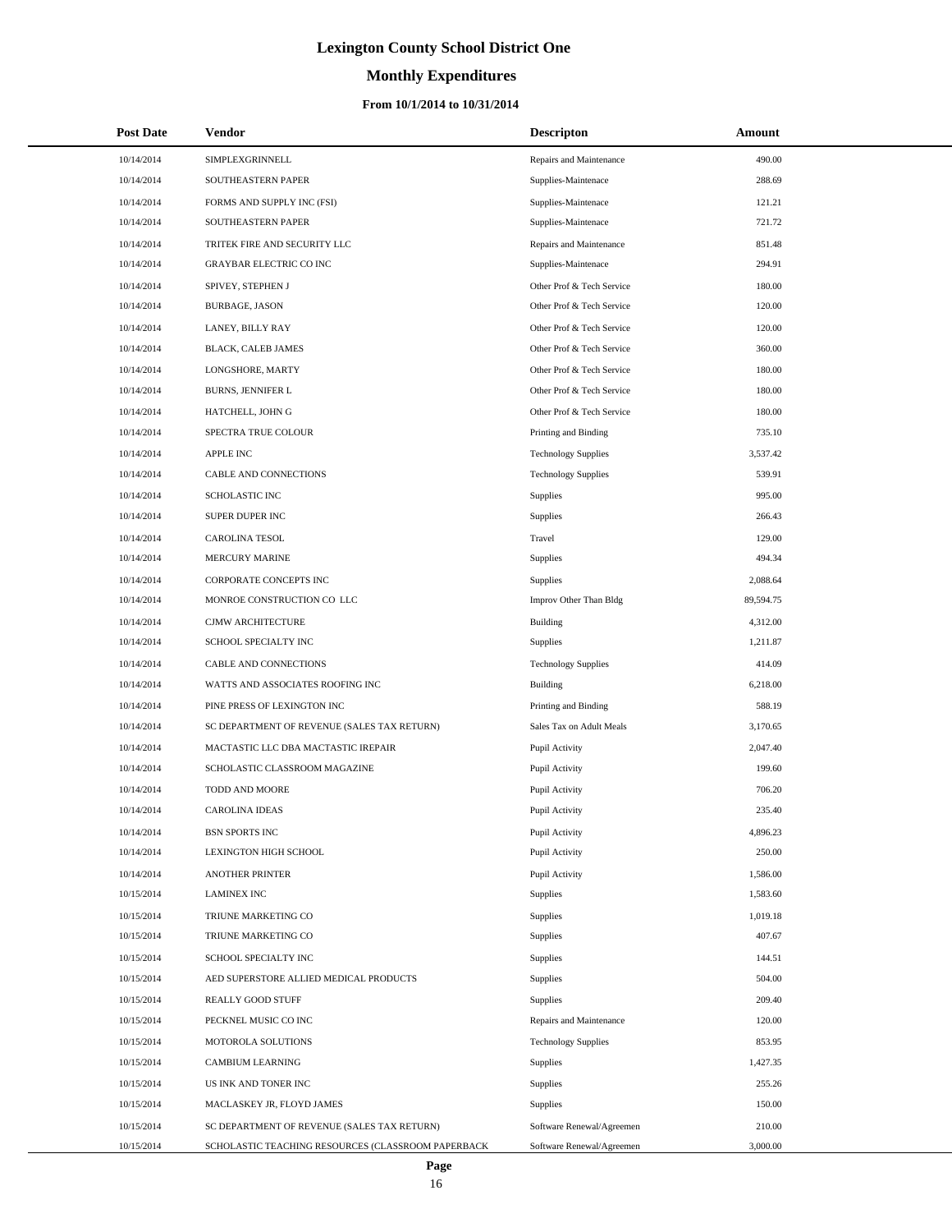# Lexington County School District One

## Monthly Expenditures

### From 10/1/2014 to 10/31/2014

| Post Date | Vendor | Descripton | Amount |
|---|---|---|---|
| 10/14/2014 | SIMPLEXGRINNELL | Repairs and Maintenance | 490.00 |
| 10/14/2014 | SOUTHEASTERN PAPER | Supplies-Maintenace | 288.69 |
| 10/14/2014 | FORMS AND SUPPLY INC (FSI) | Supplies-Maintenace | 121.21 |
| 10/14/2014 | SOUTHEASTERN PAPER | Supplies-Maintenace | 721.72 |
| 10/14/2014 | TRITEK FIRE AND SECURITY LLC | Repairs and Maintenance | 851.48 |
| 10/14/2014 | GRAYBAR ELECTRIC CO INC | Supplies-Maintenace | 294.91 |
| 10/14/2014 | SPIVEY, STEPHEN J | Other Prof & Tech Service | 180.00 |
| 10/14/2014 | BURBAGE, JASON | Other Prof & Tech Service | 120.00 |
| 10/14/2014 | LANEY, BILLY RAY | Other Prof & Tech Service | 120.00 |
| 10/14/2014 | BLACK, CALEB JAMES | Other Prof & Tech Service | 360.00 |
| 10/14/2014 | LONGSHORE, MARTY | Other Prof & Tech Service | 180.00 |
| 10/14/2014 | BURNS, JENNIFER L | Other Prof & Tech Service | 180.00 |
| 10/14/2014 | HATCHELL, JOHN G | Other Prof & Tech Service | 180.00 |
| 10/14/2014 | SPECTRA TRUE COLOUR | Printing and Binding | 735.10 |
| 10/14/2014 | APPLE INC | Technology Supplies | 3,537.42 |
| 10/14/2014 | CABLE AND CONNECTIONS | Technology Supplies | 539.91 |
| 10/14/2014 | SCHOLASTIC INC | Supplies | 995.00 |
| 10/14/2014 | SUPER DUPER INC | Supplies | 266.43 |
| 10/14/2014 | CAROLINA TESOL | Travel | 129.00 |
| 10/14/2014 | MERCURY MARINE | Supplies | 494.34 |
| 10/14/2014 | CORPORATE CONCEPTS INC | Supplies | 2,088.64 |
| 10/14/2014 | MONROE CONSTRUCTION CO LLC | Improv Other Than Bldg | 89,594.75 |
| 10/14/2014 | CJMW ARCHITECTURE | Building | 4,312.00 |
| 10/14/2014 | SCHOOL SPECIALTY INC | Supplies | 1,211.87 |
| 10/14/2014 | CABLE AND CONNECTIONS | Technology Supplies | 414.09 |
| 10/14/2014 | WATTS AND ASSOCIATES ROOFING INC | Building | 6,218.00 |
| 10/14/2014 | PINE PRESS OF LEXINGTON INC | Printing and Binding | 588.19 |
| 10/14/2014 | SC DEPARTMENT OF REVENUE (SALES TAX RETURN) | Sales Tax on Adult Meals | 3,170.65 |
| 10/14/2014 | MACTASTIC LLC DBA MACTASTIC IREPAIR | Pupil Activity | 2,047.40 |
| 10/14/2014 | SCHOLASTIC CLASSROOM MAGAZINE | Pupil Activity | 199.60 |
| 10/14/2014 | TODD AND MOORE | Pupil Activity | 706.20 |
| 10/14/2014 | CAROLINA IDEAS | Pupil Activity | 235.40 |
| 10/14/2014 | BSN SPORTS INC | Pupil Activity | 4,896.23 |
| 10/14/2014 | LEXINGTON HIGH SCHOOL | Pupil Activity | 250.00 |
| 10/14/2014 | ANOTHER PRINTER | Pupil Activity | 1,586.00 |
| 10/15/2014 | LAMINEX INC | Supplies | 1,583.60 |
| 10/15/2014 | TRIUNE MARKETING CO | Supplies | 1,019.18 |
| 10/15/2014 | TRIUNE MARKETING CO | Supplies | 407.67 |
| 10/15/2014 | SCHOOL SPECIALTY INC | Supplies | 144.51 |
| 10/15/2014 | AED SUPERSTORE ALLIED MEDICAL PRODUCTS | Supplies | 504.00 |
| 10/15/2014 | REALLY GOOD STUFF | Supplies | 209.40 |
| 10/15/2014 | PECKNEL MUSIC CO INC | Repairs and Maintenance | 120.00 |
| 10/15/2014 | MOTOROLA SOLUTIONS | Technology Supplies | 853.95 |
| 10/15/2014 | CAMBIUM LEARNING | Supplies | 1,427.35 |
| 10/15/2014 | US INK AND TONER INC | Supplies | 255.26 |
| 10/15/2014 | MACLASKEY JR, FLOYD JAMES | Supplies | 150.00 |
| 10/15/2014 | SC DEPARTMENT OF REVENUE (SALES TAX RETURN) | Software Renewal/Agreemen | 210.00 |
| 10/15/2014 | SCHOLASTIC TEACHING RESOURCES (CLASSROOM PAPERBACK | Software Renewal/Agreemen | 3,000.00 |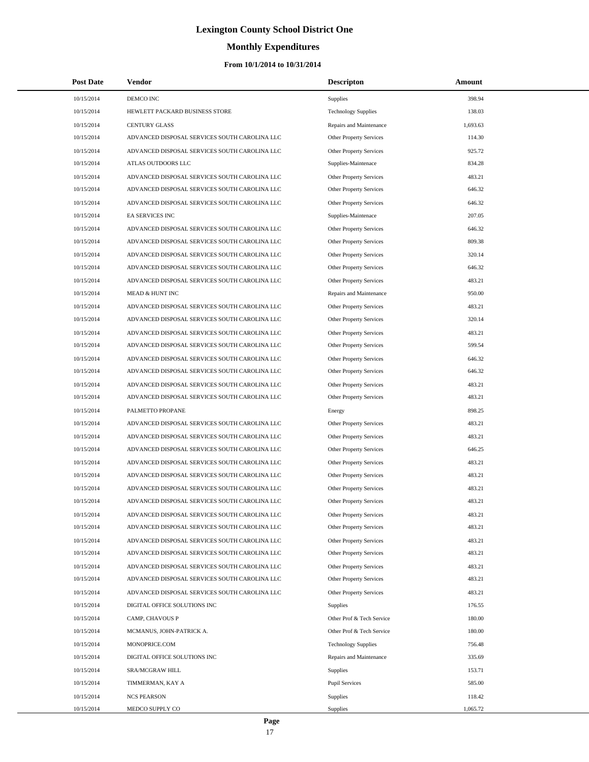# Lexington County School District One

## Monthly Expenditures

### From 10/1/2014 to 10/31/2014

| Post Date | Vendor | Descripton | Amount |
|---|---|---|---|
| 10/15/2014 | DEMCO INC | Supplies | 398.94 |
| 10/15/2014 | HEWLETT PACKARD BUSINESS STORE | Technology Supplies | 138.03 |
| 10/15/2014 | CENTURY GLASS | Repairs and Maintenance | 1,693.63 |
| 10/15/2014 | ADVANCED DISPOSAL SERVICES SOUTH CAROLINA LLC | Other Property Services | 114.30 |
| 10/15/2014 | ADVANCED DISPOSAL SERVICES SOUTH CAROLINA LLC | Other Property Services | 925.72 |
| 10/15/2014 | ATLAS OUTDOORS LLC | Supplies-Maintenace | 834.28 |
| 10/15/2014 | ADVANCED DISPOSAL SERVICES SOUTH CAROLINA LLC | Other Property Services | 483.21 |
| 10/15/2014 | ADVANCED DISPOSAL SERVICES SOUTH CAROLINA LLC | Other Property Services | 646.32 |
| 10/15/2014 | ADVANCED DISPOSAL SERVICES SOUTH CAROLINA LLC | Other Property Services | 646.32 |
| 10/15/2014 | EA SERVICES INC | Supplies-Maintenace | 207.05 |
| 10/15/2014 | ADVANCED DISPOSAL SERVICES SOUTH CAROLINA LLC | Other Property Services | 646.32 |
| 10/15/2014 | ADVANCED DISPOSAL SERVICES SOUTH CAROLINA LLC | Other Property Services | 809.38 |
| 10/15/2014 | ADVANCED DISPOSAL SERVICES SOUTH CAROLINA LLC | Other Property Services | 320.14 |
| 10/15/2014 | ADVANCED DISPOSAL SERVICES SOUTH CAROLINA LLC | Other Property Services | 646.32 |
| 10/15/2014 | ADVANCED DISPOSAL SERVICES SOUTH CAROLINA LLC | Other Property Services | 483.21 |
| 10/15/2014 | MEAD & HUNT INC | Repairs and Maintenance | 950.00 |
| 10/15/2014 | ADVANCED DISPOSAL SERVICES SOUTH CAROLINA LLC | Other Property Services | 483.21 |
| 10/15/2014 | ADVANCED DISPOSAL SERVICES SOUTH CAROLINA LLC | Other Property Services | 320.14 |
| 10/15/2014 | ADVANCED DISPOSAL SERVICES SOUTH CAROLINA LLC | Other Property Services | 483.21 |
| 10/15/2014 | ADVANCED DISPOSAL SERVICES SOUTH CAROLINA LLC | Other Property Services | 599.54 |
| 10/15/2014 | ADVANCED DISPOSAL SERVICES SOUTH CAROLINA LLC | Other Property Services | 646.32 |
| 10/15/2014 | ADVANCED DISPOSAL SERVICES SOUTH CAROLINA LLC | Other Property Services | 646.32 |
| 10/15/2014 | ADVANCED DISPOSAL SERVICES SOUTH CAROLINA LLC | Other Property Services | 483.21 |
| 10/15/2014 | ADVANCED DISPOSAL SERVICES SOUTH CAROLINA LLC | Other Property Services | 483.21 |
| 10/15/2014 | PALMETTO PROPANE | Energy | 898.25 |
| 10/15/2014 | ADVANCED DISPOSAL SERVICES SOUTH CAROLINA LLC | Other Property Services | 483.21 |
| 10/15/2014 | ADVANCED DISPOSAL SERVICES SOUTH CAROLINA LLC | Other Property Services | 483.21 |
| 10/15/2014 | ADVANCED DISPOSAL SERVICES SOUTH CAROLINA LLC | Other Property Services | 646.25 |
| 10/15/2014 | ADVANCED DISPOSAL SERVICES SOUTH CAROLINA LLC | Other Property Services | 483.21 |
| 10/15/2014 | ADVANCED DISPOSAL SERVICES SOUTH CAROLINA LLC | Other Property Services | 483.21 |
| 10/15/2014 | ADVANCED DISPOSAL SERVICES SOUTH CAROLINA LLC | Other Property Services | 483.21 |
| 10/15/2014 | ADVANCED DISPOSAL SERVICES SOUTH CAROLINA LLC | Other Property Services | 483.21 |
| 10/15/2014 | ADVANCED DISPOSAL SERVICES SOUTH CAROLINA LLC | Other Property Services | 483.21 |
| 10/15/2014 | ADVANCED DISPOSAL SERVICES SOUTH CAROLINA LLC | Other Property Services | 483.21 |
| 10/15/2014 | ADVANCED DISPOSAL SERVICES SOUTH CAROLINA LLC | Other Property Services | 483.21 |
| 10/15/2014 | ADVANCED DISPOSAL SERVICES SOUTH CAROLINA LLC | Other Property Services | 483.21 |
| 10/15/2014 | ADVANCED DISPOSAL SERVICES SOUTH CAROLINA LLC | Other Property Services | 483.21 |
| 10/15/2014 | ADVANCED DISPOSAL SERVICES SOUTH CAROLINA LLC | Other Property Services | 483.21 |
| 10/15/2014 | ADVANCED DISPOSAL SERVICES SOUTH CAROLINA LLC | Other Property Services | 483.21 |
| 10/15/2014 | DIGITAL OFFICE SOLUTIONS INC | Supplies | 176.55 |
| 10/15/2014 | CAMP, CHAVOUS P | Other Prof & Tech Service | 180.00 |
| 10/15/2014 | MCMANUS, JOHN-PATRICK A. | Other Prof & Tech Service | 180.00 |
| 10/15/2014 | MONOPRICE.COM | Technology Supplies | 756.48 |
| 10/15/2014 | DIGITAL OFFICE SOLUTIONS INC | Repairs and Maintenance | 335.69 |
| 10/15/2014 | SRA/MCGRAW HILL | Supplies | 153.71 |
| 10/15/2014 | TIMMERMAN, KAY A | Pupil Services | 585.00 |
| 10/15/2014 | NCS PEARSON | Supplies | 118.42 |
| 10/15/2014 | MEDCO SUPPLY CO | Supplies | 1,065.72 |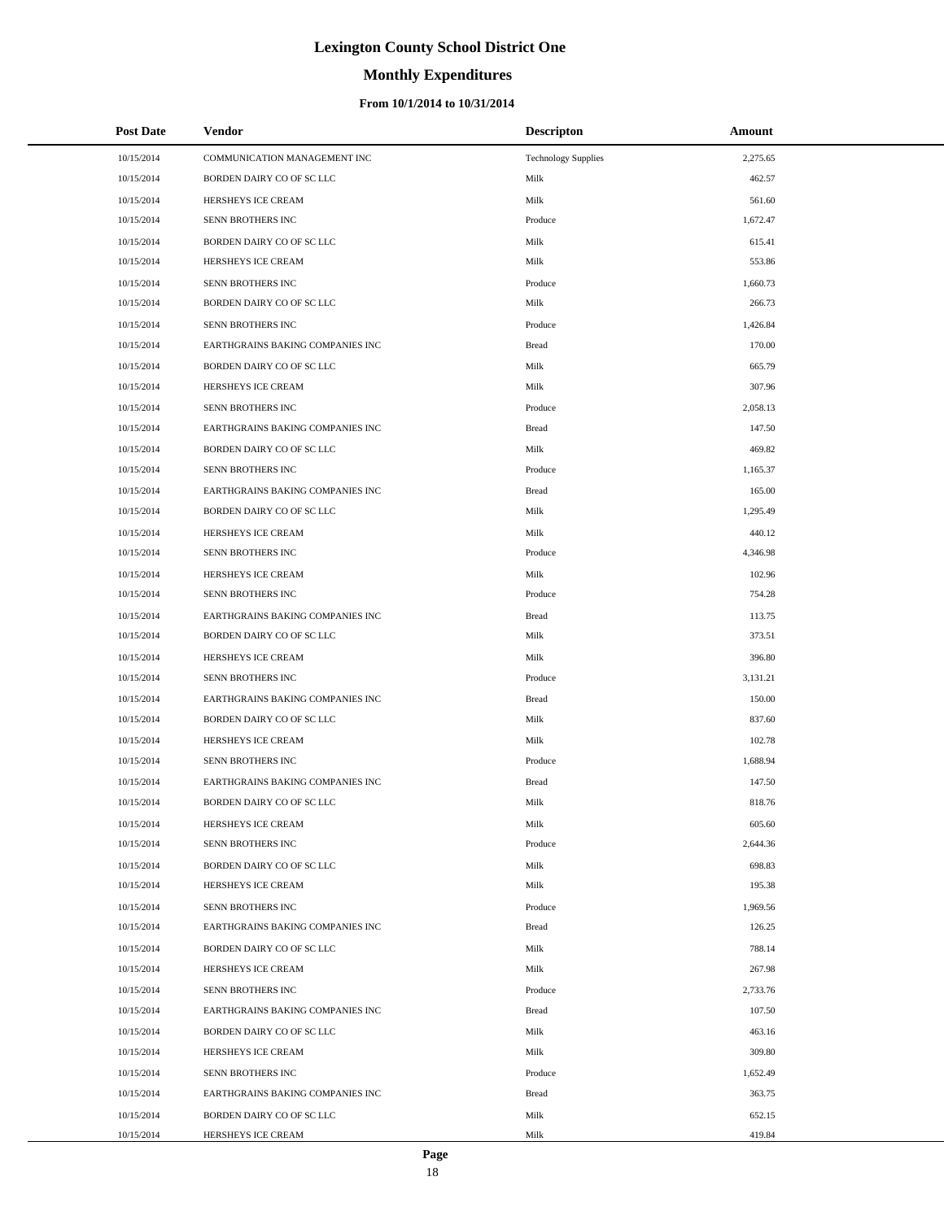# Lexington County School District One

## Monthly Expenditures

### From 10/1/2014 to 10/31/2014

| Post Date | Vendor | Descripton | Amount |
|---|---|---|---|
| 10/15/2014 | COMMUNICATION MANAGEMENT INC | Technology Supplies | 2,275.65 |
| 10/15/2014 | BORDEN DAIRY CO OF SC LLC | Milk | 462.57 |
| 10/15/2014 | HERSHEYS ICE CREAM | Milk | 561.60 |
| 10/15/2014 | SENN BROTHERS INC | Produce | 1,672.47 |
| 10/15/2014 | BORDEN DAIRY CO OF SC LLC | Milk | 615.41 |
| 10/15/2014 | HERSHEYS ICE CREAM | Milk | 553.86 |
| 10/15/2014 | SENN BROTHERS INC | Produce | 1,660.73 |
| 10/15/2014 | BORDEN DAIRY CO OF SC LLC | Milk | 266.73 |
| 10/15/2014 | SENN BROTHERS INC | Produce | 1,426.84 |
| 10/15/2014 | EARTHGRAINS BAKING COMPANIES INC | Bread | 170.00 |
| 10/15/2014 | BORDEN DAIRY CO OF SC LLC | Milk | 665.79 |
| 10/15/2014 | HERSHEYS ICE CREAM | Milk | 307.96 |
| 10/15/2014 | SENN BROTHERS INC | Produce | 2,058.13 |
| 10/15/2014 | EARTHGRAINS BAKING COMPANIES INC | Bread | 147.50 |
| 10/15/2014 | BORDEN DAIRY CO OF SC LLC | Milk | 469.82 |
| 10/15/2014 | SENN BROTHERS INC | Produce | 1,165.37 |
| 10/15/2014 | EARTHGRAINS BAKING COMPANIES INC | Bread | 165.00 |
| 10/15/2014 | BORDEN DAIRY CO OF SC LLC | Milk | 1,295.49 |
| 10/15/2014 | HERSHEYS ICE CREAM | Milk | 440.12 |
| 10/15/2014 | SENN BROTHERS INC | Produce | 4,346.98 |
| 10/15/2014 | HERSHEYS ICE CREAM | Milk | 102.96 |
| 10/15/2014 | SENN BROTHERS INC | Produce | 754.28 |
| 10/15/2014 | EARTHGRAINS BAKING COMPANIES INC | Bread | 113.75 |
| 10/15/2014 | BORDEN DAIRY CO OF SC LLC | Milk | 373.51 |
| 10/15/2014 | HERSHEYS ICE CREAM | Milk | 396.80 |
| 10/15/2014 | SENN BROTHERS INC | Produce | 3,131.21 |
| 10/15/2014 | EARTHGRAINS BAKING COMPANIES INC | Bread | 150.00 |
| 10/15/2014 | BORDEN DAIRY CO OF SC LLC | Milk | 837.60 |
| 10/15/2014 | HERSHEYS ICE CREAM | Milk | 102.78 |
| 10/15/2014 | SENN BROTHERS INC | Produce | 1,688.94 |
| 10/15/2014 | EARTHGRAINS BAKING COMPANIES INC | Bread | 147.50 |
| 10/15/2014 | BORDEN DAIRY CO OF SC LLC | Milk | 818.76 |
| 10/15/2014 | HERSHEYS ICE CREAM | Milk | 605.60 |
| 10/15/2014 | SENN BROTHERS INC | Produce | 2,644.36 |
| 10/15/2014 | BORDEN DAIRY CO OF SC LLC | Milk | 698.83 |
| 10/15/2014 | HERSHEYS ICE CREAM | Milk | 195.38 |
| 10/15/2014 | SENN BROTHERS INC | Produce | 1,969.56 |
| 10/15/2014 | EARTHGRAINS BAKING COMPANIES INC | Bread | 126.25 |
| 10/15/2014 | BORDEN DAIRY CO OF SC LLC | Milk | 788.14 |
| 10/15/2014 | HERSHEYS ICE CREAM | Milk | 267.98 |
| 10/15/2014 | SENN BROTHERS INC | Produce | 2,733.76 |
| 10/15/2014 | EARTHGRAINS BAKING COMPANIES INC | Bread | 107.50 |
| 10/15/2014 | BORDEN DAIRY CO OF SC LLC | Milk | 463.16 |
| 10/15/2014 | HERSHEYS ICE CREAM | Milk | 309.80 |
| 10/15/2014 | SENN BROTHERS INC | Produce | 1,652.49 |
| 10/15/2014 | EARTHGRAINS BAKING COMPANIES INC | Bread | 363.75 |
| 10/15/2014 | BORDEN DAIRY CO OF SC LLC | Milk | 652.15 |
| 10/15/2014 | HERSHEYS ICE CREAM | Milk | 419.84 |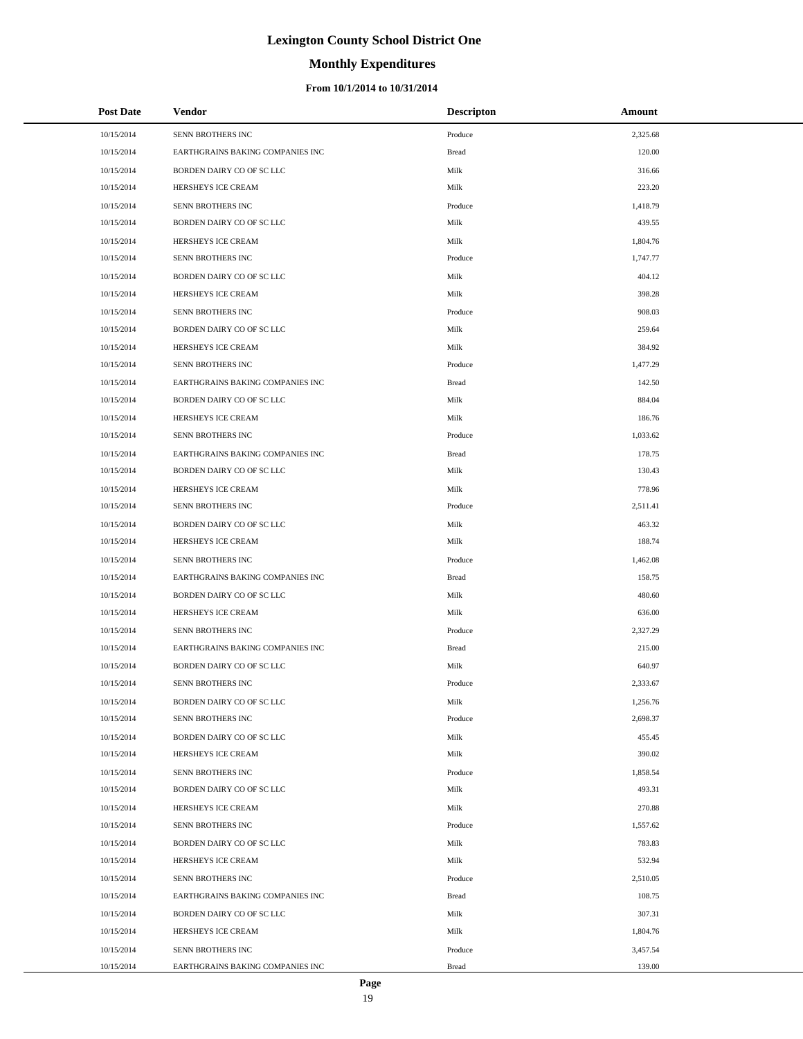# Lexington County School District One

## Monthly Expenditures

### From 10/1/2014 to 10/31/2014

| Post Date | Vendor | Descripton | Amount |
|---|---|---|---|
| 10/15/2014 | SENN BROTHERS INC | Produce | 2,325.68 |
| 10/15/2014 | EARTHGRAINS BAKING COMPANIES INC | Bread | 120.00 |
| 10/15/2014 | BORDEN DAIRY CO OF SC LLC | Milk | 316.66 |
| 10/15/2014 | HERSHEYS ICE CREAM | Milk | 223.20 |
| 10/15/2014 | SENN BROTHERS INC | Produce | 1,418.79 |
| 10/15/2014 | BORDEN DAIRY CO OF SC LLC | Milk | 439.55 |
| 10/15/2014 | HERSHEYS ICE CREAM | Milk | 1,804.76 |
| 10/15/2014 | SENN BROTHERS INC | Produce | 1,747.77 |
| 10/15/2014 | BORDEN DAIRY CO OF SC LLC | Milk | 404.12 |
| 10/15/2014 | HERSHEYS ICE CREAM | Milk | 398.28 |
| 10/15/2014 | SENN BROTHERS INC | Produce | 908.03 |
| 10/15/2014 | BORDEN DAIRY CO OF SC LLC | Milk | 259.64 |
| 10/15/2014 | HERSHEYS ICE CREAM | Milk | 384.92 |
| 10/15/2014 | SENN BROTHERS INC | Produce | 1,477.29 |
| 10/15/2014 | EARTHGRAINS BAKING COMPANIES INC | Bread | 142.50 |
| 10/15/2014 | BORDEN DAIRY CO OF SC LLC | Milk | 884.04 |
| 10/15/2014 | HERSHEYS ICE CREAM | Milk | 186.76 |
| 10/15/2014 | SENN BROTHERS INC | Produce | 1,033.62 |
| 10/15/2014 | EARTHGRAINS BAKING COMPANIES INC | Bread | 178.75 |
| 10/15/2014 | BORDEN DAIRY CO OF SC LLC | Milk | 130.43 |
| 10/15/2014 | HERSHEYS ICE CREAM | Milk | 778.96 |
| 10/15/2014 | SENN BROTHERS INC | Produce | 2,511.41 |
| 10/15/2014 | BORDEN DAIRY CO OF SC LLC | Milk | 463.32 |
| 10/15/2014 | HERSHEYS ICE CREAM | Milk | 188.74 |
| 10/15/2014 | SENN BROTHERS INC | Produce | 1,462.08 |
| 10/15/2014 | EARTHGRAINS BAKING COMPANIES INC | Bread | 158.75 |
| 10/15/2014 | BORDEN DAIRY CO OF SC LLC | Milk | 480.60 |
| 10/15/2014 | HERSHEYS ICE CREAM | Milk | 636.00 |
| 10/15/2014 | SENN BROTHERS INC | Produce | 2,327.29 |
| 10/15/2014 | EARTHGRAINS BAKING COMPANIES INC | Bread | 215.00 |
| 10/15/2014 | BORDEN DAIRY CO OF SC LLC | Milk | 640.97 |
| 10/15/2014 | SENN BROTHERS INC | Produce | 2,333.67 |
| 10/15/2014 | BORDEN DAIRY CO OF SC LLC | Milk | 1,256.76 |
| 10/15/2014 | SENN BROTHERS INC | Produce | 2,698.37 |
| 10/15/2014 | BORDEN DAIRY CO OF SC LLC | Milk | 455.45 |
| 10/15/2014 | HERSHEYS ICE CREAM | Milk | 390.02 |
| 10/15/2014 | SENN BROTHERS INC | Produce | 1,858.54 |
| 10/15/2014 | BORDEN DAIRY CO OF SC LLC | Milk | 493.31 |
| 10/15/2014 | HERSHEYS ICE CREAM | Milk | 270.88 |
| 10/15/2014 | SENN BROTHERS INC | Produce | 1,557.62 |
| 10/15/2014 | BORDEN DAIRY CO OF SC LLC | Milk | 783.83 |
| 10/15/2014 | HERSHEYS ICE CREAM | Milk | 532.94 |
| 10/15/2014 | SENN BROTHERS INC | Produce | 2,510.05 |
| 10/15/2014 | EARTHGRAINS BAKING COMPANIES INC | Bread | 108.75 |
| 10/15/2014 | BORDEN DAIRY CO OF SC LLC | Milk | 307.31 |
| 10/15/2014 | HERSHEYS ICE CREAM | Milk | 1,804.76 |
| 10/15/2014 | SENN BROTHERS INC | Produce | 3,457.54 |
| 10/15/2014 | EARTHGRAINS BAKING COMPANIES INC | Bread | 139.00 |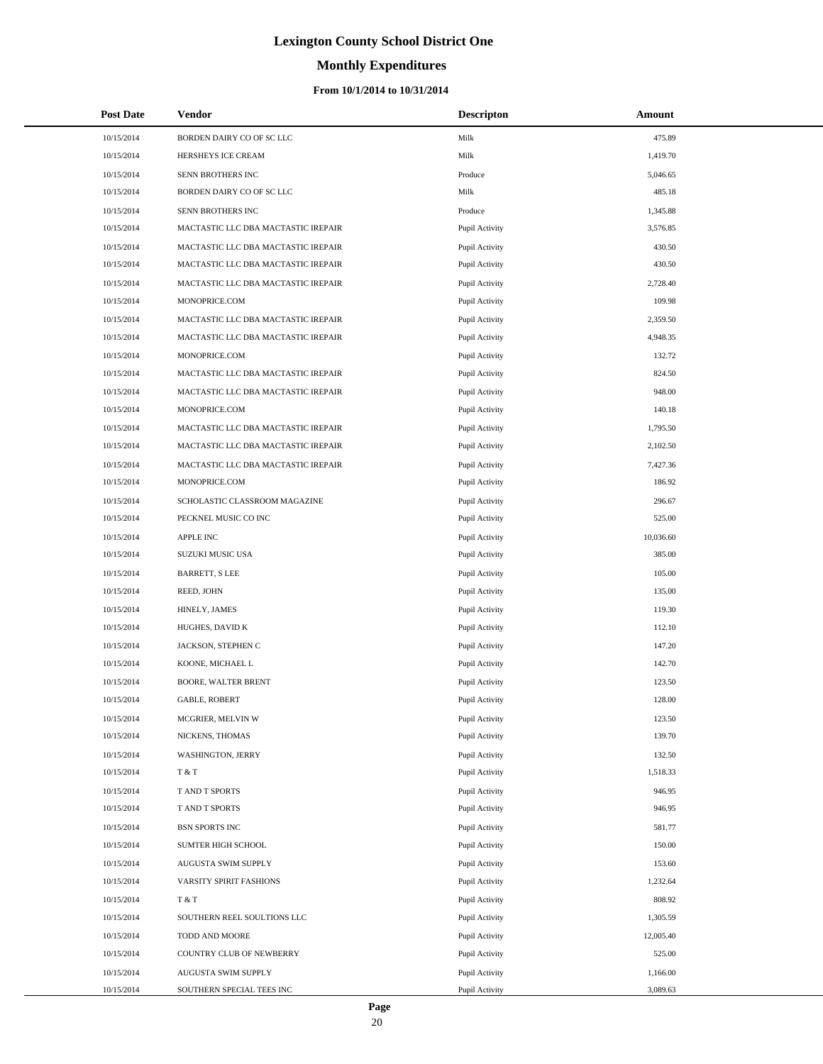# Lexington County School District One

## Monthly Expenditures

### From 10/1/2014 to 10/31/2014

| Post Date | Vendor | Descripton | Amount |
|---|---|---|---|
| 10/15/2014 | BORDEN DAIRY CO OF SC LLC | Milk | 475.89 |
| 10/15/2014 | HERSHEYS ICE CREAM | Milk | 1,419.70 |
| 10/15/2014 | SENN BROTHERS INC | Produce | 5,046.65 |
| 10/15/2014 | BORDEN DAIRY CO OF SC LLC | Milk | 485.18 |
| 10/15/2014 | SENN BROTHERS INC | Produce | 1,345.88 |
| 10/15/2014 | MACTASTIC LLC DBA MACTASTIC IREPAIR | Pupil Activity | 3,576.85 |
| 10/15/2014 | MACTASTIC LLC DBA MACTASTIC IREPAIR | Pupil Activity | 430.50 |
| 10/15/2014 | MACTASTIC LLC DBA MACTASTIC IREPAIR | Pupil Activity | 430.50 |
| 10/15/2014 | MACTASTIC LLC DBA MACTASTIC IREPAIR | Pupil Activity | 2,728.40 |
| 10/15/2014 | MONOPRICE.COM | Pupil Activity | 109.98 |
| 10/15/2014 | MACTASTIC LLC DBA MACTASTIC IREPAIR | Pupil Activity | 2,359.50 |
| 10/15/2014 | MACTASTIC LLC DBA MACTASTIC IREPAIR | Pupil Activity | 4,948.35 |
| 10/15/2014 | MONOPRICE.COM | Pupil Activity | 132.72 |
| 10/15/2014 | MACTASTIC LLC DBA MACTASTIC IREPAIR | Pupil Activity | 824.50 |
| 10/15/2014 | MACTASTIC LLC DBA MACTASTIC IREPAIR | Pupil Activity | 948.00 |
| 10/15/2014 | MONOPRICE.COM | Pupil Activity | 140.18 |
| 10/15/2014 | MACTASTIC LLC DBA MACTASTIC IREPAIR | Pupil Activity | 1,795.50 |
| 10/15/2014 | MACTASTIC LLC DBA MACTASTIC IREPAIR | Pupil Activity | 2,102.50 |
| 10/15/2014 | MACTASTIC LLC DBA MACTASTIC IREPAIR | Pupil Activity | 7,427.36 |
| 10/15/2014 | MONOPRICE.COM | Pupil Activity | 186.92 |
| 10/15/2014 | SCHOLASTIC CLASSROOM MAGAZINE | Pupil Activity | 296.67 |
| 10/15/2014 | PECKNEL MUSIC CO INC | Pupil Activity | 525.00 |
| 10/15/2014 | APPLE INC | Pupil Activity | 10,036.60 |
| 10/15/2014 | SUZUKI MUSIC USA | Pupil Activity | 385.00 |
| 10/15/2014 | BARRETT, S LEE | Pupil Activity | 105.00 |
| 10/15/2014 | REED, JOHN | Pupil Activity | 135.00 |
| 10/15/2014 | HINELY, JAMES | Pupil Activity | 119.30 |
| 10/15/2014 | HUGHES, DAVID K | Pupil Activity | 112.10 |
| 10/15/2014 | JACKSON, STEPHEN C | Pupil Activity | 147.20 |
| 10/15/2014 | KOONE, MICHAEL L | Pupil Activity | 142.70 |
| 10/15/2014 | BOORE, WALTER BRENT | Pupil Activity | 123.50 |
| 10/15/2014 | GABLE, ROBERT | Pupil Activity | 128.00 |
| 10/15/2014 | MCGRIER, MELVIN W | Pupil Activity | 123.50 |
| 10/15/2014 | NICKENS, THOMAS | Pupil Activity | 139.70 |
| 10/15/2014 | WASHINGTON, JERRY | Pupil Activity | 132.50 |
| 10/15/2014 | T & T | Pupil Activity | 1,518.33 |
| 10/15/2014 | T AND T SPORTS | Pupil Activity | 946.95 |
| 10/15/2014 | T AND T SPORTS | Pupil Activity | 946.95 |
| 10/15/2014 | BSN SPORTS INC | Pupil Activity | 581.77 |
| 10/15/2014 | SUMTER HIGH SCHOOL | Pupil Activity | 150.00 |
| 10/15/2014 | AUGUSTA SWIM SUPPLY | Pupil Activity | 153.60 |
| 10/15/2014 | VARSITY SPIRIT FASHIONS | Pupil Activity | 1,232.64 |
| 10/15/2014 | T & T | Pupil Activity | 808.92 |
| 10/15/2014 | SOUTHERN REEL SOULTIONS LLC | Pupil Activity | 1,305.59 |
| 10/15/2014 | TODD AND MOORE | Pupil Activity | 12,005.40 |
| 10/15/2014 | COUNTRY CLUB OF NEWBERRY | Pupil Activity | 525.00 |
| 10/15/2014 | AUGUSTA SWIM SUPPLY | Pupil Activity | 1,166.00 |
| 10/15/2014 | SOUTHERN SPECIAL TEES INC | Pupil Activity | 3,089.63 |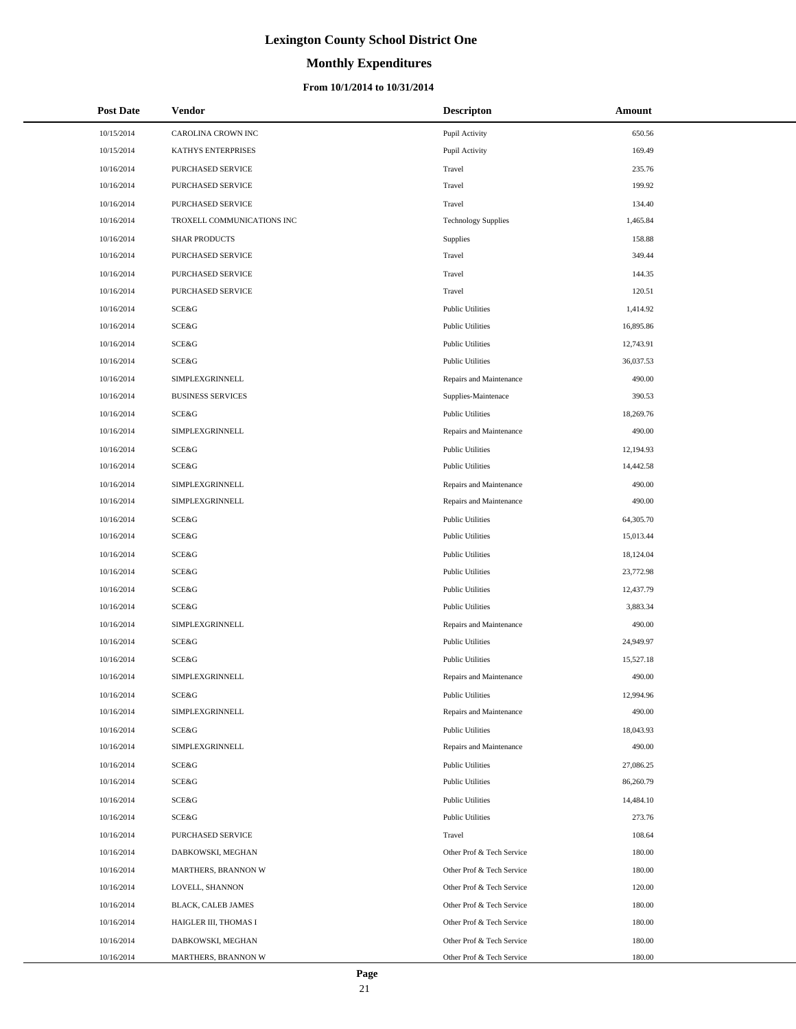# Lexington County School District One

## Monthly Expenditures

### From 10/1/2014 to 10/31/2014

| Post Date | Vendor | Descripton | Amount |
|---|---|---|---|
| 10/15/2014 | CAROLINA CROWN INC | Pupil Activity | 650.56 |
| 10/15/2014 | KATHYS ENTERPRISES | Pupil Activity | 169.49 |
| 10/16/2014 | PURCHASED SERVICE | Travel | 235.76 |
| 10/16/2014 | PURCHASED SERVICE | Travel | 199.92 |
| 10/16/2014 | PURCHASED SERVICE | Travel | 134.40 |
| 10/16/2014 | TROXELL COMMUNICATIONS INC | Technology Supplies | 1,465.84 |
| 10/16/2014 | SHAR PRODUCTS | Supplies | 158.88 |
| 10/16/2014 | PURCHASED SERVICE | Travel | 349.44 |
| 10/16/2014 | PURCHASED SERVICE | Travel | 144.35 |
| 10/16/2014 | PURCHASED SERVICE | Travel | 120.51 |
| 10/16/2014 | SCE&G | Public Utilities | 1,414.92 |
| 10/16/2014 | SCE&G | Public Utilities | 16,895.86 |
| 10/16/2014 | SCE&G | Public Utilities | 12,743.91 |
| 10/16/2014 | SCE&G | Public Utilities | 36,037.53 |
| 10/16/2014 | SIMPLEXGRINNELL | Repairs and Maintenance | 490.00 |
| 10/16/2014 | BUSINESS SERVICES | Supplies-Maintenace | 390.53 |
| 10/16/2014 | SCE&G | Public Utilities | 18,269.76 |
| 10/16/2014 | SIMPLEXGRINNELL | Repairs and Maintenance | 490.00 |
| 10/16/2014 | SCE&G | Public Utilities | 12,194.93 |
| 10/16/2014 | SCE&G | Public Utilities | 14,442.58 |
| 10/16/2014 | SIMPLEXGRINNELL | Repairs and Maintenance | 490.00 |
| 10/16/2014 | SIMPLEXGRINNELL | Repairs and Maintenance | 490.00 |
| 10/16/2014 | SCE&G | Public Utilities | 64,305.70 |
| 10/16/2014 | SCE&G | Public Utilities | 15,013.44 |
| 10/16/2014 | SCE&G | Public Utilities | 18,124.04 |
| 10/16/2014 | SCE&G | Public Utilities | 23,772.98 |
| 10/16/2014 | SCE&G | Public Utilities | 12,437.79 |
| 10/16/2014 | SCE&G | Public Utilities | 3,883.34 |
| 10/16/2014 | SIMPLEXGRINNELL | Repairs and Maintenance | 490.00 |
| 10/16/2014 | SCE&G | Public Utilities | 24,949.97 |
| 10/16/2014 | SCE&G | Public Utilities | 15,527.18 |
| 10/16/2014 | SIMPLEXGRINNELL | Repairs and Maintenance | 490.00 |
| 10/16/2014 | SCE&G | Public Utilities | 12,994.96 |
| 10/16/2014 | SIMPLEXGRINNELL | Repairs and Maintenance | 490.00 |
| 10/16/2014 | SCE&G | Public Utilities | 18,043.93 |
| 10/16/2014 | SIMPLEXGRINNELL | Repairs and Maintenance | 490.00 |
| 10/16/2014 | SCE&G | Public Utilities | 27,086.25 |
| 10/16/2014 | SCE&G | Public Utilities | 86,260.79 |
| 10/16/2014 | SCE&G | Public Utilities | 14,484.10 |
| 10/16/2014 | SCE&G | Public Utilities | 273.76 |
| 10/16/2014 | PURCHASED SERVICE | Travel | 108.64 |
| 10/16/2014 | DABKOWSKI, MEGHAN | Other Prof & Tech Service | 180.00 |
| 10/16/2014 | MARTHERS, BRANNON W | Other Prof & Tech Service | 180.00 |
| 10/16/2014 | LOVELL, SHANNON | Other Prof & Tech Service | 120.00 |
| 10/16/2014 | BLACK, CALEB JAMES | Other Prof & Tech Service | 180.00 |
| 10/16/2014 | HAIGLER III, THOMAS I | Other Prof & Tech Service | 180.00 |
| 10/16/2014 | DABKOWSKI, MEGHAN | Other Prof & Tech Service | 180.00 |
| 10/16/2014 | MARTHERS, BRANNON W | Other Prof & Tech Service | 180.00 |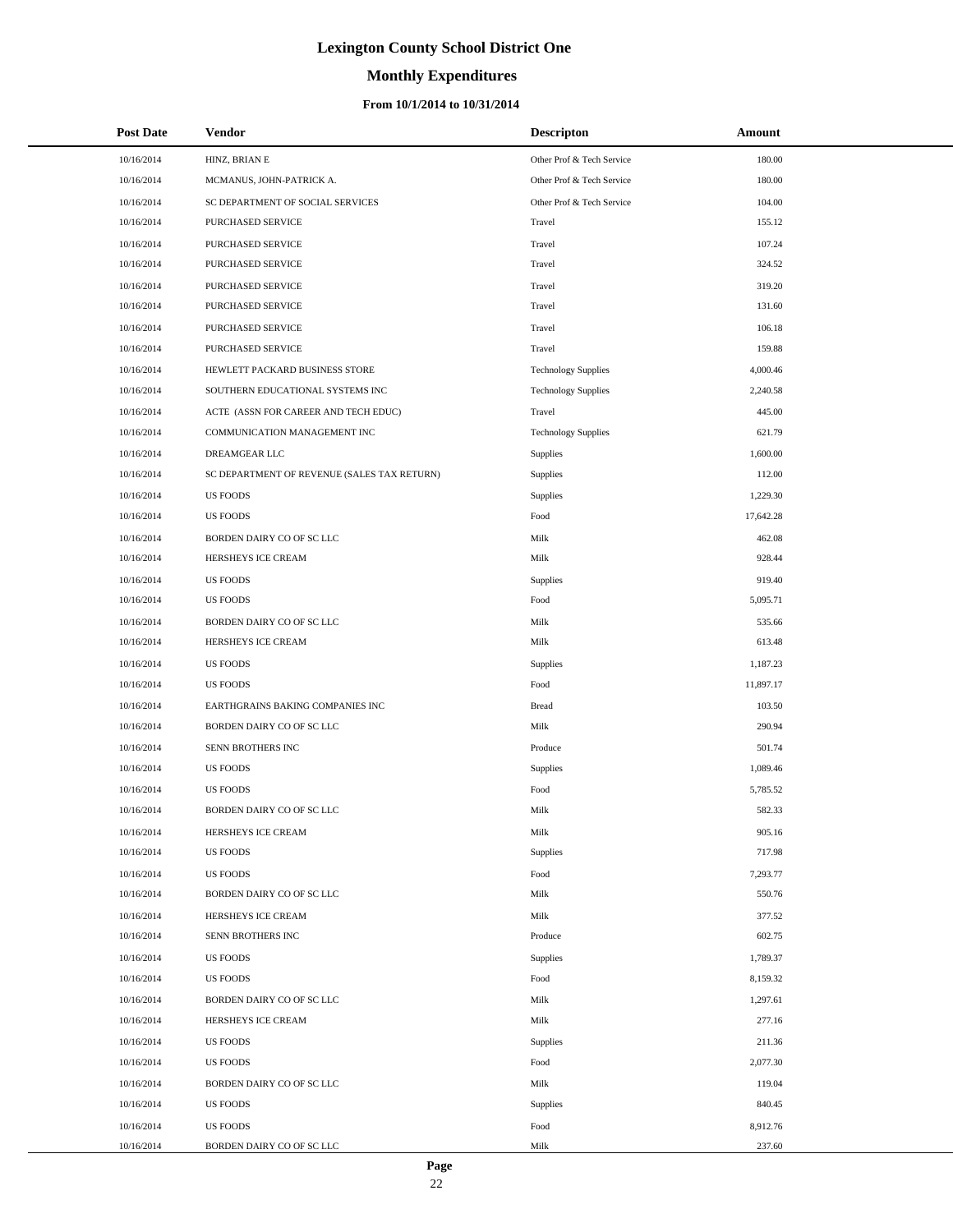# Lexington County School District One

## Monthly Expenditures

### From 10/1/2014 to 10/31/2014

| Post Date | Vendor | Descripton | Amount |
|---|---|---|---|
| 10/16/2014 | HINZ, BRIAN E | Other Prof & Tech Service | 180.00 |
| 10/16/2014 | MCMANUS, JOHN-PATRICK A. | Other Prof & Tech Service | 180.00 |
| 10/16/2014 | SC DEPARTMENT OF SOCIAL SERVICES | Other Prof & Tech Service | 104.00 |
| 10/16/2014 | PURCHASED SERVICE | Travel | 155.12 |
| 10/16/2014 | PURCHASED SERVICE | Travel | 107.24 |
| 10/16/2014 | PURCHASED SERVICE | Travel | 324.52 |
| 10/16/2014 | PURCHASED SERVICE | Travel | 319.20 |
| 10/16/2014 | PURCHASED SERVICE | Travel | 131.60 |
| 10/16/2014 | PURCHASED SERVICE | Travel | 106.18 |
| 10/16/2014 | PURCHASED SERVICE | Travel | 159.88 |
| 10/16/2014 | HEWLETT PACKARD BUSINESS STORE | Technology Supplies | 4,000.46 |
| 10/16/2014 | SOUTHERN EDUCATIONAL SYSTEMS INC | Technology Supplies | 2,240.58 |
| 10/16/2014 | ACTE (ASSN FOR CAREER AND TECH EDUC) | Travel | 445.00 |
| 10/16/2014 | COMMUNICATION MANAGEMENT INC | Technology Supplies | 621.79 |
| 10/16/2014 | DREAMGEAR LLC | Supplies | 1,600.00 |
| 10/16/2014 | SC DEPARTMENT OF REVENUE (SALES TAX RETURN) | Supplies | 112.00 |
| 10/16/2014 | US FOODS | Supplies | 1,229.30 |
| 10/16/2014 | US FOODS | Food | 17,642.28 |
| 10/16/2014 | BORDEN DAIRY CO OF SC LLC | Milk | 462.08 |
| 10/16/2014 | HERSHEYS ICE CREAM | Milk | 928.44 |
| 10/16/2014 | US FOODS | Supplies | 919.40 |
| 10/16/2014 | US FOODS | Food | 5,095.71 |
| 10/16/2014 | BORDEN DAIRY CO OF SC LLC | Milk | 535.66 |
| 10/16/2014 | HERSHEYS ICE CREAM | Milk | 613.48 |
| 10/16/2014 | US FOODS | Supplies | 1,187.23 |
| 10/16/2014 | US FOODS | Food | 11,897.17 |
| 10/16/2014 | EARTHGRAINS BAKING COMPANIES INC | Bread | 103.50 |
| 10/16/2014 | BORDEN DAIRY CO OF SC LLC | Milk | 290.94 |
| 10/16/2014 | SENN BROTHERS INC | Produce | 501.74 |
| 10/16/2014 | US FOODS | Supplies | 1,089.46 |
| 10/16/2014 | US FOODS | Food | 5,785.52 |
| 10/16/2014 | BORDEN DAIRY CO OF SC LLC | Milk | 582.33 |
| 10/16/2014 | HERSHEYS ICE CREAM | Milk | 905.16 |
| 10/16/2014 | US FOODS | Supplies | 717.98 |
| 10/16/2014 | US FOODS | Food | 7,293.77 |
| 10/16/2014 | BORDEN DAIRY CO OF SC LLC | Milk | 550.76 |
| 10/16/2014 | HERSHEYS ICE CREAM | Milk | 377.52 |
| 10/16/2014 | SENN BROTHERS INC | Produce | 602.75 |
| 10/16/2014 | US FOODS | Supplies | 1,789.37 |
| 10/16/2014 | US FOODS | Food | 8,159.32 |
| 10/16/2014 | BORDEN DAIRY CO OF SC LLC | Milk | 1,297.61 |
| 10/16/2014 | HERSHEYS ICE CREAM | Milk | 277.16 |
| 10/16/2014 | US FOODS | Supplies | 211.36 |
| 10/16/2014 | US FOODS | Food | 2,077.30 |
| 10/16/2014 | BORDEN DAIRY CO OF SC LLC | Milk | 119.04 |
| 10/16/2014 | US FOODS | Supplies | 840.45 |
| 10/16/2014 | US FOODS | Food | 8,912.76 |
| 10/16/2014 | BORDEN DAIRY CO OF SC LLC | Milk | 237.60 |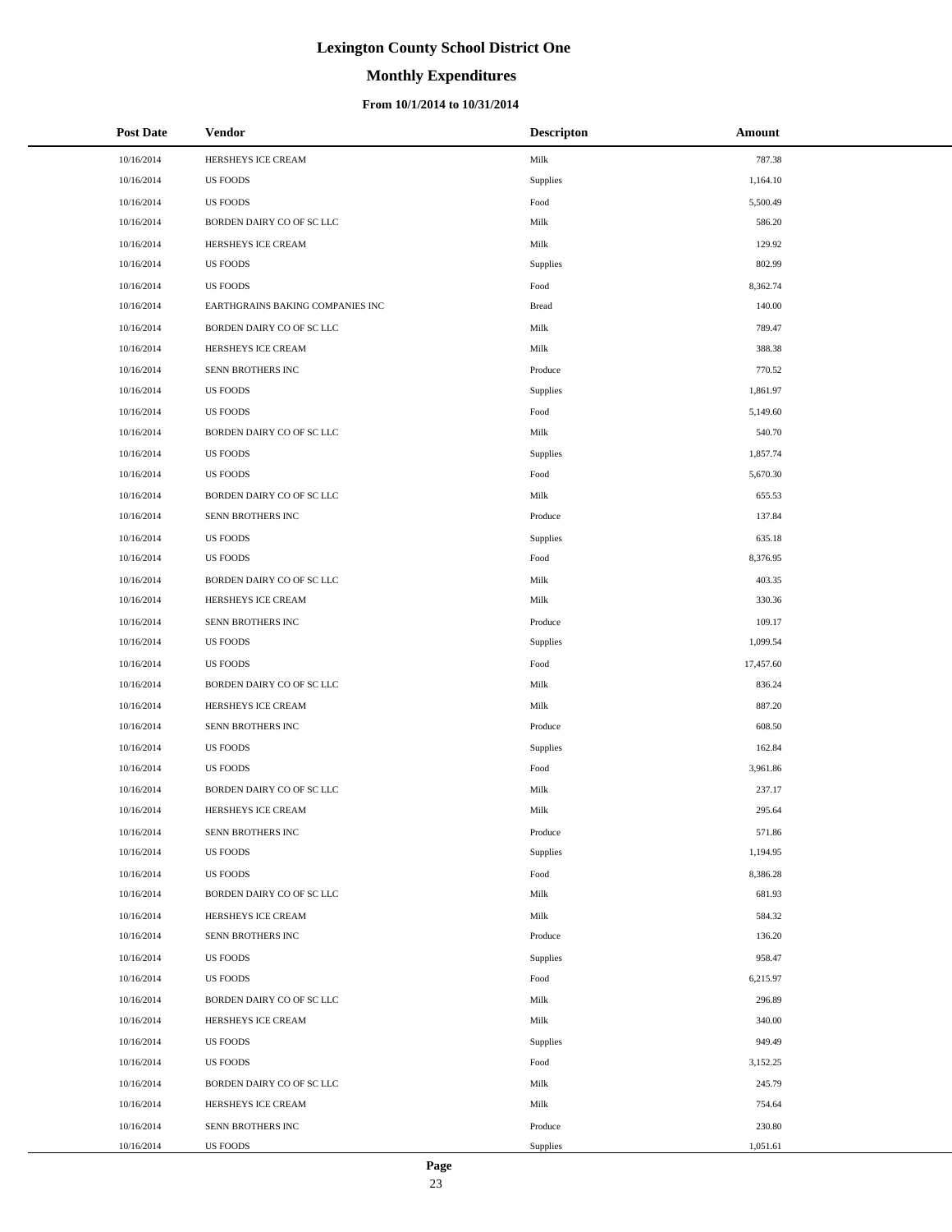# Lexington County School District One

## Monthly Expenditures

### From 10/1/2014 to 10/31/2014

| Post Date | Vendor | Descripton | Amount |
|---|---|---|---|
| 10/16/2014 | HERSHEYS ICE CREAM | Milk | 787.38 |
| 10/16/2014 | US FOODS | Supplies | 1,164.10 |
| 10/16/2014 | US FOODS | Food | 5,500.49 |
| 10/16/2014 | BORDEN DAIRY CO OF SC LLC | Milk | 586.20 |
| 10/16/2014 | HERSHEYS ICE CREAM | Milk | 129.92 |
| 10/16/2014 | US FOODS | Supplies | 802.99 |
| 10/16/2014 | US FOODS | Food | 8,362.74 |
| 10/16/2014 | EARTHGRAINS BAKING COMPANIES INC | Bread | 140.00 |
| 10/16/2014 | BORDEN DAIRY CO OF SC LLC | Milk | 789.47 |
| 10/16/2014 | HERSHEYS ICE CREAM | Milk | 388.38 |
| 10/16/2014 | SENN BROTHERS INC | Produce | 770.52 |
| 10/16/2014 | US FOODS | Supplies | 1,861.97 |
| 10/16/2014 | US FOODS | Food | 5,149.60 |
| 10/16/2014 | BORDEN DAIRY CO OF SC LLC | Milk | 540.70 |
| 10/16/2014 | US FOODS | Supplies | 1,857.74 |
| 10/16/2014 | US FOODS | Food | 5,670.30 |
| 10/16/2014 | BORDEN DAIRY CO OF SC LLC | Milk | 655.53 |
| 10/16/2014 | SENN BROTHERS INC | Produce | 137.84 |
| 10/16/2014 | US FOODS | Supplies | 635.18 |
| 10/16/2014 | US FOODS | Food | 8,376.95 |
| 10/16/2014 | BORDEN DAIRY CO OF SC LLC | Milk | 403.35 |
| 10/16/2014 | HERSHEYS ICE CREAM | Milk | 330.36 |
| 10/16/2014 | SENN BROTHERS INC | Produce | 109.17 |
| 10/16/2014 | US FOODS | Supplies | 1,099.54 |
| 10/16/2014 | US FOODS | Food | 17,457.60 |
| 10/16/2014 | BORDEN DAIRY CO OF SC LLC | Milk | 836.24 |
| 10/16/2014 | HERSHEYS ICE CREAM | Milk | 887.20 |
| 10/16/2014 | SENN BROTHERS INC | Produce | 608.50 |
| 10/16/2014 | US FOODS | Supplies | 162.84 |
| 10/16/2014 | US FOODS | Food | 3,961.86 |
| 10/16/2014 | BORDEN DAIRY CO OF SC LLC | Milk | 237.17 |
| 10/16/2014 | HERSHEYS ICE CREAM | Milk | 295.64 |
| 10/16/2014 | SENN BROTHERS INC | Produce | 571.86 |
| 10/16/2014 | US FOODS | Supplies | 1,194.95 |
| 10/16/2014 | US FOODS | Food | 8,386.28 |
| 10/16/2014 | BORDEN DAIRY CO OF SC LLC | Milk | 681.93 |
| 10/16/2014 | HERSHEYS ICE CREAM | Milk | 584.32 |
| 10/16/2014 | SENN BROTHERS INC | Produce | 136.20 |
| 10/16/2014 | US FOODS | Supplies | 958.47 |
| 10/16/2014 | US FOODS | Food | 6,215.97 |
| 10/16/2014 | BORDEN DAIRY CO OF SC LLC | Milk | 296.89 |
| 10/16/2014 | HERSHEYS ICE CREAM | Milk | 340.00 |
| 10/16/2014 | US FOODS | Supplies | 949.49 |
| 10/16/2014 | US FOODS | Food | 3,152.25 |
| 10/16/2014 | BORDEN DAIRY CO OF SC LLC | Milk | 245.79 |
| 10/16/2014 | HERSHEYS ICE CREAM | Milk | 754.64 |
| 10/16/2014 | SENN BROTHERS INC | Produce | 230.80 |
| 10/16/2014 | US FOODS | Supplies | 1,051.61 |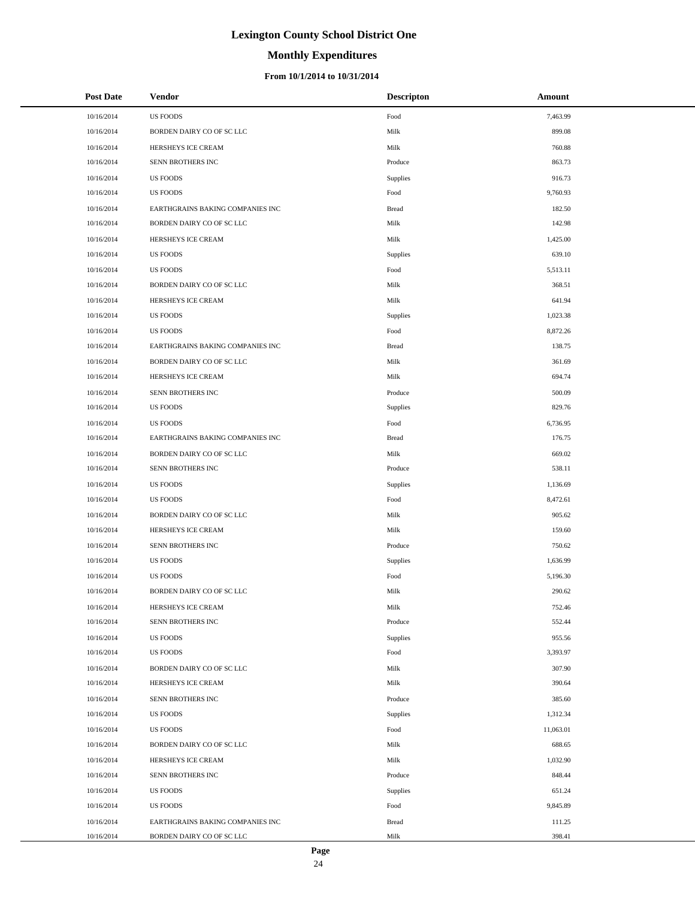# Lexington County School District One

## Monthly Expenditures

### From 10/1/2014 to 10/31/2014

| Post Date | Vendor | Descripton | Amount |
|---|---|---|---|
| 10/16/2014 | US FOODS | Food | 7,463.99 |
| 10/16/2014 | BORDEN DAIRY CO OF SC LLC | Milk | 899.08 |
| 10/16/2014 | HERSHEYS ICE CREAM | Milk | 760.88 |
| 10/16/2014 | SENN BROTHERS INC | Produce | 863.73 |
| 10/16/2014 | US FOODS | Supplies | 916.73 |
| 10/16/2014 | US FOODS | Food | 9,760.93 |
| 10/16/2014 | EARTHGRAINS BAKING COMPANIES INC | Bread | 182.50 |
| 10/16/2014 | BORDEN DAIRY CO OF SC LLC | Milk | 142.98 |
| 10/16/2014 | HERSHEYS ICE CREAM | Milk | 1,425.00 |
| 10/16/2014 | US FOODS | Supplies | 639.10 |
| 10/16/2014 | US FOODS | Food | 5,513.11 |
| 10/16/2014 | BORDEN DAIRY CO OF SC LLC | Milk | 368.51 |
| 10/16/2014 | HERSHEYS ICE CREAM | Milk | 641.94 |
| 10/16/2014 | US FOODS | Supplies | 1,023.38 |
| 10/16/2014 | US FOODS | Food | 8,872.26 |
| 10/16/2014 | EARTHGRAINS BAKING COMPANIES INC | Bread | 138.75 |
| 10/16/2014 | BORDEN DAIRY CO OF SC LLC | Milk | 361.69 |
| 10/16/2014 | HERSHEYS ICE CREAM | Milk | 694.74 |
| 10/16/2014 | SENN BROTHERS INC | Produce | 500.09 |
| 10/16/2014 | US FOODS | Supplies | 829.76 |
| 10/16/2014 | US FOODS | Food | 6,736.95 |
| 10/16/2014 | EARTHGRAINS BAKING COMPANIES INC | Bread | 176.75 |
| 10/16/2014 | BORDEN DAIRY CO OF SC LLC | Milk | 669.02 |
| 10/16/2014 | SENN BROTHERS INC | Produce | 538.11 |
| 10/16/2014 | US FOODS | Supplies | 1,136.69 |
| 10/16/2014 | US FOODS | Food | 8,472.61 |
| 10/16/2014 | BORDEN DAIRY CO OF SC LLC | Milk | 905.62 |
| 10/16/2014 | HERSHEYS ICE CREAM | Milk | 159.60 |
| 10/16/2014 | SENN BROTHERS INC | Produce | 750.62 |
| 10/16/2014 | US FOODS | Supplies | 1,636.99 |
| 10/16/2014 | US FOODS | Food | 5,196.30 |
| 10/16/2014 | BORDEN DAIRY CO OF SC LLC | Milk | 290.62 |
| 10/16/2014 | HERSHEYS ICE CREAM | Milk | 752.46 |
| 10/16/2014 | SENN BROTHERS INC | Produce | 552.44 |
| 10/16/2014 | US FOODS | Supplies | 955.56 |
| 10/16/2014 | US FOODS | Food | 3,393.97 |
| 10/16/2014 | BORDEN DAIRY CO OF SC LLC | Milk | 307.90 |
| 10/16/2014 | HERSHEYS ICE CREAM | Milk | 390.64 |
| 10/16/2014 | SENN BROTHERS INC | Produce | 385.60 |
| 10/16/2014 | US FOODS | Supplies | 1,312.34 |
| 10/16/2014 | US FOODS | Food | 11,063.01 |
| 10/16/2014 | BORDEN DAIRY CO OF SC LLC | Milk | 688.65 |
| 10/16/2014 | HERSHEYS ICE CREAM | Milk | 1,032.90 |
| 10/16/2014 | SENN BROTHERS INC | Produce | 848.44 |
| 10/16/2014 | US FOODS | Supplies | 651.24 |
| 10/16/2014 | US FOODS | Food | 9,845.89 |
| 10/16/2014 | EARTHGRAINS BAKING COMPANIES INC | Bread | 111.25 |
| 10/16/2014 | BORDEN DAIRY CO OF SC LLC | Milk | 398.41 |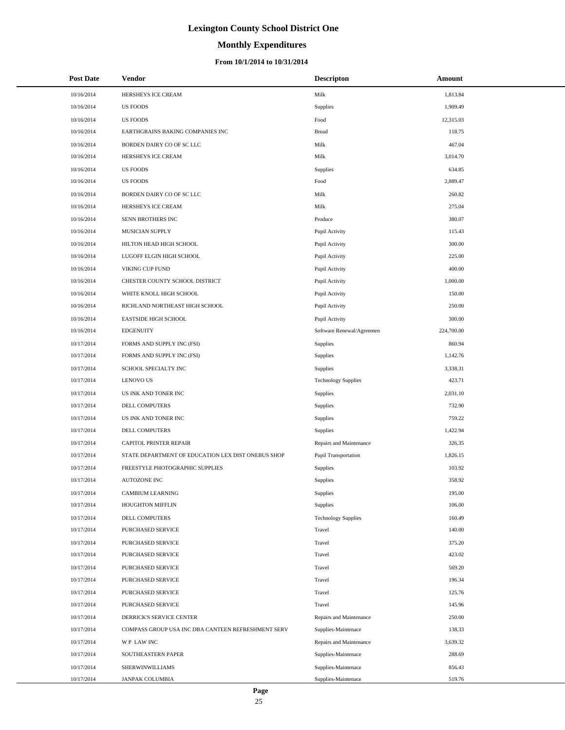# Lexington County School District One

## Monthly Expenditures

### From 10/1/2014 to 10/31/2014

| Post Date | Vendor | Descripton | Amount |
|---|---|---|---|
| 10/16/2014 | HERSHEYS ICE CREAM | Milk | 1,813.84 |
| 10/16/2014 | US FOODS | Supplies | 1,909.49 |
| 10/16/2014 | US FOODS | Food | 12,315.03 |
| 10/16/2014 | EARTHGRAINS BAKING COMPANIES INC | Bread | 118.75 |
| 10/16/2014 | BORDEN DAIRY CO OF SC LLC | Milk | 467.04 |
| 10/16/2014 | HERSHEYS ICE CREAM | Milk | 3,014.70 |
| 10/16/2014 | US FOODS | Supplies | 634.85 |
| 10/16/2014 | US FOODS | Food | 2,889.47 |
| 10/16/2014 | BORDEN DAIRY CO OF SC LLC | Milk | 260.82 |
| 10/16/2014 | HERSHEYS ICE CREAM | Milk | 275.04 |
| 10/16/2014 | SENN BROTHERS INC | Produce | 380.07 |
| 10/16/2014 | MUSICIAN SUPPLY | Pupil Activity | 115.43 |
| 10/16/2014 | HILTON HEAD HIGH SCHOOL | Pupil Activity | 300.00 |
| 10/16/2014 | LUGOFF ELGIN HIGH SCHOOL | Pupil Activity | 225.00 |
| 10/16/2014 | VIKING CUP FUND | Pupil Activity | 400.00 |
| 10/16/2014 | CHESTER COUNTY SCHOOL DISTRICT | Pupil Activity | 1,000.00 |
| 10/16/2014 | WHITE KNOLL HIGH SCHOOL | Pupil Activity | 150.00 |
| 10/16/2014 | RICHLAND NORTHEAST HIGH SCHOOL | Pupil Activity | 250.00 |
| 10/16/2014 | EASTSIDE HIGH SCHOOL | Pupil Activity | 300.00 |
| 10/16/2014 | EDGENUITY | Software Renewal/Agreemen | 224,700.00 |
| 10/17/2014 | FORMS AND SUPPLY INC (FSI) | Supplies | 860.94 |
| 10/17/2014 | FORMS AND SUPPLY INC (FSI) | Supplies | 1,142.76 |
| 10/17/2014 | SCHOOL SPECIALTY INC | Supplies | 3,338.31 |
| 10/17/2014 | LENOVO US | Technology Supplies | 423.71 |
| 10/17/2014 | US INK AND TONER INC | Supplies | 2,031.10 |
| 10/17/2014 | DELL COMPUTERS | Supplies | 732.90 |
| 10/17/2014 | US INK AND TONER INC | Supplies | 759.22 |
| 10/17/2014 | DELL COMPUTERS | Supplies | 1,422.94 |
| 10/17/2014 | CAPITOL PRINTER REPAIR | Repairs and Maintenance | 326.35 |
| 10/17/2014 | STATE DEPARTMENT OF EDUCATION LEX DIST ONEBUS SHOP | Pupil Transportation | 1,826.15 |
| 10/17/2014 | FREESTYLE PHOTOGRAPHIC SUPPLIES | Supplies | 103.92 |
| 10/17/2014 | AUTOZONE INC | Supplies | 358.92 |
| 10/17/2014 | CAMBIUM LEARNING | Supplies | 195.00 |
| 10/17/2014 | HOUGHTON MIFFLIN | Supplies | 106.00 |
| 10/17/2014 | DELL COMPUTERS | Technology Supplies | 160.49 |
| 10/17/2014 | PURCHASED SERVICE | Travel | 140.00 |
| 10/17/2014 | PURCHASED SERVICE | Travel | 375.20 |
| 10/17/2014 | PURCHASED SERVICE | Travel | 423.02 |
| 10/17/2014 | PURCHASED SERVICE | Travel | 569.20 |
| 10/17/2014 | PURCHASED SERVICE | Travel | 196.34 |
| 10/17/2014 | PURCHASED SERVICE | Travel | 125.76 |
| 10/17/2014 | PURCHASED SERVICE | Travel | 145.96 |
| 10/17/2014 | DERRICK'S SERVICE CENTER | Repairs and Maintenance | 250.00 |
| 10/17/2014 | COMPASS GROUP USA INC DBA CANTEEN REFRESHMENT SERV | Supplies-Maintenace | 138.33 |
| 10/17/2014 | W P LAW INC | Repairs and Maintenance | 3,639.32 |
| 10/17/2014 | SOUTHEASTERN PAPER | Supplies-Maintenace | 288.69 |
| 10/17/2014 | SHERWINWILLIAMS | Supplies-Maintenace | 856.43 |
| 10/17/2014 | JANPAK COLUMBIA | Supplies-Maintenace | 519.76 |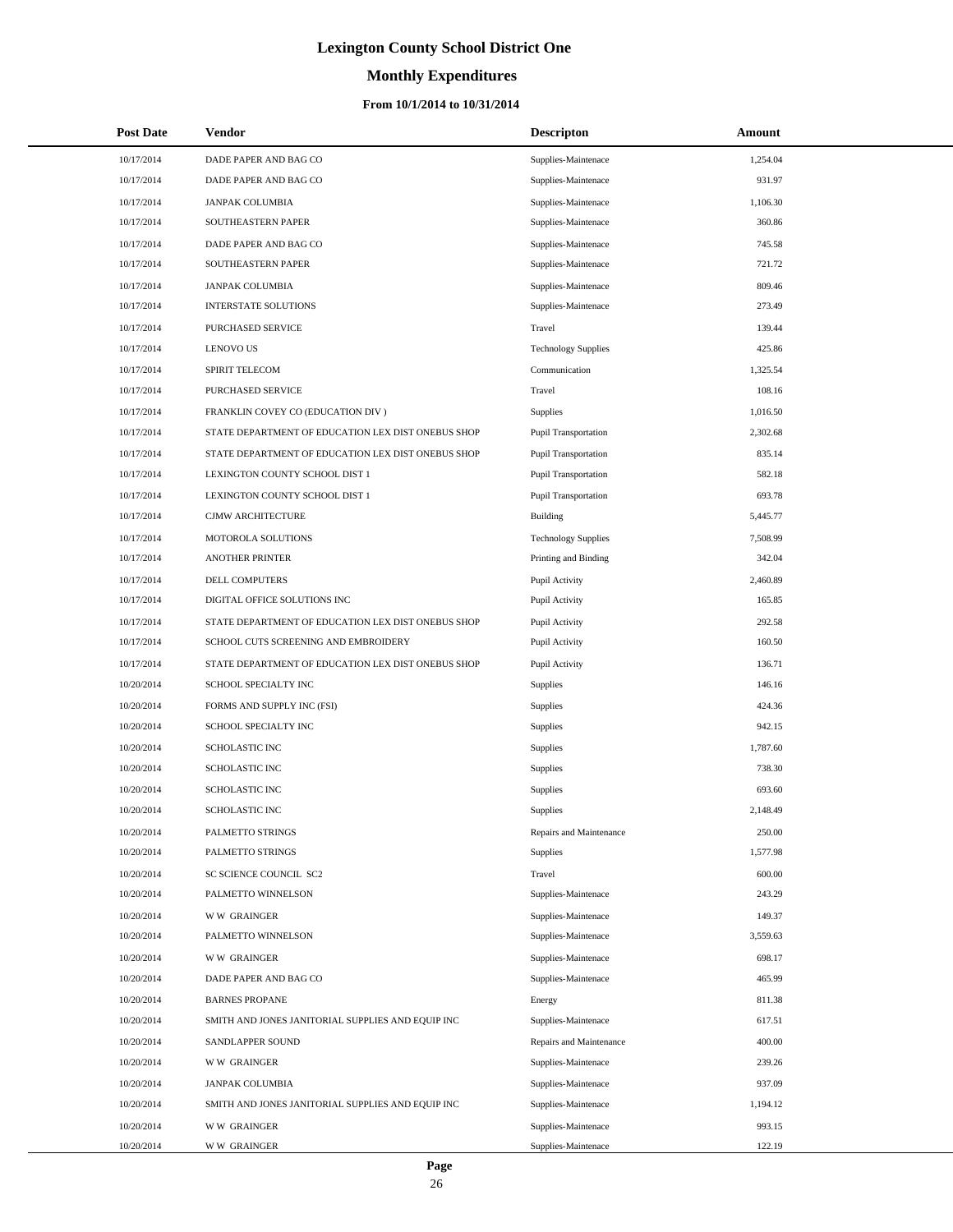# Lexington County School District One

## Monthly Expenditures

### From 10/1/2014 to 10/31/2014

| Post Date | Vendor | Descripton | Amount |
|---|---|---|---|
| 10/17/2014 | DADE PAPER AND BAG CO | Supplies-Maintenace | 1,254.04 |
| 10/17/2014 | DADE PAPER AND BAG CO | Supplies-Maintenace | 931.97 |
| 10/17/2014 | JANPAK COLUMBIA | Supplies-Maintenace | 1,106.30 |
| 10/17/2014 | SOUTHEASTERN PAPER | Supplies-Maintenace | 360.86 |
| 10/17/2014 | DADE PAPER AND BAG CO | Supplies-Maintenace | 745.58 |
| 10/17/2014 | SOUTHEASTERN PAPER | Supplies-Maintenace | 721.72 |
| 10/17/2014 | JANPAK COLUMBIA | Supplies-Maintenace | 809.46 |
| 10/17/2014 | INTERSTATE SOLUTIONS | Supplies-Maintenace | 273.49 |
| 10/17/2014 | PURCHASED SERVICE | Travel | 139.44 |
| 10/17/2014 | LENOVO US | Technology Supplies | 425.86 |
| 10/17/2014 | SPIRIT TELECOM | Communication | 1,325.54 |
| 10/17/2014 | PURCHASED SERVICE | Travel | 108.16 |
| 10/17/2014 | FRANKLIN COVEY CO (EDUCATION DIV ) | Supplies | 1,016.50 |
| 10/17/2014 | STATE DEPARTMENT OF EDUCATION LEX DIST ONEBUS SHOP | Pupil Transportation | 2,302.68 |
| 10/17/2014 | STATE DEPARTMENT OF EDUCATION LEX DIST ONEBUS SHOP | Pupil Transportation | 835.14 |
| 10/17/2014 | LEXINGTON COUNTY SCHOOL DIST 1 | Pupil Transportation | 582.18 |
| 10/17/2014 | LEXINGTON COUNTY SCHOOL DIST 1 | Pupil Transportation | 693.78 |
| 10/17/2014 | CJMW ARCHITECTURE | Building | 5,445.77 |
| 10/17/2014 | MOTOROLA SOLUTIONS | Technology Supplies | 7,508.99 |
| 10/17/2014 | ANOTHER PRINTER | Printing and Binding | 342.04 |
| 10/17/2014 | DELL COMPUTERS | Pupil Activity | 2,460.89 |
| 10/17/2014 | DIGITAL OFFICE SOLUTIONS INC | Pupil Activity | 165.85 |
| 10/17/2014 | STATE DEPARTMENT OF EDUCATION LEX DIST ONEBUS SHOP | Pupil Activity | 292.58 |
| 10/17/2014 | SCHOOL CUTS SCREENING AND EMBROIDERY | Pupil Activity | 160.50 |
| 10/17/2014 | STATE DEPARTMENT OF EDUCATION LEX DIST ONEBUS SHOP | Pupil Activity | 136.71 |
| 10/20/2014 | SCHOOL SPECIALTY INC | Supplies | 146.16 |
| 10/20/2014 | FORMS AND SUPPLY INC (FSI) | Supplies | 424.36 |
| 10/20/2014 | SCHOOL SPECIALTY INC | Supplies | 942.15 |
| 10/20/2014 | SCHOLASTIC INC | Supplies | 1,787.60 |
| 10/20/2014 | SCHOLASTIC INC | Supplies | 738.30 |
| 10/20/2014 | SCHOLASTIC INC | Supplies | 693.60 |
| 10/20/2014 | SCHOLASTIC INC | Supplies | 2,148.49 |
| 10/20/2014 | PALMETTO STRINGS | Repairs and Maintenance | 250.00 |
| 10/20/2014 | PALMETTO STRINGS | Supplies | 1,577.98 |
| 10/20/2014 | SC SCIENCE COUNCIL SC2 | Travel | 600.00 |
| 10/20/2014 | PALMETTO WINNELSON | Supplies-Maintenace | 243.29 |
| 10/20/2014 | W W GRAINGER | Supplies-Maintenace | 149.37 |
| 10/20/2014 | PALMETTO WINNELSON | Supplies-Maintenace | 3,559.63 |
| 10/20/2014 | W W GRAINGER | Supplies-Maintenace | 698.17 |
| 10/20/2014 | DADE PAPER AND BAG CO | Supplies-Maintenace | 465.99 |
| 10/20/2014 | BARNES PROPANE | Energy | 811.38 |
| 10/20/2014 | SMITH AND JONES JANITORIAL SUPPLIES AND EQUIP INC | Supplies-Maintenace | 617.51 |
| 10/20/2014 | SANDLAPPER SOUND | Repairs and Maintenance | 400.00 |
| 10/20/2014 | W W GRAINGER | Supplies-Maintenace | 239.26 |
| 10/20/2014 | JANPAK COLUMBIA | Supplies-Maintenace | 937.09 |
| 10/20/2014 | SMITH AND JONES JANITORIAL SUPPLIES AND EQUIP INC | Supplies-Maintenace | 1,194.12 |
| 10/20/2014 | W W GRAINGER | Supplies-Maintenace | 993.15 |
| 10/20/2014 | W W GRAINGER | Supplies-Maintenace | 122.19 |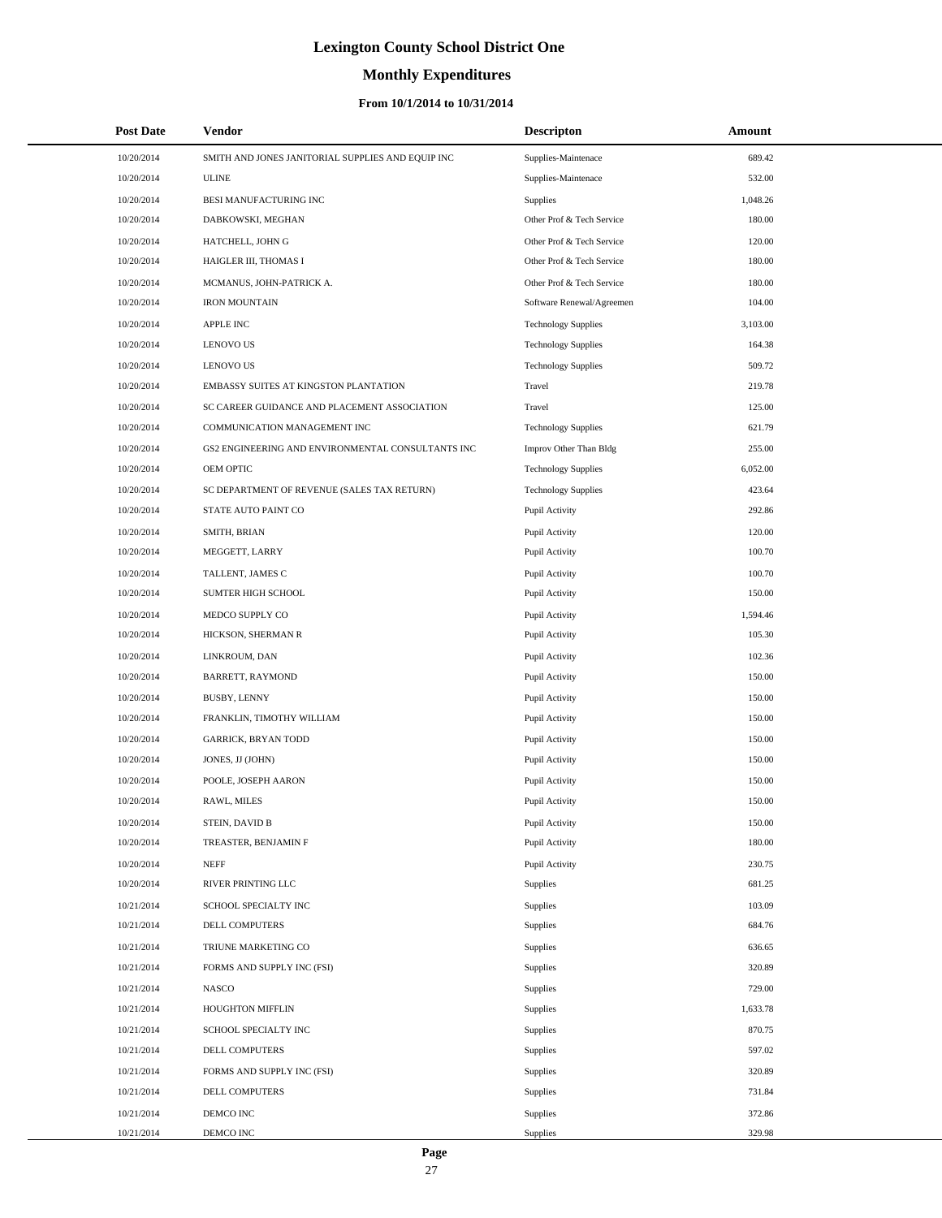# Lexington County School District One

## Monthly Expenditures

### From 10/1/2014 to 10/31/2014

| Post Date | Vendor | Descripton | Amount |
|---|---|---|---|
| 10/20/2014 | SMITH AND JONES JANITORIAL SUPPLIES AND EQUIP INC | Supplies-Maintenace | 689.42 |
| 10/20/2014 | ULINE | Supplies-Maintenace | 532.00 |
| 10/20/2014 | BESI MANUFACTURING INC | Supplies | 1,048.26 |
| 10/20/2014 | DABKOWSKI, MEGHAN | Other Prof & Tech Service | 180.00 |
| 10/20/2014 | HATCHELL, JOHN G | Other Prof & Tech Service | 120.00 |
| 10/20/2014 | HAIGLER III, THOMAS I | Other Prof & Tech Service | 180.00 |
| 10/20/2014 | MCMANUS, JOHN-PATRICK A. | Other Prof & Tech Service | 180.00 |
| 10/20/2014 | IRON MOUNTAIN | Software Renewal/Agreemen | 104.00 |
| 10/20/2014 | APPLE INC | Technology Supplies | 3,103.00 |
| 10/20/2014 | LENOVO US | Technology Supplies | 164.38 |
| 10/20/2014 | LENOVO US | Technology Supplies | 509.72 |
| 10/20/2014 | EMBASSY SUITES AT KINGSTON PLANTATION | Travel | 219.78 |
| 10/20/2014 | SC CAREER GUIDANCE AND PLACEMENT ASSOCIATION | Travel | 125.00 |
| 10/20/2014 | COMMUNICATION MANAGEMENT INC | Technology Supplies | 621.79 |
| 10/20/2014 | GS2 ENGINEERING AND ENVIRONMENTAL CONSULTANTS INC | Improv Other Than Bldg | 255.00 |
| 10/20/2014 | OEM OPTIC | Technology Supplies | 6,052.00 |
| 10/20/2014 | SC DEPARTMENT OF REVENUE (SALES TAX RETURN) | Technology Supplies | 423.64 |
| 10/20/2014 | STATE AUTO PAINT CO | Pupil Activity | 292.86 |
| 10/20/2014 | SMITH, BRIAN | Pupil Activity | 120.00 |
| 10/20/2014 | MEGGETT, LARRY | Pupil Activity | 100.70 |
| 10/20/2014 | TALLENT, JAMES C | Pupil Activity | 100.70 |
| 10/20/2014 | SUMTER HIGH SCHOOL | Pupil Activity | 150.00 |
| 10/20/2014 | MEDCO SUPPLY CO | Pupil Activity | 1,594.46 |
| 10/20/2014 | HICKSON, SHERMAN R | Pupil Activity | 105.30 |
| 10/20/2014 | LINKROUM, DAN | Pupil Activity | 102.36 |
| 10/20/2014 | BARRETT, RAYMOND | Pupil Activity | 150.00 |
| 10/20/2014 | BUSBY, LENNY | Pupil Activity | 150.00 |
| 10/20/2014 | FRANKLIN, TIMOTHY WILLIAM | Pupil Activity | 150.00 |
| 10/20/2014 | GARRICK, BRYAN TODD | Pupil Activity | 150.00 |
| 10/20/2014 | JONES, JJ (JOHN) | Pupil Activity | 150.00 |
| 10/20/2014 | POOLE, JOSEPH AARON | Pupil Activity | 150.00 |
| 10/20/2014 | RAWL, MILES | Pupil Activity | 150.00 |
| 10/20/2014 | STEIN, DAVID B | Pupil Activity | 150.00 |
| 10/20/2014 | TREASTER, BENJAMIN F | Pupil Activity | 180.00 |
| 10/20/2014 | NEFF | Pupil Activity | 230.75 |
| 10/20/2014 | RIVER PRINTING LLC | Supplies | 681.25 |
| 10/21/2014 | SCHOOL SPECIALTY INC | Supplies | 103.09 |
| 10/21/2014 | DELL COMPUTERS | Supplies | 684.76 |
| 10/21/2014 | TRIUNE MARKETING CO | Supplies | 636.65 |
| 10/21/2014 | FORMS AND SUPPLY INC (FSI) | Supplies | 320.89 |
| 10/21/2014 | NASCO | Supplies | 729.00 |
| 10/21/2014 | HOUGHTON MIFFLIN | Supplies | 1,633.78 |
| 10/21/2014 | SCHOOL SPECIALTY INC | Supplies | 870.75 |
| 10/21/2014 | DELL COMPUTERS | Supplies | 597.02 |
| 10/21/2014 | FORMS AND SUPPLY INC (FSI) | Supplies | 320.89 |
| 10/21/2014 | DELL COMPUTERS | Supplies | 731.84 |
| 10/21/2014 | DEMCO INC | Supplies | 372.86 |
| 10/21/2014 | DEMCO INC | Supplies | 329.98 |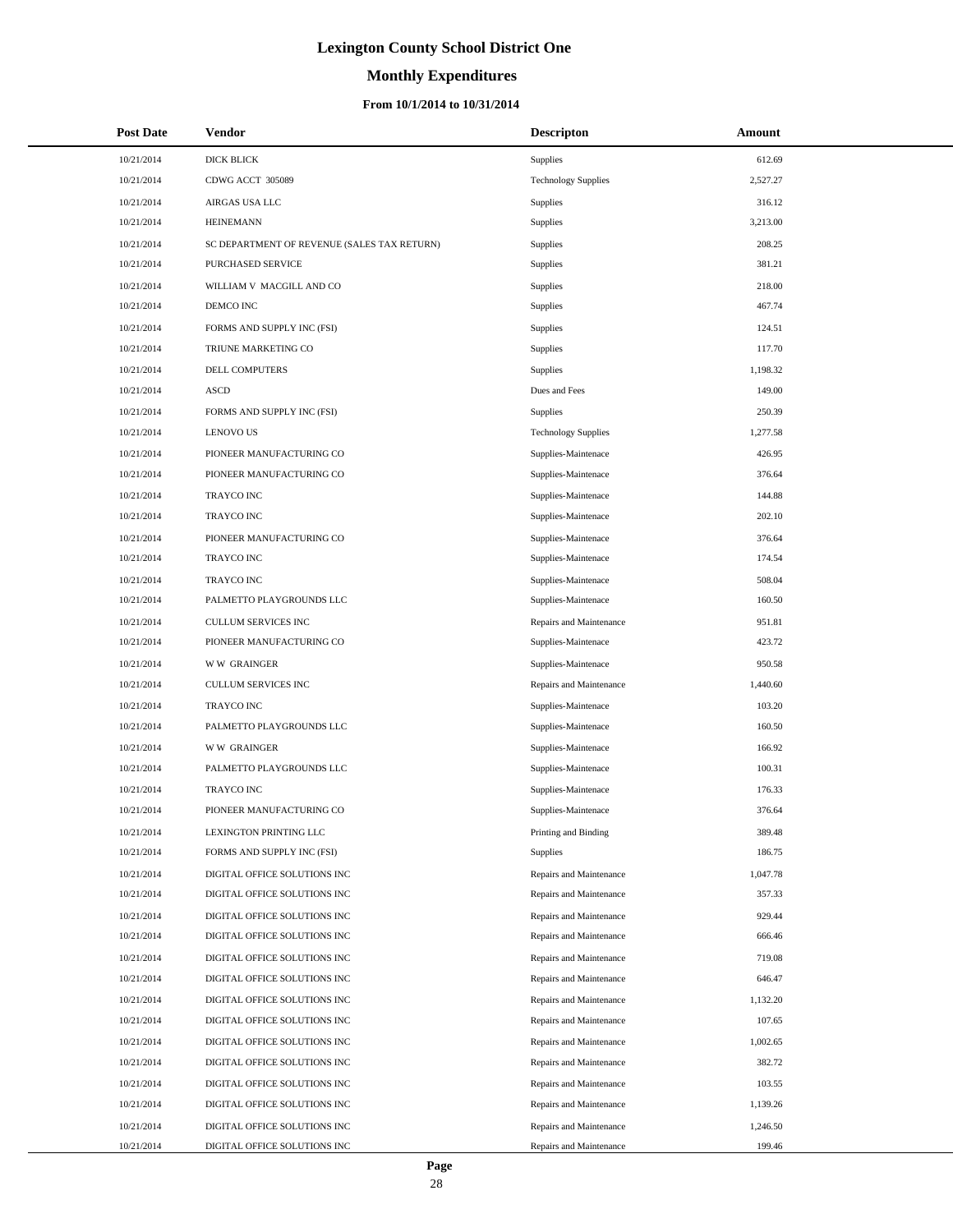# Lexington County School District One

## Monthly Expenditures

### From 10/1/2014 to 10/31/2014

| Post Date | Vendor | Descripton | Amount |
|---|---|---|---|
| 10/21/2014 | DICK BLICK | Supplies | 612.69 |
| 10/21/2014 | CDWG ACCT 305089 | Technology Supplies | 2,527.27 |
| 10/21/2014 | AIRGAS USA LLC | Supplies | 316.12 |
| 10/21/2014 | HEINEMANN | Supplies | 3,213.00 |
| 10/21/2014 | SC DEPARTMENT OF REVENUE (SALES TAX RETURN) | Supplies | 208.25 |
| 10/21/2014 | PURCHASED SERVICE | Supplies | 381.21 |
| 10/21/2014 | WILLIAM V MACGILL AND CO | Supplies | 218.00 |
| 10/21/2014 | DEMCO INC | Supplies | 467.74 |
| 10/21/2014 | FORMS AND SUPPLY INC (FSI) | Supplies | 124.51 |
| 10/21/2014 | TRIUNE MARKETING CO | Supplies | 117.70 |
| 10/21/2014 | DELL COMPUTERS | Supplies | 1,198.32 |
| 10/21/2014 | ASCD | Dues and Fees | 149.00 |
| 10/21/2014 | FORMS AND SUPPLY INC (FSI) | Supplies | 250.39 |
| 10/21/2014 | LENOVO US | Technology Supplies | 1,277.58 |
| 10/21/2014 | PIONEER MANUFACTURING CO | Supplies-Maintenace | 426.95 |
| 10/21/2014 | PIONEER MANUFACTURING CO | Supplies-Maintenace | 376.64 |
| 10/21/2014 | TRAYCO INC | Supplies-Maintenace | 144.88 |
| 10/21/2014 | TRAYCO INC | Supplies-Maintenace | 202.10 |
| 10/21/2014 | PIONEER MANUFACTURING CO | Supplies-Maintenace | 376.64 |
| 10/21/2014 | TRAYCO INC | Supplies-Maintenace | 174.54 |
| 10/21/2014 | TRAYCO INC | Supplies-Maintenace | 508.04 |
| 10/21/2014 | PALMETTO PLAYGROUNDS LLC | Supplies-Maintenace | 160.50 |
| 10/21/2014 | CULLUM SERVICES INC | Repairs and Maintenance | 951.81 |
| 10/21/2014 | PIONEER MANUFACTURING CO | Supplies-Maintenace | 423.72 |
| 10/21/2014 | W W GRAINGER | Supplies-Maintenace | 950.58 |
| 10/21/2014 | CULLUM SERVICES INC | Repairs and Maintenance | 1,440.60 |
| 10/21/2014 | TRAYCO INC | Supplies-Maintenace | 103.20 |
| 10/21/2014 | PALMETTO PLAYGROUNDS LLC | Supplies-Maintenace | 160.50 |
| 10/21/2014 | W W GRAINGER | Supplies-Maintenace | 166.92 |
| 10/21/2014 | PALMETTO PLAYGROUNDS LLC | Supplies-Maintenace | 100.31 |
| 10/21/2014 | TRAYCO INC | Supplies-Maintenace | 176.33 |
| 10/21/2014 | PIONEER MANUFACTURING CO | Supplies-Maintenace | 376.64 |
| 10/21/2014 | LEXINGTON PRINTING LLC | Printing and Binding | 389.48 |
| 10/21/2014 | FORMS AND SUPPLY INC (FSI) | Supplies | 186.75 |
| 10/21/2014 | DIGITAL OFFICE SOLUTIONS INC | Repairs and Maintenance | 1,047.78 |
| 10/21/2014 | DIGITAL OFFICE SOLUTIONS INC | Repairs and Maintenance | 357.33 |
| 10/21/2014 | DIGITAL OFFICE SOLUTIONS INC | Repairs and Maintenance | 929.44 |
| 10/21/2014 | DIGITAL OFFICE SOLUTIONS INC | Repairs and Maintenance | 666.46 |
| 10/21/2014 | DIGITAL OFFICE SOLUTIONS INC | Repairs and Maintenance | 719.08 |
| 10/21/2014 | DIGITAL OFFICE SOLUTIONS INC | Repairs and Maintenance | 646.47 |
| 10/21/2014 | DIGITAL OFFICE SOLUTIONS INC | Repairs and Maintenance | 1,132.20 |
| 10/21/2014 | DIGITAL OFFICE SOLUTIONS INC | Repairs and Maintenance | 107.65 |
| 10/21/2014 | DIGITAL OFFICE SOLUTIONS INC | Repairs and Maintenance | 1,002.65 |
| 10/21/2014 | DIGITAL OFFICE SOLUTIONS INC | Repairs and Maintenance | 382.72 |
| 10/21/2014 | DIGITAL OFFICE SOLUTIONS INC | Repairs and Maintenance | 103.55 |
| 10/21/2014 | DIGITAL OFFICE SOLUTIONS INC | Repairs and Maintenance | 1,139.26 |
| 10/21/2014 | DIGITAL OFFICE SOLUTIONS INC | Repairs and Maintenance | 1,246.50 |
| 10/21/2014 | DIGITAL OFFICE SOLUTIONS INC | Repairs and Maintenance | 199.46 |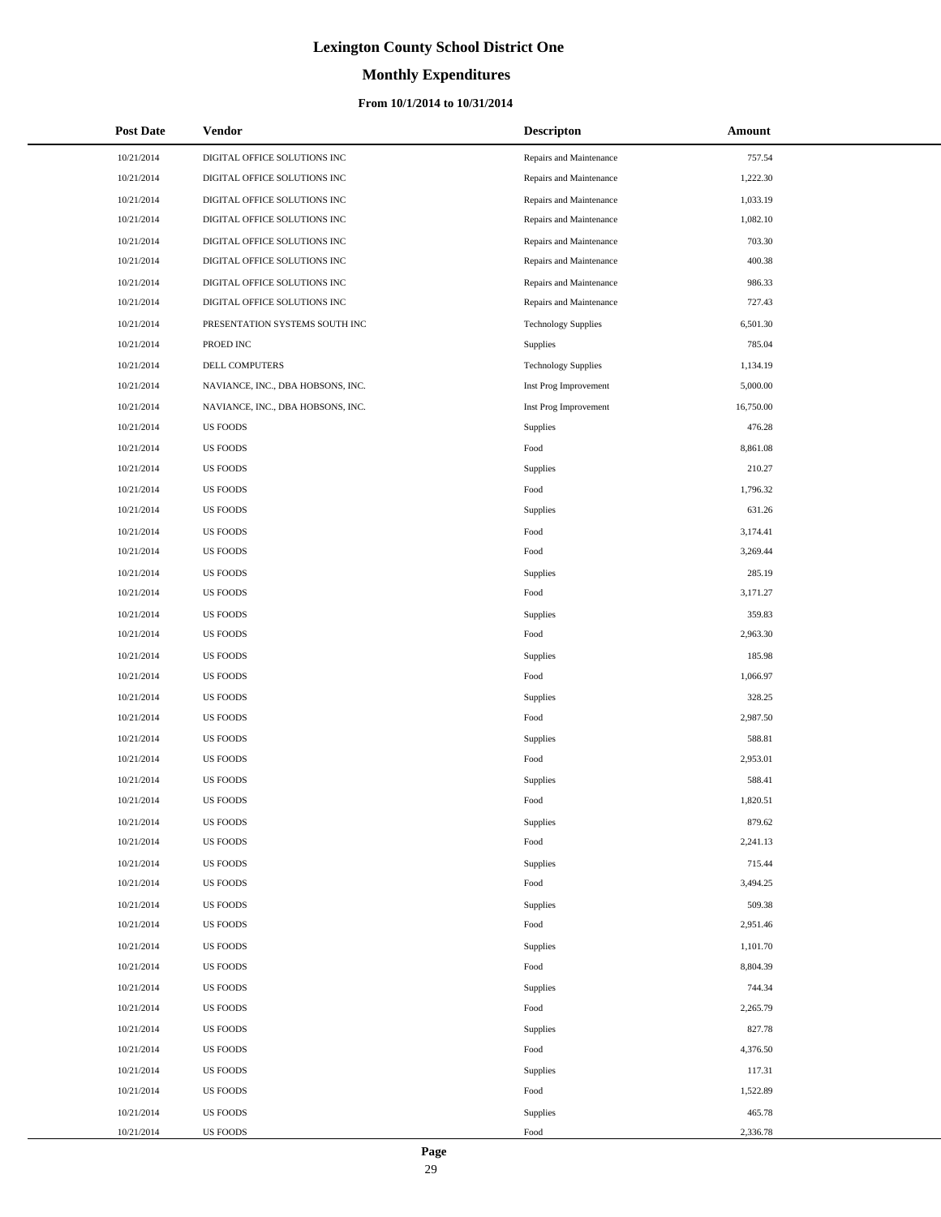# Lexington County School District One

## Monthly Expenditures

### From 10/1/2014 to 10/31/2014

| Post Date | Vendor | Descripton | Amount |
|---|---|---|---|
| 10/21/2014 | DIGITAL OFFICE SOLUTIONS INC | Repairs and Maintenance | 757.54 |
| 10/21/2014 | DIGITAL OFFICE SOLUTIONS INC | Repairs and Maintenance | 1,222.30 |
| 10/21/2014 | DIGITAL OFFICE SOLUTIONS INC | Repairs and Maintenance | 1,033.19 |
| 10/21/2014 | DIGITAL OFFICE SOLUTIONS INC | Repairs and Maintenance | 1,082.10 |
| 10/21/2014 | DIGITAL OFFICE SOLUTIONS INC | Repairs and Maintenance | 703.30 |
| 10/21/2014 | DIGITAL OFFICE SOLUTIONS INC | Repairs and Maintenance | 400.38 |
| 10/21/2014 | DIGITAL OFFICE SOLUTIONS INC | Repairs and Maintenance | 986.33 |
| 10/21/2014 | DIGITAL OFFICE SOLUTIONS INC | Repairs and Maintenance | 727.43 |
| 10/21/2014 | PRESENTATION SYSTEMS SOUTH INC | Technology Supplies | 6,501.30 |
| 10/21/2014 | PROED INC | Supplies | 785.04 |
| 10/21/2014 | DELL COMPUTERS | Technology Supplies | 1,134.19 |
| 10/21/2014 | NAVIANCE, INC., DBA HOBSONS, INC. | Inst Prog Improvement | 5,000.00 |
| 10/21/2014 | NAVIANCE, INC., DBA HOBSONS, INC. | Inst Prog Improvement | 16,750.00 |
| 10/21/2014 | US FOODS | Supplies | 476.28 |
| 10/21/2014 | US FOODS | Food | 8,861.08 |
| 10/21/2014 | US FOODS | Supplies | 210.27 |
| 10/21/2014 | US FOODS | Food | 1,796.32 |
| 10/21/2014 | US FOODS | Supplies | 631.26 |
| 10/21/2014 | US FOODS | Food | 3,174.41 |
| 10/21/2014 | US FOODS | Food | 3,269.44 |
| 10/21/2014 | US FOODS | Supplies | 285.19 |
| 10/21/2014 | US FOODS | Food | 3,171.27 |
| 10/21/2014 | US FOODS | Supplies | 359.83 |
| 10/21/2014 | US FOODS | Food | 2,963.30 |
| 10/21/2014 | US FOODS | Supplies | 185.98 |
| 10/21/2014 | US FOODS | Food | 1,066.97 |
| 10/21/2014 | US FOODS | Supplies | 328.25 |
| 10/21/2014 | US FOODS | Food | 2,987.50 |
| 10/21/2014 | US FOODS | Supplies | 588.81 |
| 10/21/2014 | US FOODS | Food | 2,953.01 |
| 10/21/2014 | US FOODS | Supplies | 588.41 |
| 10/21/2014 | US FOODS | Food | 1,820.51 |
| 10/21/2014 | US FOODS | Supplies | 879.62 |
| 10/21/2014 | US FOODS | Food | 2,241.13 |
| 10/21/2014 | US FOODS | Supplies | 715.44 |
| 10/21/2014 | US FOODS | Food | 3,494.25 |
| 10/21/2014 | US FOODS | Supplies | 509.38 |
| 10/21/2014 | US FOODS | Food | 2,951.46 |
| 10/21/2014 | US FOODS | Supplies | 1,101.70 |
| 10/21/2014 | US FOODS | Food | 8,804.39 |
| 10/21/2014 | US FOODS | Supplies | 744.34 |
| 10/21/2014 | US FOODS | Food | 2,265.79 |
| 10/21/2014 | US FOODS | Supplies | 827.78 |
| 10/21/2014 | US FOODS | Food | 4,376.50 |
| 10/21/2014 | US FOODS | Supplies | 117.31 |
| 10/21/2014 | US FOODS | Food | 1,522.89 |
| 10/21/2014 | US FOODS | Supplies | 465.78 |
| 10/21/2014 | US FOODS | Food | 2,336.78 |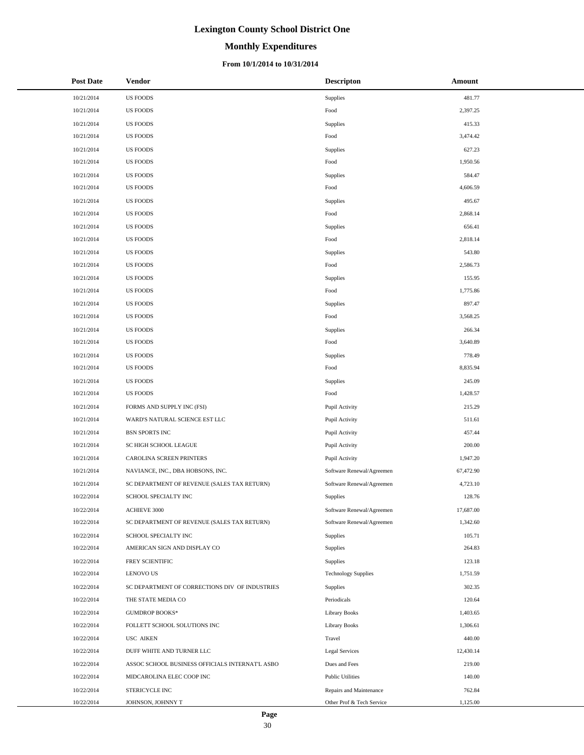# Lexington County School District One

## Monthly Expenditures

### From 10/1/2014 to 10/31/2014

| Post Date | Vendor | Descripton | Amount |
|---|---|---|---|
| 10/21/2014 | US FOODS | Supplies | 481.77 |
| 10/21/2014 | US FOODS | Food | 2,397.25 |
| 10/21/2014 | US FOODS | Supplies | 415.33 |
| 10/21/2014 | US FOODS | Food | 3,474.42 |
| 10/21/2014 | US FOODS | Supplies | 627.23 |
| 10/21/2014 | US FOODS | Food | 1,950.56 |
| 10/21/2014 | US FOODS | Supplies | 584.47 |
| 10/21/2014 | US FOODS | Food | 4,606.59 |
| 10/21/2014 | US FOODS | Supplies | 495.67 |
| 10/21/2014 | US FOODS | Food | 2,868.14 |
| 10/21/2014 | US FOODS | Supplies | 656.41 |
| 10/21/2014 | US FOODS | Food | 2,818.14 |
| 10/21/2014 | US FOODS | Supplies | 543.80 |
| 10/21/2014 | US FOODS | Food | 2,586.73 |
| 10/21/2014 | US FOODS | Supplies | 155.95 |
| 10/21/2014 | US FOODS | Food | 1,775.86 |
| 10/21/2014 | US FOODS | Supplies | 897.47 |
| 10/21/2014 | US FOODS | Food | 3,568.25 |
| 10/21/2014 | US FOODS | Supplies | 266.34 |
| 10/21/2014 | US FOODS | Food | 3,640.89 |
| 10/21/2014 | US FOODS | Supplies | 778.49 |
| 10/21/2014 | US FOODS | Food | 8,835.94 |
| 10/21/2014 | US FOODS | Supplies | 245.09 |
| 10/21/2014 | US FOODS | Food | 1,428.57 |
| 10/21/2014 | FORMS AND SUPPLY INC (FSI) | Pupil Activity | 215.29 |
| 10/21/2014 | WARD'S NATURAL SCIENCE EST LLC | Pupil Activity | 511.61 |
| 10/21/2014 | BSN SPORTS INC | Pupil Activity | 457.44 |
| 10/21/2014 | SC HIGH SCHOOL LEAGUE | Pupil Activity | 200.00 |
| 10/21/2014 | CAROLINA SCREEN PRINTERS | Pupil Activity | 1,947.20 |
| 10/21/2014 | NAVIANCE, INC., DBA HOBSONS, INC. | Software Renewal/Agreemen | 67,472.90 |
| 10/21/2014 | SC DEPARTMENT OF REVENUE (SALES TAX RETURN) | Software Renewal/Agreemen | 4,723.10 |
| 10/22/2014 | SCHOOL SPECIALTY INC | Supplies | 128.76 |
| 10/22/2014 | ACHIEVE 3000 | Software Renewal/Agreemen | 17,687.00 |
| 10/22/2014 | SC DEPARTMENT OF REVENUE (SALES TAX RETURN) | Software Renewal/Agreemen | 1,342.60 |
| 10/22/2014 | SCHOOL SPECIALTY INC | Supplies | 105.71 |
| 10/22/2014 | AMERICAN SIGN AND DISPLAY CO | Supplies | 264.83 |
| 10/22/2014 | FREY SCIENTIFIC | Supplies | 123.18 |
| 10/22/2014 | LENOVO US | Technology Supplies | 1,751.59 |
| 10/22/2014 | SC DEPARTMENT OF CORRECTIONS DIV OF INDUSTRIES | Supplies | 302.35 |
| 10/22/2014 | THE STATE MEDIA CO | Periodicals | 120.64 |
| 10/22/2014 | GUMDROP BOOKS* | Library Books | 1,403.65 |
| 10/22/2014 | FOLLETT SCHOOL SOLUTIONS INC | Library Books | 1,306.61 |
| 10/22/2014 | USC AIKEN | Travel | 440.00 |
| 10/22/2014 | DUFF WHITE AND TURNER LLC | Legal Services | 12,430.14 |
| 10/22/2014 | ASSOC SCHOOL BUSINESS OFFICIALS INTERNAT'L ASBO | Dues and Fees | 219.00 |
| 10/22/2014 | MIDCAROLINA ELEC COOP INC | Public Utilities | 140.00 |
| 10/22/2014 | STERICYCLE INC | Repairs and Maintenance | 762.84 |
| 10/22/2014 | JOHNSON, JOHNNY T | Other Prof & Tech Service | 1,125.00 |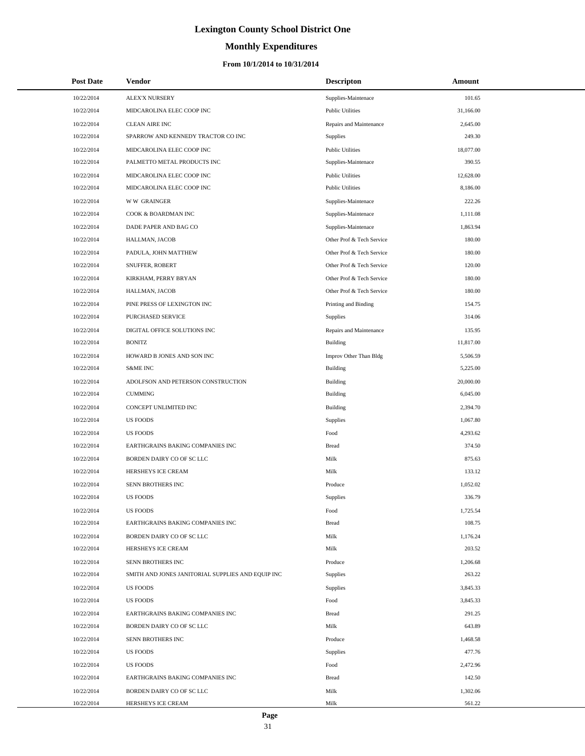# Lexington County School District One

## Monthly Expenditures

### From 10/1/2014 to 10/31/2014

| Post Date | Vendor | Descripton | Amount |
|---|---|---|---|
| 10/22/2014 | ALEX'X NURSERY | Supplies-Maintenace | 101.65 |
| 10/22/2014 | MIDCAROLINA ELEC COOP INC | Public Utilities | 31,166.00 |
| 10/22/2014 | CLEAN AIRE INC | Repairs and Maintenance | 2,645.00 |
| 10/22/2014 | SPARROW AND KENNEDY TRACTOR CO INC | Supplies | 249.30 |
| 10/22/2014 | MIDCAROLINA ELEC COOP INC | Public Utilities | 18,077.00 |
| 10/22/2014 | PALMETTO METAL PRODUCTS INC | Supplies-Maintenace | 390.55 |
| 10/22/2014 | MIDCAROLINA ELEC COOP INC | Public Utilities | 12,628.00 |
| 10/22/2014 | MIDCAROLINA ELEC COOP INC | Public Utilities | 8,186.00 |
| 10/22/2014 | W W GRAINGER | Supplies-Maintenace | 222.26 |
| 10/22/2014 | COOK & BOARDMAN INC | Supplies-Maintenace | 1,111.08 |
| 10/22/2014 | DADE PAPER AND BAG CO | Supplies-Maintenace | 1,863.94 |
| 10/22/2014 | HALLMAN, JACOB | Other Prof & Tech Service | 180.00 |
| 10/22/2014 | PADULA, JOHN MATTHEW | Other Prof & Tech Service | 180.00 |
| 10/22/2014 | SNUFFER, ROBERT | Other Prof & Tech Service | 120.00 |
| 10/22/2014 | KIRKHAM, PERRY BRYAN | Other Prof & Tech Service | 180.00 |
| 10/22/2014 | HALLMAN, JACOB | Other Prof & Tech Service | 180.00 |
| 10/22/2014 | PINE PRESS OF LEXINGTON INC | Printing and Binding | 154.75 |
| 10/22/2014 | PURCHASED SERVICE | Supplies | 314.06 |
| 10/22/2014 | DIGITAL OFFICE SOLUTIONS INC | Repairs and Maintenance | 135.95 |
| 10/22/2014 | BONITZ | Building | 11,817.00 |
| 10/22/2014 | HOWARD B JONES AND SON INC | Improv Other Than Bldg | 5,506.59 |
| 10/22/2014 | S&ME INC | Building | 5,225.00 |
| 10/22/2014 | ADOLFSON AND PETERSON CONSTRUCTION | Building | 20,000.00 |
| 10/22/2014 | CUMMING | Building | 6,045.00 |
| 10/22/2014 | CONCEPT UNLIMITED INC | Building | 2,394.70 |
| 10/22/2014 | US FOODS | Supplies | 1,067.80 |
| 10/22/2014 | US FOODS | Food | 4,293.62 |
| 10/22/2014 | EARTHGRAINS BAKING COMPANIES INC | Bread | 374.50 |
| 10/22/2014 | BORDEN DAIRY CO OF SC LLC | Milk | 875.63 |
| 10/22/2014 | HERSHEYS ICE CREAM | Milk | 133.12 |
| 10/22/2014 | SENN BROTHERS INC | Produce | 1,052.02 |
| 10/22/2014 | US FOODS | Supplies | 336.79 |
| 10/22/2014 | US FOODS | Food | 1,725.54 |
| 10/22/2014 | EARTHGRAINS BAKING COMPANIES INC | Bread | 108.75 |
| 10/22/2014 | BORDEN DAIRY CO OF SC LLC | Milk | 1,176.24 |
| 10/22/2014 | HERSHEYS ICE CREAM | Milk | 203.52 |
| 10/22/2014 | SENN BROTHERS INC | Produce | 1,206.68 |
| 10/22/2014 | SMITH AND JONES JANITORIAL SUPPLIES AND EQUIP INC | Supplies | 263.22 |
| 10/22/2014 | US FOODS | Supplies | 3,845.33 |
| 10/22/2014 | US FOODS | Food | 3,845.33 |
| 10/22/2014 | EARTHGRAINS BAKING COMPANIES INC | Bread | 291.25 |
| 10/22/2014 | BORDEN DAIRY CO OF SC LLC | Milk | 643.89 |
| 10/22/2014 | SENN BROTHERS INC | Produce | 1,468.58 |
| 10/22/2014 | US FOODS | Supplies | 477.76 |
| 10/22/2014 | US FOODS | Food | 2,472.96 |
| 10/22/2014 | EARTHGRAINS BAKING COMPANIES INC | Bread | 142.50 |
| 10/22/2014 | BORDEN DAIRY CO OF SC LLC | Milk | 1,302.06 |
| 10/22/2014 | HERSHEYS ICE CREAM | Milk | 561.22 |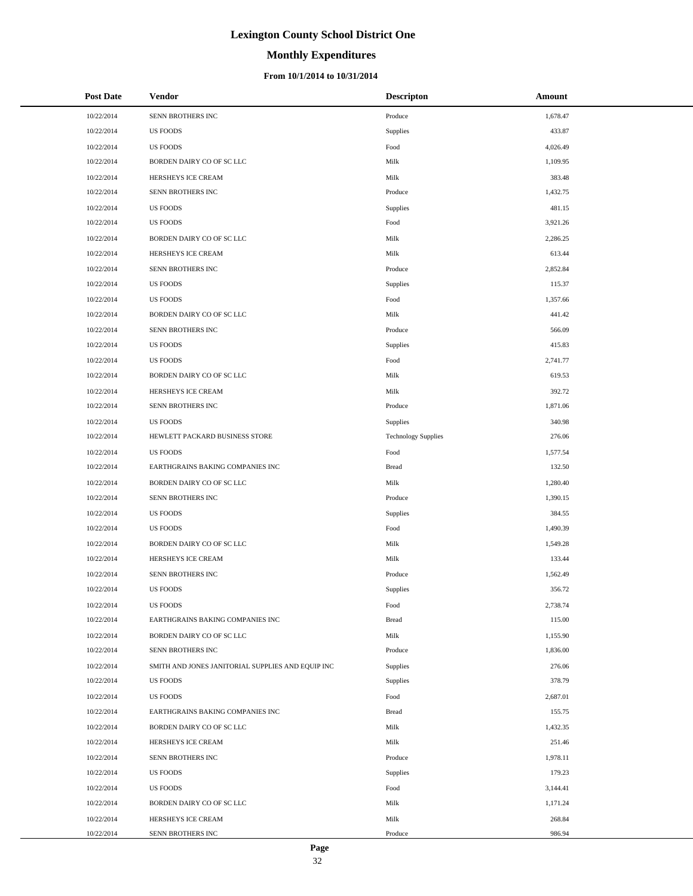# Lexington County School District One

## Monthly Expenditures

### From 10/1/2014 to 10/31/2014

| Post Date | Vendor | Descripton | Amount |
|---|---|---|---|
| 10/22/2014 | SENN BROTHERS INC | Produce | 1,678.47 |
| 10/22/2014 | US FOODS | Supplies | 433.87 |
| 10/22/2014 | US FOODS | Food | 4,026.49 |
| 10/22/2014 | BORDEN DAIRY CO OF SC LLC | Milk | 1,109.95 |
| 10/22/2014 | HERSHEYS ICE CREAM | Milk | 383.48 |
| 10/22/2014 | SENN BROTHERS INC | Produce | 1,432.75 |
| 10/22/2014 | US FOODS | Supplies | 481.15 |
| 10/22/2014 | US FOODS | Food | 3,921.26 |
| 10/22/2014 | BORDEN DAIRY CO OF SC LLC | Milk | 2,286.25 |
| 10/22/2014 | HERSHEYS ICE CREAM | Milk | 613.44 |
| 10/22/2014 | SENN BROTHERS INC | Produce | 2,852.84 |
| 10/22/2014 | US FOODS | Supplies | 115.37 |
| 10/22/2014 | US FOODS | Food | 1,357.66 |
| 10/22/2014 | BORDEN DAIRY CO OF SC LLC | Milk | 441.42 |
| 10/22/2014 | SENN BROTHERS INC | Produce | 566.09 |
| 10/22/2014 | US FOODS | Supplies | 415.83 |
| 10/22/2014 | US FOODS | Food | 2,741.77 |
| 10/22/2014 | BORDEN DAIRY CO OF SC LLC | Milk | 619.53 |
| 10/22/2014 | HERSHEYS ICE CREAM | Milk | 392.72 |
| 10/22/2014 | SENN BROTHERS INC | Produce | 1,871.06 |
| 10/22/2014 | US FOODS | Supplies | 340.98 |
| 10/22/2014 | HEWLETT PACKARD BUSINESS STORE | Technology Supplies | 276.06 |
| 10/22/2014 | US FOODS | Food | 1,577.54 |
| 10/22/2014 | EARTHGRAINS BAKING COMPANIES INC | Bread | 132.50 |
| 10/22/2014 | BORDEN DAIRY CO OF SC LLC | Milk | 1,280.40 |
| 10/22/2014 | SENN BROTHERS INC | Produce | 1,390.15 |
| 10/22/2014 | US FOODS | Supplies | 384.55 |
| 10/22/2014 | US FOODS | Food | 1,490.39 |
| 10/22/2014 | BORDEN DAIRY CO OF SC LLC | Milk | 1,549.28 |
| 10/22/2014 | HERSHEYS ICE CREAM | Milk | 133.44 |
| 10/22/2014 | SENN BROTHERS INC | Produce | 1,562.49 |
| 10/22/2014 | US FOODS | Supplies | 356.72 |
| 10/22/2014 | US FOODS | Food | 2,738.74 |
| 10/22/2014 | EARTHGRAINS BAKING COMPANIES INC | Bread | 115.00 |
| 10/22/2014 | BORDEN DAIRY CO OF SC LLC | Milk | 1,155.90 |
| 10/22/2014 | SENN BROTHERS INC | Produce | 1,836.00 |
| 10/22/2014 | SMITH AND JONES JANITORIAL SUPPLIES AND EQUIP INC | Supplies | 276.06 |
| 10/22/2014 | US FOODS | Supplies | 378.79 |
| 10/22/2014 | US FOODS | Food | 2,687.01 |
| 10/22/2014 | EARTHGRAINS BAKING COMPANIES INC | Bread | 155.75 |
| 10/22/2014 | BORDEN DAIRY CO OF SC LLC | Milk | 1,432.35 |
| 10/22/2014 | HERSHEYS ICE CREAM | Milk | 251.46 |
| 10/22/2014 | SENN BROTHERS INC | Produce | 1,978.11 |
| 10/22/2014 | US FOODS | Supplies | 179.23 |
| 10/22/2014 | US FOODS | Food | 3,144.41 |
| 10/22/2014 | BORDEN DAIRY CO OF SC LLC | Milk | 1,171.24 |
| 10/22/2014 | HERSHEYS ICE CREAM | Milk | 268.84 |
| 10/22/2014 | SENN BROTHERS INC | Produce | 986.94 |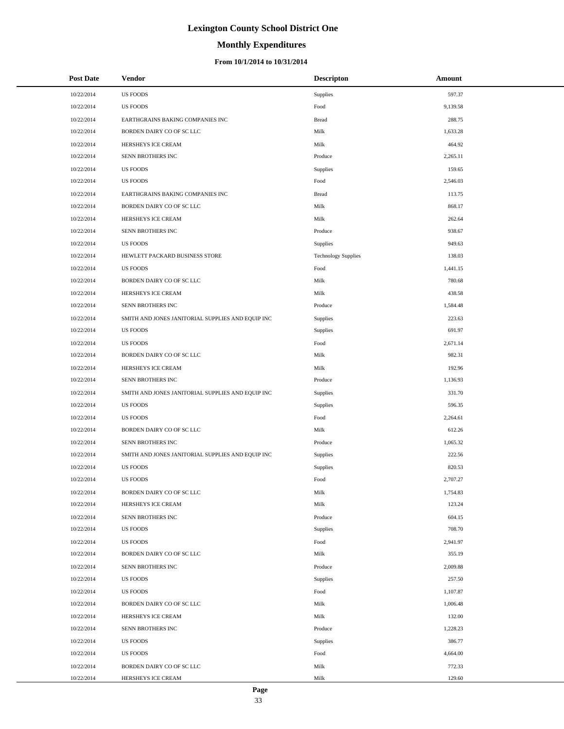# Lexington County School District One

## Monthly Expenditures

### From 10/1/2014 to 10/31/2014

| Post Date | Vendor | Descripton | Amount |
|---|---|---|---|
| 10/22/2014 | US FOODS | Supplies | 597.37 |
| 10/22/2014 | US FOODS | Food | 9,139.58 |
| 10/22/2014 | EARTHGRAINS BAKING COMPANIES INC | Bread | 288.75 |
| 10/22/2014 | BORDEN DAIRY CO OF SC LLC | Milk | 1,633.28 |
| 10/22/2014 | HERSHEYS ICE CREAM | Milk | 464.92 |
| 10/22/2014 | SENN BROTHERS INC | Produce | 2,265.11 |
| 10/22/2014 | US FOODS | Supplies | 159.65 |
| 10/22/2014 | US FOODS | Food | 2,546.03 |
| 10/22/2014 | EARTHGRAINS BAKING COMPANIES INC | Bread | 113.75 |
| 10/22/2014 | BORDEN DAIRY CO OF SC LLC | Milk | 868.17 |
| 10/22/2014 | HERSHEYS ICE CREAM | Milk | 262.64 |
| 10/22/2014 | SENN BROTHERS INC | Produce | 938.67 |
| 10/22/2014 | US FOODS | Supplies | 949.63 |
| 10/22/2014 | HEWLETT PACKARD BUSINESS STORE | Technology Supplies | 138.03 |
| 10/22/2014 | US FOODS | Food | 1,441.15 |
| 10/22/2014 | BORDEN DAIRY CO OF SC LLC | Milk | 780.68 |
| 10/22/2014 | HERSHEYS ICE CREAM | Milk | 438.58 |
| 10/22/2014 | SENN BROTHERS INC | Produce | 1,584.48 |
| 10/22/2014 | SMITH AND JONES JANITORIAL SUPPLIES AND EQUIP INC | Supplies | 223.63 |
| 10/22/2014 | US FOODS | Supplies | 691.97 |
| 10/22/2014 | US FOODS | Food | 2,671.14 |
| 10/22/2014 | BORDEN DAIRY CO OF SC LLC | Milk | 982.31 |
| 10/22/2014 | HERSHEYS ICE CREAM | Milk | 192.96 |
| 10/22/2014 | SENN BROTHERS INC | Produce | 1,136.93 |
| 10/22/2014 | SMITH AND JONES JANITORIAL SUPPLIES AND EQUIP INC | Supplies | 331.70 |
| 10/22/2014 | US FOODS | Supplies | 596.35 |
| 10/22/2014 | US FOODS | Food | 2,264.61 |
| 10/22/2014 | BORDEN DAIRY CO OF SC LLC | Milk | 612.26 |
| 10/22/2014 | SENN BROTHERS INC | Produce | 1,065.32 |
| 10/22/2014 | SMITH AND JONES JANITORIAL SUPPLIES AND EQUIP INC | Supplies | 222.56 |
| 10/22/2014 | US FOODS | Supplies | 820.53 |
| 10/22/2014 | US FOODS | Food | 2,707.27 |
| 10/22/2014 | BORDEN DAIRY CO OF SC LLC | Milk | 1,754.83 |
| 10/22/2014 | HERSHEYS ICE CREAM | Milk | 123.24 |
| 10/22/2014 | SENN BROTHERS INC | Produce | 604.15 |
| 10/22/2014 | US FOODS | Supplies | 708.70 |
| 10/22/2014 | US FOODS | Food | 2,941.97 |
| 10/22/2014 | BORDEN DAIRY CO OF SC LLC | Milk | 355.19 |
| 10/22/2014 | SENN BROTHERS INC | Produce | 2,009.88 |
| 10/22/2014 | US FOODS | Supplies | 257.50 |
| 10/22/2014 | US FOODS | Food | 1,107.87 |
| 10/22/2014 | BORDEN DAIRY CO OF SC LLC | Milk | 1,006.48 |
| 10/22/2014 | HERSHEYS ICE CREAM | Milk | 132.00 |
| 10/22/2014 | SENN BROTHERS INC | Produce | 1,228.23 |
| 10/22/2014 | US FOODS | Supplies | 386.77 |
| 10/22/2014 | US FOODS | Food | 4,664.00 |
| 10/22/2014 | BORDEN DAIRY CO OF SC LLC | Milk | 772.33 |
| 10/22/2014 | HERSHEYS ICE CREAM | Milk | 129.60 |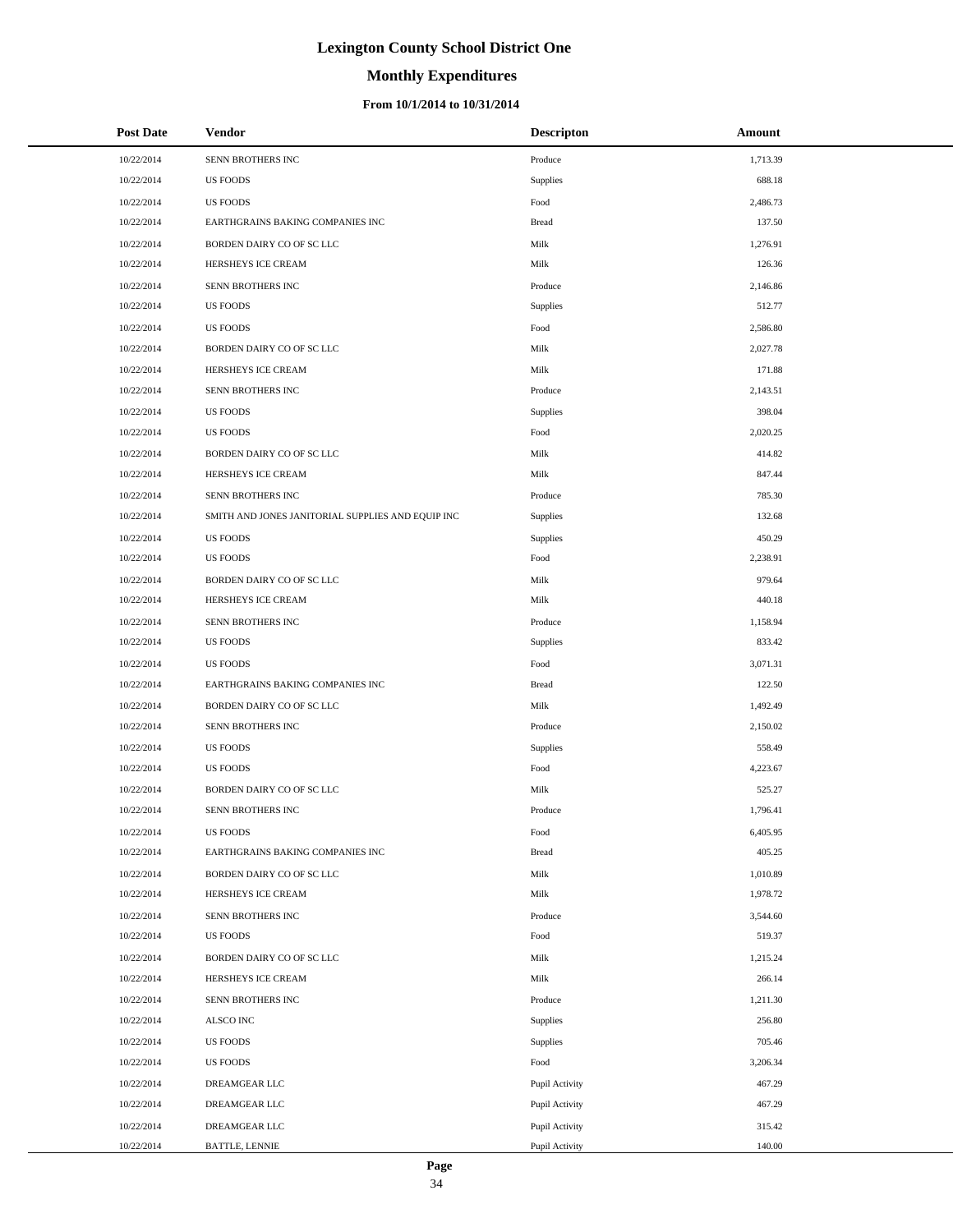# Lexington County School District One

## Monthly Expenditures

### From 10/1/2014 to 10/31/2014

| Post Date | Vendor | Descripton | Amount |
|---|---|---|---|
| 10/22/2014 | SENN BROTHERS INC | Produce | 1,713.39 |
| 10/22/2014 | US FOODS | Supplies | 688.18 |
| 10/22/2014 | US FOODS | Food | 2,486.73 |
| 10/22/2014 | EARTHGRAINS BAKING COMPANIES INC | Bread | 137.50 |
| 10/22/2014 | BORDEN DAIRY CO OF SC LLC | Milk | 1,276.91 |
| 10/22/2014 | HERSHEYS ICE CREAM | Milk | 126.36 |
| 10/22/2014 | SENN BROTHERS INC | Produce | 2,146.86 |
| 10/22/2014 | US FOODS | Supplies | 512.77 |
| 10/22/2014 | US FOODS | Food | 2,586.80 |
| 10/22/2014 | BORDEN DAIRY CO OF SC LLC | Milk | 2,027.78 |
| 10/22/2014 | HERSHEYS ICE CREAM | Milk | 171.88 |
| 10/22/2014 | SENN BROTHERS INC | Produce | 2,143.51 |
| 10/22/2014 | US FOODS | Supplies | 398.04 |
| 10/22/2014 | US FOODS | Food | 2,020.25 |
| 10/22/2014 | BORDEN DAIRY CO OF SC LLC | Milk | 414.82 |
| 10/22/2014 | HERSHEYS ICE CREAM | Milk | 847.44 |
| 10/22/2014 | SENN BROTHERS INC | Produce | 785.30 |
| 10/22/2014 | SMITH AND JONES JANITORIAL SUPPLIES AND EQUIP INC | Supplies | 132.68 |
| 10/22/2014 | US FOODS | Supplies | 450.29 |
| 10/22/2014 | US FOODS | Food | 2,238.91 |
| 10/22/2014 | BORDEN DAIRY CO OF SC LLC | Milk | 979.64 |
| 10/22/2014 | HERSHEYS ICE CREAM | Milk | 440.18 |
| 10/22/2014 | SENN BROTHERS INC | Produce | 1,158.94 |
| 10/22/2014 | US FOODS | Supplies | 833.42 |
| 10/22/2014 | US FOODS | Food | 3,071.31 |
| 10/22/2014 | EARTHGRAINS BAKING COMPANIES INC | Bread | 122.50 |
| 10/22/2014 | BORDEN DAIRY CO OF SC LLC | Milk | 1,492.49 |
| 10/22/2014 | SENN BROTHERS INC | Produce | 2,150.02 |
| 10/22/2014 | US FOODS | Supplies | 558.49 |
| 10/22/2014 | US FOODS | Food | 4,223.67 |
| 10/22/2014 | BORDEN DAIRY CO OF SC LLC | Milk | 525.27 |
| 10/22/2014 | SENN BROTHERS INC | Produce | 1,796.41 |
| 10/22/2014 | US FOODS | Food | 6,405.95 |
| 10/22/2014 | EARTHGRAINS BAKING COMPANIES INC | Bread | 405.25 |
| 10/22/2014 | BORDEN DAIRY CO OF SC LLC | Milk | 1,010.89 |
| 10/22/2014 | HERSHEYS ICE CREAM | Milk | 1,978.72 |
| 10/22/2014 | SENN BROTHERS INC | Produce | 3,544.60 |
| 10/22/2014 | US FOODS | Food | 519.37 |
| 10/22/2014 | BORDEN DAIRY CO OF SC LLC | Milk | 1,215.24 |
| 10/22/2014 | HERSHEYS ICE CREAM | Milk | 266.14 |
| 10/22/2014 | SENN BROTHERS INC | Produce | 1,211.30 |
| 10/22/2014 | ALSCO INC | Supplies | 256.80 |
| 10/22/2014 | US FOODS | Supplies | 705.46 |
| 10/22/2014 | US FOODS | Food | 3,206.34 |
| 10/22/2014 | DREAMGEAR LLC | Pupil Activity | 467.29 |
| 10/22/2014 | DREAMGEAR LLC | Pupil Activity | 467.29 |
| 10/22/2014 | DREAMGEAR LLC | Pupil Activity | 315.42 |
| 10/22/2014 | BATTLE, LENNIE | Pupil Activity | 140.00 |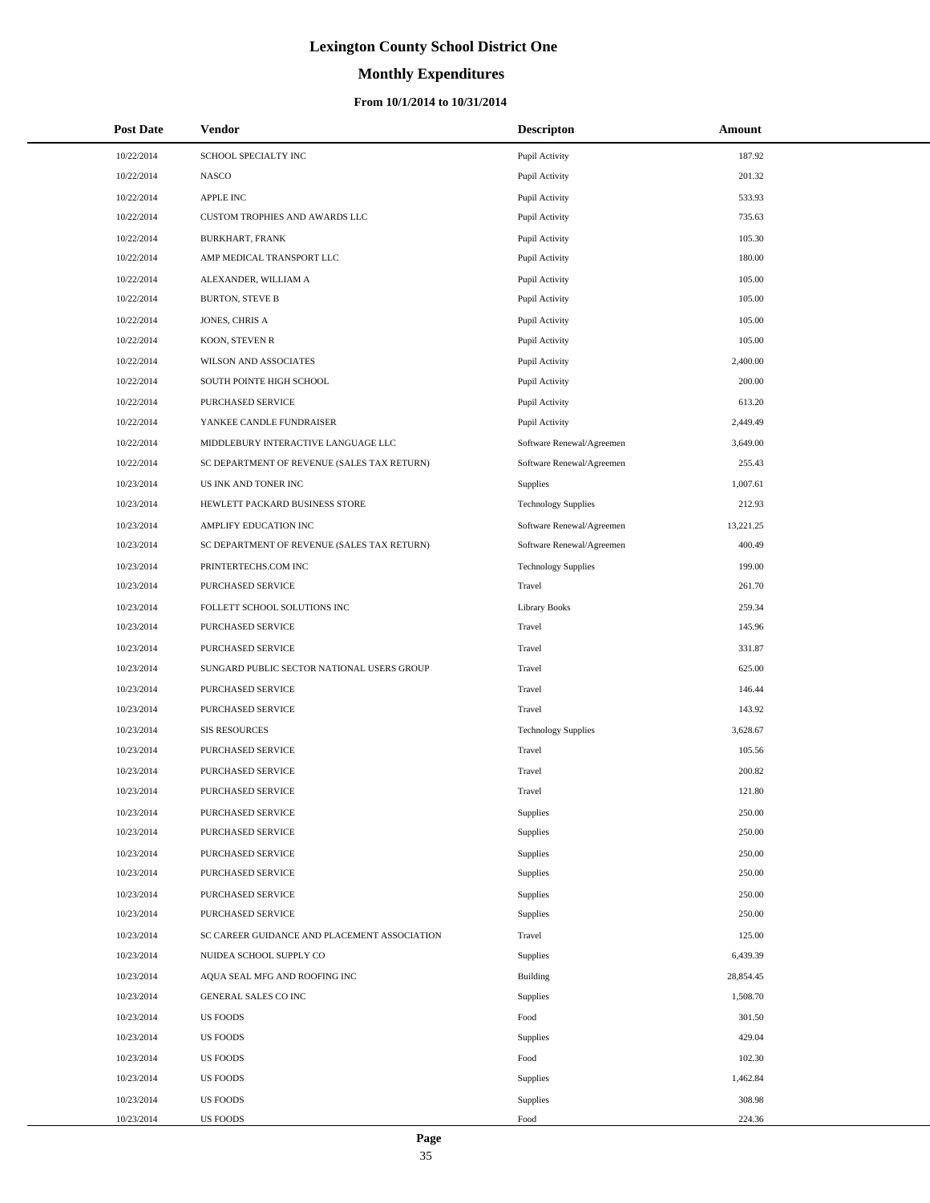# Lexington County School District One

## Monthly Expenditures

### From 10/1/2014 to 10/31/2014

| Post Date | Vendor | Descripton | Amount |
|---|---|---|---|
| 10/22/2014 | SCHOOL SPECIALTY INC | Pupil Activity | 187.92 |
| 10/22/2014 | NASCO | Pupil Activity | 201.32 |
| 10/22/2014 | APPLE INC | Pupil Activity | 533.93 |
| 10/22/2014 | CUSTOM TROPHIES AND AWARDS LLC | Pupil Activity | 735.63 |
| 10/22/2014 | BURKHART, FRANK | Pupil Activity | 105.30 |
| 10/22/2014 | AMP MEDICAL TRANSPORT LLC | Pupil Activity | 180.00 |
| 10/22/2014 | ALEXANDER, WILLIAM A | Pupil Activity | 105.00 |
| 10/22/2014 | BURTON, STEVE B | Pupil Activity | 105.00 |
| 10/22/2014 | JONES, CHRIS A | Pupil Activity | 105.00 |
| 10/22/2014 | KOON, STEVEN R | Pupil Activity | 105.00 |
| 10/22/2014 | WILSON AND ASSOCIATES | Pupil Activity | 2,400.00 |
| 10/22/2014 | SOUTH POINTE HIGH SCHOOL | Pupil Activity | 200.00 |
| 10/22/2014 | PURCHASED SERVICE | Pupil Activity | 613.20 |
| 10/22/2014 | YANKEE CANDLE FUNDRAISER | Pupil Activity | 2,449.49 |
| 10/22/2014 | MIDDLEBURY INTERACTIVE LANGUAGE LLC | Software Renewal/Agreemen | 3,649.00 |
| 10/22/2014 | SC DEPARTMENT OF REVENUE (SALES TAX RETURN) | Software Renewal/Agreemen | 255.43 |
| 10/23/2014 | US INK AND TONER INC | Supplies | 1,007.61 |
| 10/23/2014 | HEWLETT PACKARD BUSINESS STORE | Technology Supplies | 212.93 |
| 10/23/2014 | AMPLIFY EDUCATION INC | Software Renewal/Agreemen | 13,221.25 |
| 10/23/2014 | SC DEPARTMENT OF REVENUE (SALES TAX RETURN) | Software Renewal/Agreemen | 400.49 |
| 10/23/2014 | PRINTERTECHS.COM INC | Technology Supplies | 199.00 |
| 10/23/2014 | PURCHASED SERVICE | Travel | 261.70 |
| 10/23/2014 | FOLLETT SCHOOL SOLUTIONS INC | Library Books | 259.34 |
| 10/23/2014 | PURCHASED SERVICE | Travel | 145.96 |
| 10/23/2014 | PURCHASED SERVICE | Travel | 331.87 |
| 10/23/2014 | SUNGARD PUBLIC SECTOR NATIONAL USERS GROUP | Travel | 625.00 |
| 10/23/2014 | PURCHASED SERVICE | Travel | 146.44 |
| 10/23/2014 | PURCHASED SERVICE | Travel | 143.92 |
| 10/23/2014 | SIS RESOURCES | Technology Supplies | 3,628.67 |
| 10/23/2014 | PURCHASED SERVICE | Travel | 105.56 |
| 10/23/2014 | PURCHASED SERVICE | Travel | 200.82 |
| 10/23/2014 | PURCHASED SERVICE | Travel | 121.80 |
| 10/23/2014 | PURCHASED SERVICE | Supplies | 250.00 |
| 10/23/2014 | PURCHASED SERVICE | Supplies | 250.00 |
| 10/23/2014 | PURCHASED SERVICE | Supplies | 250.00 |
| 10/23/2014 | PURCHASED SERVICE | Supplies | 250.00 |
| 10/23/2014 | PURCHASED SERVICE | Supplies | 250.00 |
| 10/23/2014 | PURCHASED SERVICE | Supplies | 250.00 |
| 10/23/2014 | SC CAREER GUIDANCE AND PLACEMENT ASSOCIATION | Travel | 125.00 |
| 10/23/2014 | NUIDEA SCHOOL SUPPLY CO | Supplies | 6,439.39 |
| 10/23/2014 | AQUA SEAL MFG AND ROOFING INC | Building | 28,854.45 |
| 10/23/2014 | GENERAL SALES CO INC | Supplies | 1,508.70 |
| 10/23/2014 | US FOODS | Food | 301.50 |
| 10/23/2014 | US FOODS | Supplies | 429.04 |
| 10/23/2014 | US FOODS | Food | 102.30 |
| 10/23/2014 | US FOODS | Supplies | 1,462.84 |
| 10/23/2014 | US FOODS | Supplies | 308.98 |
| 10/23/2014 | US FOODS | Food | 224.36 |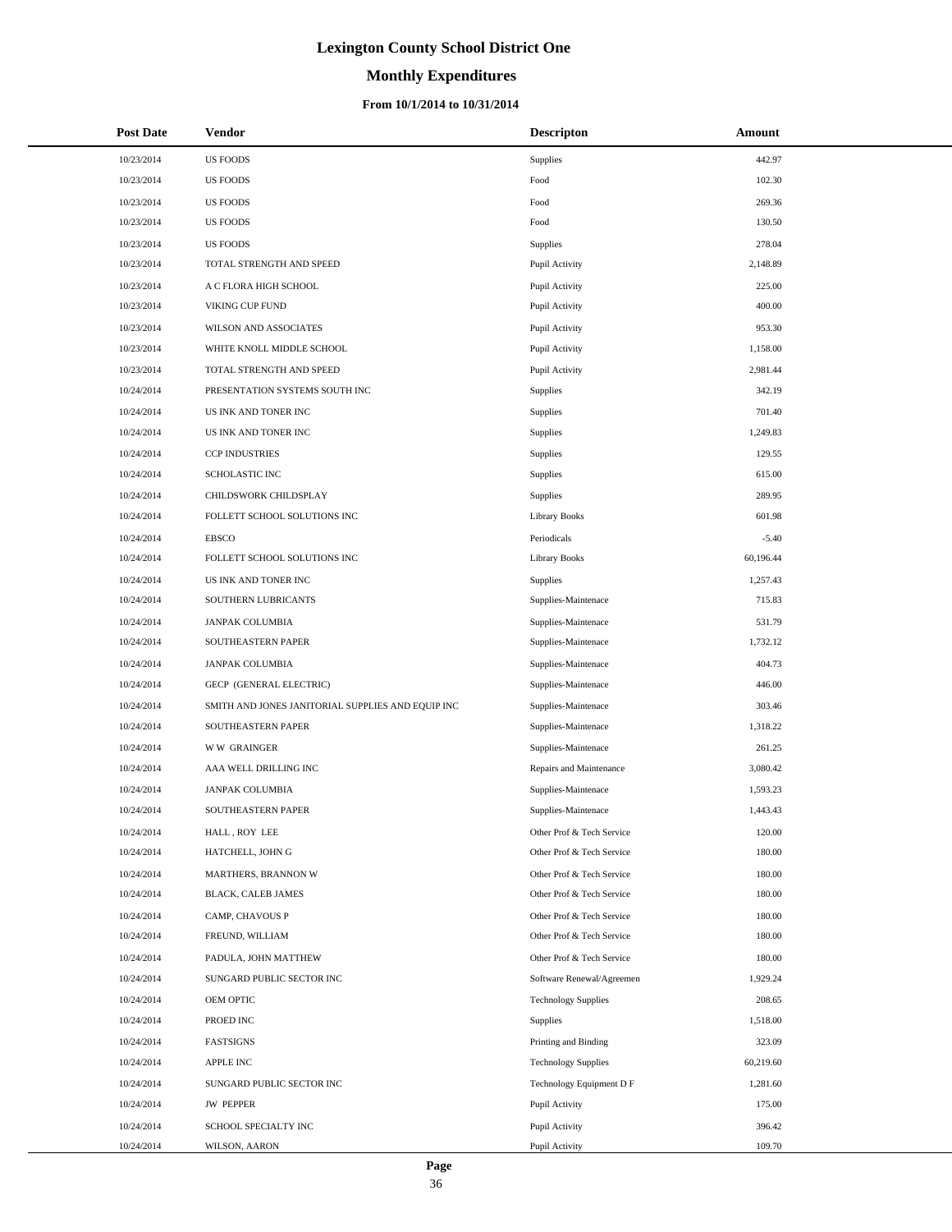# Lexington County School District One

## Monthly Expenditures

### From 10/1/2014 to 10/31/2014

| Post Date | Vendor | Descripton | Amount |
|---|---|---|---|
| 10/23/2014 | US FOODS | Supplies | 442.97 |
| 10/23/2014 | US FOODS | Food | 102.30 |
| 10/23/2014 | US FOODS | Food | 269.36 |
| 10/23/2014 | US FOODS | Food | 130.50 |
| 10/23/2014 | US FOODS | Supplies | 278.04 |
| 10/23/2014 | TOTAL STRENGTH AND SPEED | Pupil Activity | 2,148.89 |
| 10/23/2014 | A C FLORA HIGH SCHOOL | Pupil Activity | 225.00 |
| 10/23/2014 | VIKING CUP FUND | Pupil Activity | 400.00 |
| 10/23/2014 | WILSON AND ASSOCIATES | Pupil Activity | 953.30 |
| 10/23/2014 | WHITE KNOLL MIDDLE SCHOOL | Pupil Activity | 1,158.00 |
| 10/23/2014 | TOTAL STRENGTH AND SPEED | Pupil Activity | 2,981.44 |
| 10/24/2014 | PRESENTATION SYSTEMS SOUTH INC | Supplies | 342.19 |
| 10/24/2014 | US INK AND TONER INC | Supplies | 701.40 |
| 10/24/2014 | US INK AND TONER INC | Supplies | 1,249.83 |
| 10/24/2014 | CCP INDUSTRIES | Supplies | 129.55 |
| 10/24/2014 | SCHOLASTIC INC | Supplies | 615.00 |
| 10/24/2014 | CHILDSWORK CHILDSPLAY | Supplies | 289.95 |
| 10/24/2014 | FOLLETT SCHOOL SOLUTIONS INC | Library Books | 601.98 |
| 10/24/2014 | EBSCO | Periodicals | -5.40 |
| 10/24/2014 | FOLLETT SCHOOL SOLUTIONS INC | Library Books | 60,196.44 |
| 10/24/2014 | US INK AND TONER INC | Supplies | 1,257.43 |
| 10/24/2014 | SOUTHERN LUBRICANTS | Supplies-Maintenace | 715.83 |
| 10/24/2014 | JANPAK COLUMBIA | Supplies-Maintenace | 531.79 |
| 10/24/2014 | SOUTHEASTERN PAPER | Supplies-Maintenace | 1,732.12 |
| 10/24/2014 | JANPAK COLUMBIA | Supplies-Maintenace | 404.73 |
| 10/24/2014 | GECP (GENERAL ELECTRIC) | Supplies-Maintenace | 446.00 |
| 10/24/2014 | SMITH AND JONES JANITORIAL SUPPLIES AND EQUIP INC | Supplies-Maintenace | 303.46 |
| 10/24/2014 | SOUTHEASTERN PAPER | Supplies-Maintenace | 1,318.22 |
| 10/24/2014 | W W GRAINGER | Supplies-Maintenace | 261.25 |
| 10/24/2014 | AAA WELL DRILLING INC | Repairs and Maintenance | 3,080.42 |
| 10/24/2014 | JANPAK COLUMBIA | Supplies-Maintenace | 1,593.23 |
| 10/24/2014 | SOUTHEASTERN PAPER | Supplies-Maintenace | 1,443.43 |
| 10/24/2014 | HALL , ROY LEE | Other Prof & Tech Service | 120.00 |
| 10/24/2014 | HATCHELL, JOHN G | Other Prof & Tech Service | 180.00 |
| 10/24/2014 | MARTHERS, BRANNON W | Other Prof & Tech Service | 180.00 |
| 10/24/2014 | BLACK, CALEB JAMES | Other Prof & Tech Service | 180.00 |
| 10/24/2014 | CAMP, CHAVOUS P | Other Prof & Tech Service | 180.00 |
| 10/24/2014 | FREUND, WILLIAM | Other Prof & Tech Service | 180.00 |
| 10/24/2014 | PADULA, JOHN MATTHEW | Other Prof & Tech Service | 180.00 |
| 10/24/2014 | SUNGARD PUBLIC SECTOR INC | Software Renewal/Agreemen | 1,929.24 |
| 10/24/2014 | OEM OPTIC | Technology Supplies | 208.65 |
| 10/24/2014 | PROED INC | Supplies | 1,518.00 |
| 10/24/2014 | FASTSIGNS | Printing and Binding | 323.09 |
| 10/24/2014 | APPLE INC | Technology Supplies | 60,219.60 |
| 10/24/2014 | SUNGARD PUBLIC SECTOR INC | Technology Equipment D F | 1,281.60 |
| 10/24/2014 | JW PEPPER | Pupil Activity | 175.00 |
| 10/24/2014 | SCHOOL SPECIALTY INC | Pupil Activity | 396.42 |
| 10/24/2014 | WILSON, AARON | Pupil Activity | 109.70 |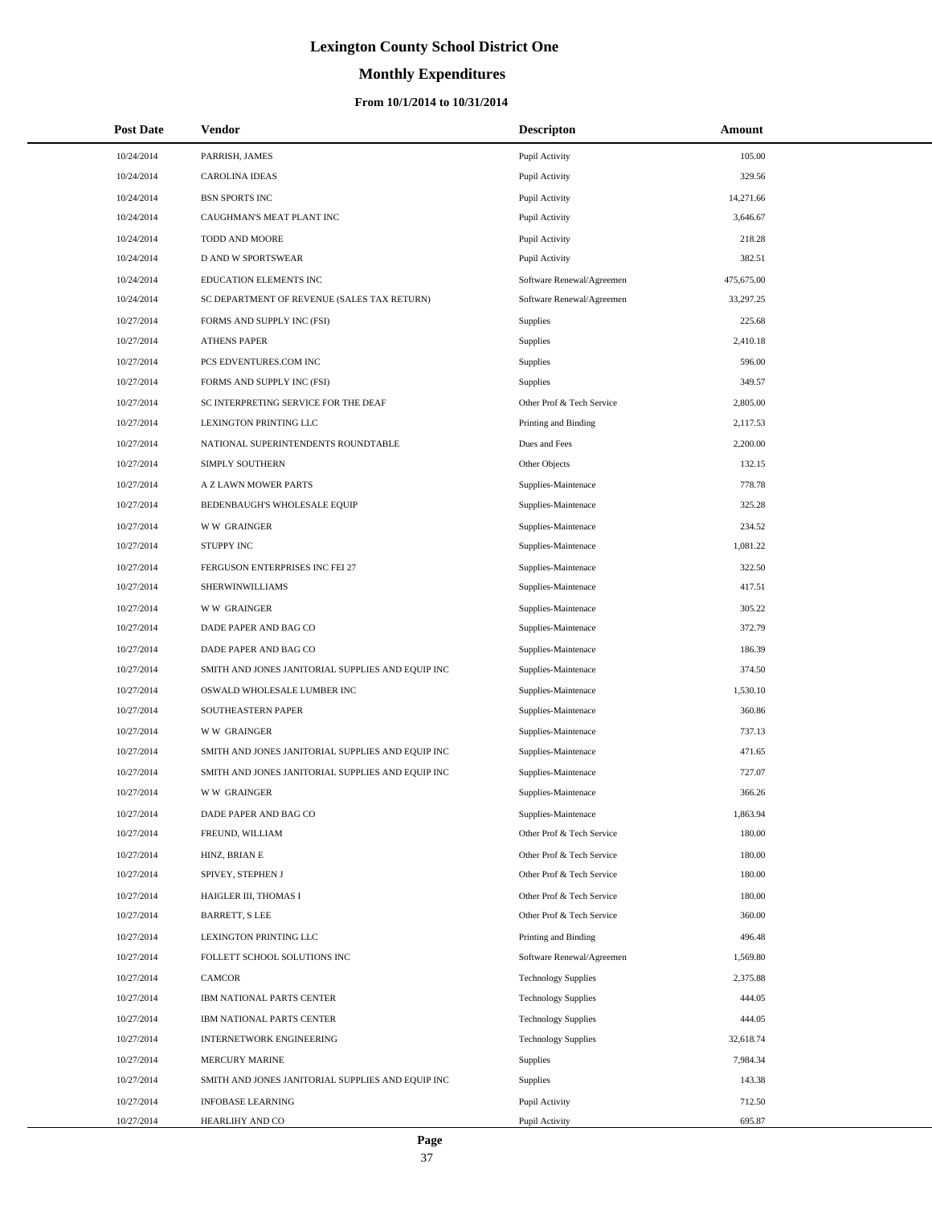# Lexington County School District One

## Monthly Expenditures

### From 10/1/2014 to 10/31/2014

| Post Date | Vendor | Descripton | Amount |
|---|---|---|---|
| 10/24/2014 | PARRISH, JAMES | Pupil Activity | 105.00 |
| 10/24/2014 | CAROLINA IDEAS | Pupil Activity | 329.56 |
| 10/24/2014 | BSN SPORTS INC | Pupil Activity | 14,271.66 |
| 10/24/2014 | CAUGHMAN'S MEAT PLANT INC | Pupil Activity | 3,646.67 |
| 10/24/2014 | TODD AND MOORE | Pupil Activity | 218.28 |
| 10/24/2014 | D AND W SPORTSWEAR | Pupil Activity | 382.51 |
| 10/24/2014 | EDUCATION ELEMENTS INC | Software Renewal/Agreemen | 475,675.00 |
| 10/24/2014 | SC DEPARTMENT OF REVENUE (SALES TAX RETURN) | Software Renewal/Agreemen | 33,297.25 |
| 10/27/2014 | FORMS AND SUPPLY INC (FSI) | Supplies | 225.68 |
| 10/27/2014 | ATHENS PAPER | Supplies | 2,410.18 |
| 10/27/2014 | PCS EDVENTURES.COM INC | Supplies | 596.00 |
| 10/27/2014 | FORMS AND SUPPLY INC (FSI) | Supplies | 349.57 |
| 10/27/2014 | SC INTERPRETING SERVICE FOR THE DEAF | Other Prof & Tech Service | 2,805.00 |
| 10/27/2014 | LEXINGTON PRINTING LLC | Printing and Binding | 2,117.53 |
| 10/27/2014 | NATIONAL SUPERINTENDENTS ROUNDTABLE | Dues and Fees | 2,200.00 |
| 10/27/2014 | SIMPLY SOUTHERN | Other Objects | 132.15 |
| 10/27/2014 | A Z LAWN MOWER PARTS | Supplies-Maintenace | 778.78 |
| 10/27/2014 | BEDENBAUGH'S WHOLESALE EQUIP | Supplies-Maintenace | 325.28 |
| 10/27/2014 | W W GRAINGER | Supplies-Maintenace | 234.52 |
| 10/27/2014 | STUPPY INC | Supplies-Maintenace | 1,081.22 |
| 10/27/2014 | FERGUSON ENTERPRISES INC FEI 27 | Supplies-Maintenace | 322.50 |
| 10/27/2014 | SHERWINWILLIAMS | Supplies-Maintenace | 417.51 |
| 10/27/2014 | W W GRAINGER | Supplies-Maintenace | 305.22 |
| 10/27/2014 | DADE PAPER AND BAG CO | Supplies-Maintenace | 372.79 |
| 10/27/2014 | DADE PAPER AND BAG CO | Supplies-Maintenace | 186.39 |
| 10/27/2014 | SMITH AND JONES JANITORIAL SUPPLIES AND EQUIP INC | Supplies-Maintenace | 374.50 |
| 10/27/2014 | OSWALD WHOLESALE LUMBER INC | Supplies-Maintenace | 1,530.10 |
| 10/27/2014 | SOUTHEASTERN PAPER | Supplies-Maintenace | 360.86 |
| 10/27/2014 | W W GRAINGER | Supplies-Maintenace | 737.13 |
| 10/27/2014 | SMITH AND JONES JANITORIAL SUPPLIES AND EQUIP INC | Supplies-Maintenace | 471.65 |
| 10/27/2014 | SMITH AND JONES JANITORIAL SUPPLIES AND EQUIP INC | Supplies-Maintenace | 727.07 |
| 10/27/2014 | W W GRAINGER | Supplies-Maintenace | 366.26 |
| 10/27/2014 | DADE PAPER AND BAG CO | Supplies-Maintenace | 1,863.94 |
| 10/27/2014 | FREUND, WILLIAM | Other Prof & Tech Service | 180.00 |
| 10/27/2014 | HINZ, BRIAN E | Other Prof & Tech Service | 180.00 |
| 10/27/2014 | SPIVEY, STEPHEN J | Other Prof & Tech Service | 180.00 |
| 10/27/2014 | HAIGLER III, THOMAS I | Other Prof & Tech Service | 180.00 |
| 10/27/2014 | BARRETT, S LEE | Other Prof & Tech Service | 360.00 |
| 10/27/2014 | LEXINGTON PRINTING LLC | Printing and Binding | 496.48 |
| 10/27/2014 | FOLLETT SCHOOL SOLUTIONS INC | Software Renewal/Agreemen | 1,569.80 |
| 10/27/2014 | CAMCOR | Technology Supplies | 2,375.88 |
| 10/27/2014 | IBM NATIONAL PARTS CENTER | Technology Supplies | 444.05 |
| 10/27/2014 | IBM NATIONAL PARTS CENTER | Technology Supplies | 444.05 |
| 10/27/2014 | INTERNETWORK ENGINEERING | Technology Supplies | 32,618.74 |
| 10/27/2014 | MERCURY MARINE | Supplies | 7,984.34 |
| 10/27/2014 | SMITH AND JONES JANITORIAL SUPPLIES AND EQUIP INC | Supplies | 143.38 |
| 10/27/2014 | INFOBASE LEARNING | Pupil Activity | 712.50 |
| 10/27/2014 | HEARLIHY AND CO | Pupil Activity | 695.87 |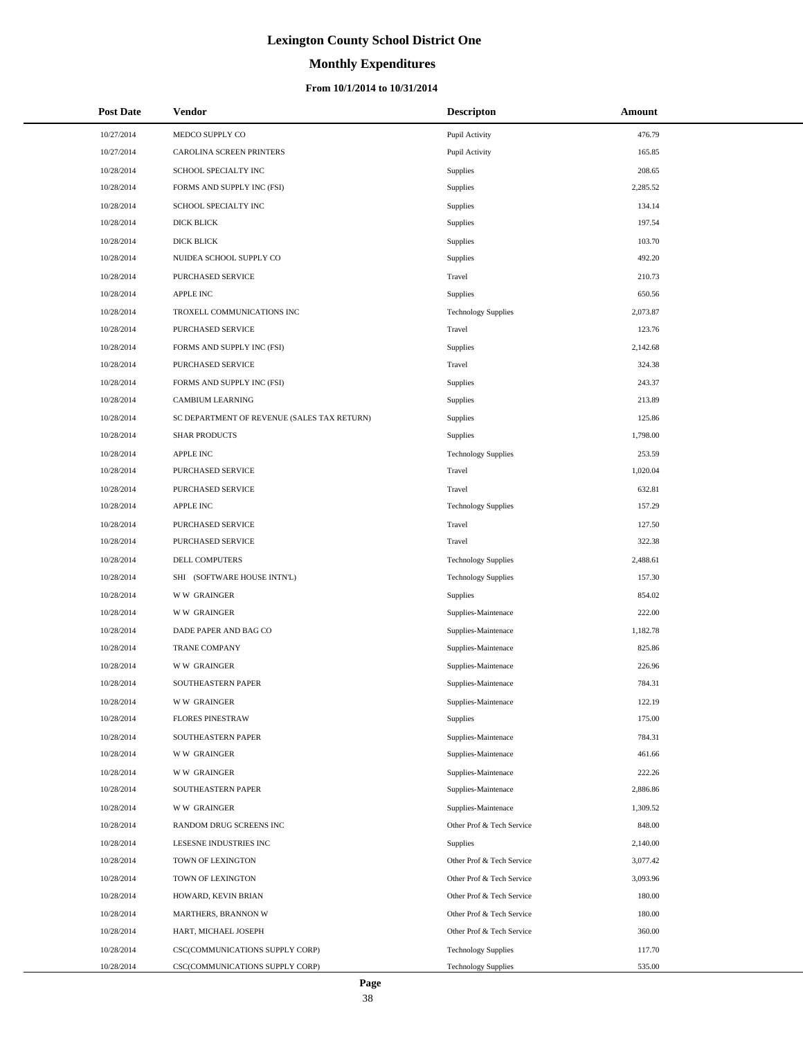# Lexington County School District One

## Monthly Expenditures

### From 10/1/2014 to 10/31/2014

| Post Date | Vendor | Descripton | Amount |
|---|---|---|---|
| 10/27/2014 | MEDCO SUPPLY CO | Pupil Activity | 476.79 |
| 10/27/2014 | CAROLINA SCREEN PRINTERS | Pupil Activity | 165.85 |
| 10/28/2014 | SCHOOL SPECIALTY INC | Supplies | 208.65 |
| 10/28/2014 | FORMS AND SUPPLY INC (FSI) | Supplies | 2,285.52 |
| 10/28/2014 | SCHOOL SPECIALTY INC | Supplies | 134.14 |
| 10/28/2014 | DICK BLICK | Supplies | 197.54 |
| 10/28/2014 | DICK BLICK | Supplies | 103.70 |
| 10/28/2014 | NUIDEA SCHOOL SUPPLY CO | Supplies | 492.20 |
| 10/28/2014 | PURCHASED SERVICE | Travel | 210.73 |
| 10/28/2014 | APPLE INC | Supplies | 650.56 |
| 10/28/2014 | TROXELL COMMUNICATIONS INC | Technology Supplies | 2,073.87 |
| 10/28/2014 | PURCHASED SERVICE | Travel | 123.76 |
| 10/28/2014 | FORMS AND SUPPLY INC (FSI) | Supplies | 2,142.68 |
| 10/28/2014 | PURCHASED SERVICE | Travel | 324.38 |
| 10/28/2014 | FORMS AND SUPPLY INC (FSI) | Supplies | 243.37 |
| 10/28/2014 | CAMBIUM LEARNING | Supplies | 213.89 |
| 10/28/2014 | SC DEPARTMENT OF REVENUE (SALES TAX RETURN) | Supplies | 125.86 |
| 10/28/2014 | SHAR PRODUCTS | Supplies | 1,798.00 |
| 10/28/2014 | APPLE INC | Technology Supplies | 253.59 |
| 10/28/2014 | PURCHASED SERVICE | Travel | 1,020.04 |
| 10/28/2014 | PURCHASED SERVICE | Travel | 632.81 |
| 10/28/2014 | APPLE INC | Technology Supplies | 157.29 |
| 10/28/2014 | PURCHASED SERVICE | Travel | 127.50 |
| 10/28/2014 | PURCHASED SERVICE | Travel | 322.38 |
| 10/28/2014 | DELL COMPUTERS | Technology Supplies | 2,488.61 |
| 10/28/2014 | SHI (SOFTWARE HOUSE INTN'L) | Technology Supplies | 157.30 |
| 10/28/2014 | W W GRAINGER | Supplies | 854.02 |
| 10/28/2014 | W W GRAINGER | Supplies-Maintenace | 222.00 |
| 10/28/2014 | DADE PAPER AND BAG CO | Supplies-Maintenace | 1,182.78 |
| 10/28/2014 | TRANE COMPANY | Supplies-Maintenace | 825.86 |
| 10/28/2014 | W W GRAINGER | Supplies-Maintenace | 226.96 |
| 10/28/2014 | SOUTHEASTERN PAPER | Supplies-Maintenace | 784.31 |
| 10/28/2014 | W W GRAINGER | Supplies-Maintenace | 122.19 |
| 10/28/2014 | FLORES PINESTRAW | Supplies | 175.00 |
| 10/28/2014 | SOUTHEASTERN PAPER | Supplies-Maintenace | 784.31 |
| 10/28/2014 | W W GRAINGER | Supplies-Maintenace | 461.66 |
| 10/28/2014 | W W GRAINGER | Supplies-Maintenace | 222.26 |
| 10/28/2014 | SOUTHEASTERN PAPER | Supplies-Maintenace | 2,886.86 |
| 10/28/2014 | W W GRAINGER | Supplies-Maintenace | 1,309.52 |
| 10/28/2014 | RANDOM DRUG SCREENS INC | Other Prof & Tech Service | 848.00 |
| 10/28/2014 | LESESNE INDUSTRIES INC | Supplies | 2,140.00 |
| 10/28/2014 | TOWN OF LEXINGTON | Other Prof & Tech Service | 3,077.42 |
| 10/28/2014 | TOWN OF LEXINGTON | Other Prof & Tech Service | 3,093.96 |
| 10/28/2014 | HOWARD, KEVIN BRIAN | Other Prof & Tech Service | 180.00 |
| 10/28/2014 | MARTHERS, BRANNON W | Other Prof & Tech Service | 180.00 |
| 10/28/2014 | HART, MICHAEL JOSEPH | Other Prof & Tech Service | 360.00 |
| 10/28/2014 | CSC(COMMUNICATIONS SUPPLY CORP) | Technology Supplies | 117.70 |
| 10/28/2014 | CSC(COMMUNICATIONS SUPPLY CORP) | Technology Supplies | 535.00 |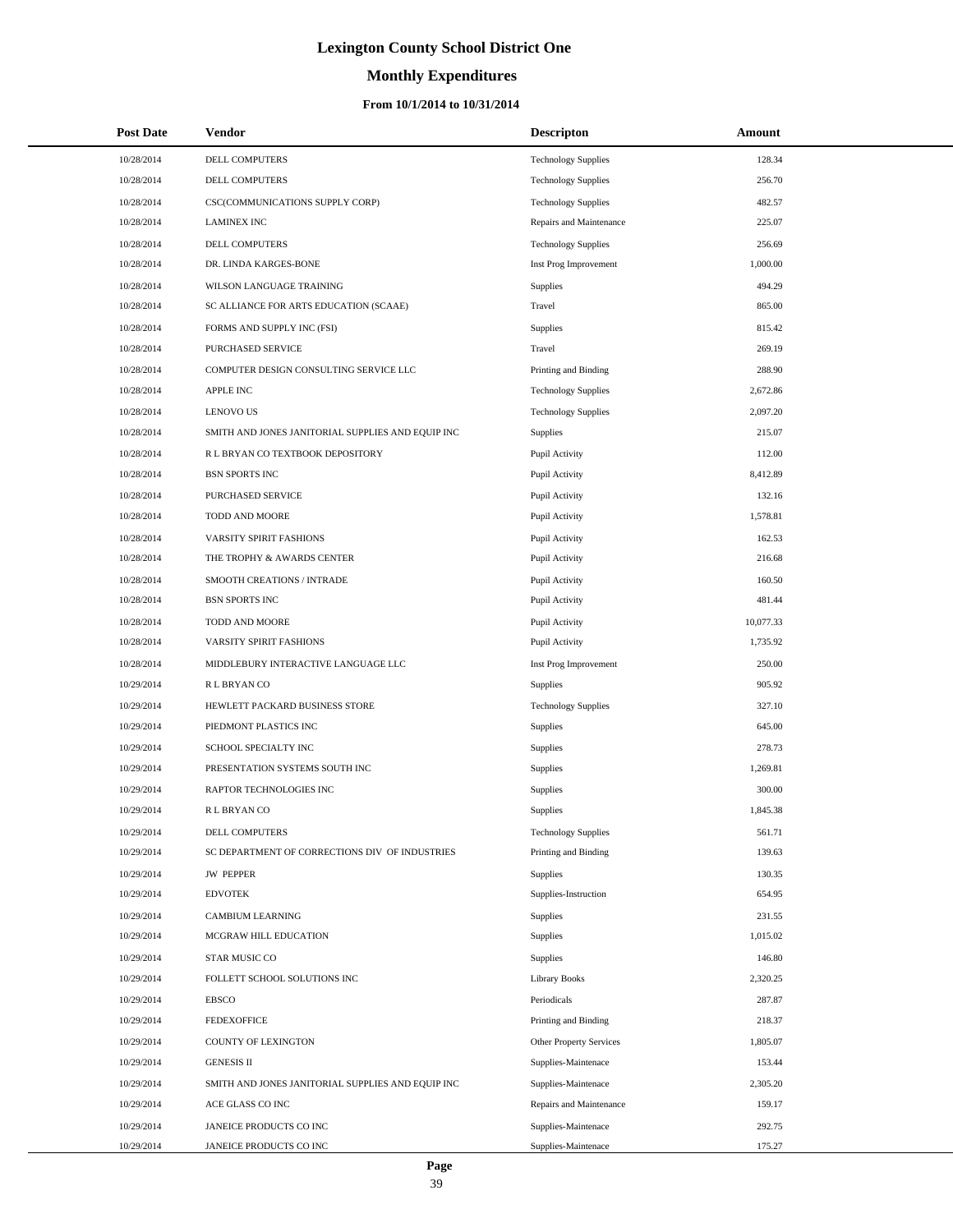# Lexington County School District One

## Monthly Expenditures

### From 10/1/2014 to 10/31/2014

| Post Date | Vendor | Descripton | Amount |
|---|---|---|---|
| 10/28/2014 | DELL COMPUTERS | Technology Supplies | 128.34 |
| 10/28/2014 | DELL COMPUTERS | Technology Supplies | 256.70 |
| 10/28/2014 | CSC(COMMUNICATIONS SUPPLY CORP) | Technology Supplies | 482.57 |
| 10/28/2014 | LAMINEX INC | Repairs and Maintenance | 225.07 |
| 10/28/2014 | DELL COMPUTERS | Technology Supplies | 256.69 |
| 10/28/2014 | DR. LINDA KARGES-BONE | Inst Prog Improvement | 1,000.00 |
| 10/28/2014 | WILSON LANGUAGE TRAINING | Supplies | 494.29 |
| 10/28/2014 | SC ALLIANCE FOR ARTS EDUCATION (SCAAE) | Travel | 865.00 |
| 10/28/2014 | FORMS AND SUPPLY INC (FSI) | Supplies | 815.42 |
| 10/28/2014 | PURCHASED SERVICE | Travel | 269.19 |
| 10/28/2014 | COMPUTER DESIGN CONSULTING SERVICE LLC | Printing and Binding | 288.90 |
| 10/28/2014 | APPLE INC | Technology Supplies | 2,672.86 |
| 10/28/2014 | LENOVO US | Technology Supplies | 2,097.20 |
| 10/28/2014 | SMITH AND JONES JANITORIAL SUPPLIES AND EQUIP INC | Supplies | 215.07 |
| 10/28/2014 | R L BRYAN CO TEXTBOOK DEPOSITORY | Pupil Activity | 112.00 |
| 10/28/2014 | BSN SPORTS INC | Pupil Activity | 8,412.89 |
| 10/28/2014 | PURCHASED SERVICE | Pupil Activity | 132.16 |
| 10/28/2014 | TODD AND MOORE | Pupil Activity | 1,578.81 |
| 10/28/2014 | VARSITY SPIRIT FASHIONS | Pupil Activity | 162.53 |
| 10/28/2014 | THE TROPHY & AWARDS CENTER | Pupil Activity | 216.68 |
| 10/28/2014 | SMOOTH CREATIONS / INTRADE | Pupil Activity | 160.50 |
| 10/28/2014 | BSN SPORTS INC | Pupil Activity | 481.44 |
| 10/28/2014 | TODD AND MOORE | Pupil Activity | 10,077.33 |
| 10/28/2014 | VARSITY SPIRIT FASHIONS | Pupil Activity | 1,735.92 |
| 10/28/2014 | MIDDLEBURY INTERACTIVE LANGUAGE LLC | Inst Prog Improvement | 250.00 |
| 10/29/2014 | R L BRYAN CO | Supplies | 905.92 |
| 10/29/2014 | HEWLETT PACKARD BUSINESS STORE | Technology Supplies | 327.10 |
| 10/29/2014 | PIEDMONT PLASTICS INC | Supplies | 645.00 |
| 10/29/2014 | SCHOOL SPECIALTY INC | Supplies | 278.73 |
| 10/29/2014 | PRESENTATION SYSTEMS SOUTH INC | Supplies | 1,269.81 |
| 10/29/2014 | RAPTOR TECHNOLOGIES INC | Supplies | 300.00 |
| 10/29/2014 | R L BRYAN CO | Supplies | 1,845.38 |
| 10/29/2014 | DELL COMPUTERS | Technology Supplies | 561.71 |
| 10/29/2014 | SC DEPARTMENT OF CORRECTIONS DIV OF INDUSTRIES | Printing and Binding | 139.63 |
| 10/29/2014 | JW PEPPER | Supplies | 130.35 |
| 10/29/2014 | EDVOTEK | Supplies-Instruction | 654.95 |
| 10/29/2014 | CAMBIUM LEARNING | Supplies | 231.55 |
| 10/29/2014 | MCGRAW HILL EDUCATION | Supplies | 1,015.02 |
| 10/29/2014 | STAR MUSIC CO | Supplies | 146.80 |
| 10/29/2014 | FOLLETT SCHOOL SOLUTIONS INC | Library Books | 2,320.25 |
| 10/29/2014 | EBSCO | Periodicals | 287.87 |
| 10/29/2014 | FEDEXOFFICE | Printing and Binding | 218.37 |
| 10/29/2014 | COUNTY OF LEXINGTON | Other Property Services | 1,805.07 |
| 10/29/2014 | GENESIS II | Supplies-Maintenace | 153.44 |
| 10/29/2014 | SMITH AND JONES JANITORIAL SUPPLIES AND EQUIP INC | Supplies-Maintenace | 2,305.20 |
| 10/29/2014 | ACE GLASS CO INC | Repairs and Maintenance | 159.17 |
| 10/29/2014 | JANEICE PRODUCTS CO INC | Supplies-Maintenace | 292.75 |
| 10/29/2014 | JANEICE PRODUCTS CO INC | Supplies-Maintenace | 175.27 |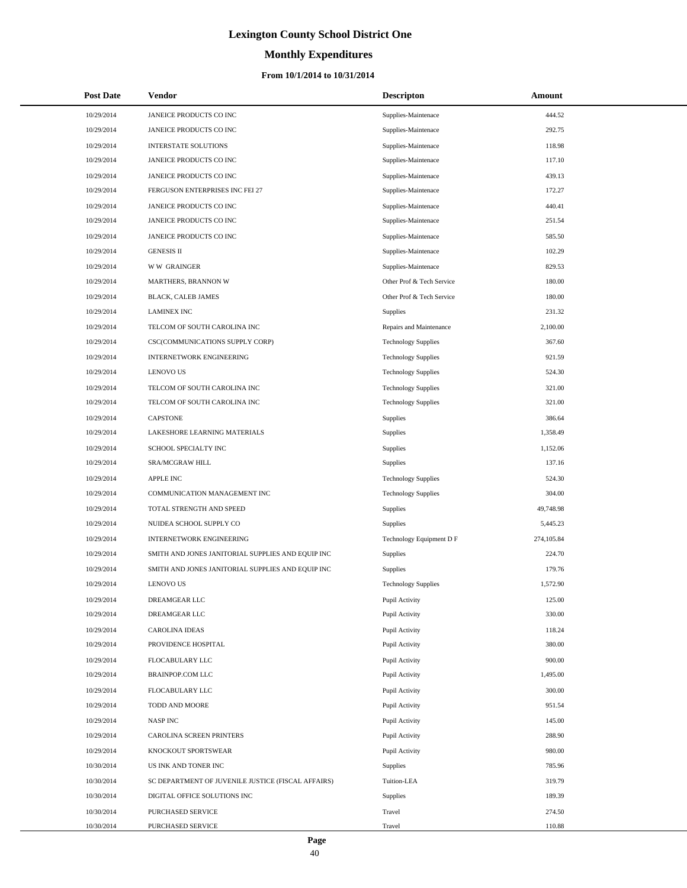# Lexington County School District One

## Monthly Expenditures

### From 10/1/2014 to 10/31/2014

| Post Date | Vendor | Descripton | Amount |
|---|---|---|---|
| 10/29/2014 | JANEICE PRODUCTS CO INC | Supplies-Maintenace | 444.52 |
| 10/29/2014 | JANEICE PRODUCTS CO INC | Supplies-Maintenace | 292.75 |
| 10/29/2014 | INTERSTATE SOLUTIONS | Supplies-Maintenace | 118.98 |
| 10/29/2014 | JANEICE PRODUCTS CO INC | Supplies-Maintenace | 117.10 |
| 10/29/2014 | JANEICE PRODUCTS CO INC | Supplies-Maintenace | 439.13 |
| 10/29/2014 | FERGUSON ENTERPRISES INC FEI 27 | Supplies-Maintenace | 172.27 |
| 10/29/2014 | JANEICE PRODUCTS CO INC | Supplies-Maintenace | 440.41 |
| 10/29/2014 | JANEICE PRODUCTS CO INC | Supplies-Maintenace | 251.54 |
| 10/29/2014 | JANEICE PRODUCTS CO INC | Supplies-Maintenace | 585.50 |
| 10/29/2014 | GENESIS II | Supplies-Maintenace | 102.29 |
| 10/29/2014 | W W GRAINGER | Supplies-Maintenace | 829.53 |
| 10/29/2014 | MARTHERS, BRANNON W | Other Prof & Tech Service | 180.00 |
| 10/29/2014 | BLACK, CALEB JAMES | Other Prof & Tech Service | 180.00 |
| 10/29/2014 | LAMINEX INC | Supplies | 231.32 |
| 10/29/2014 | TELCOM OF SOUTH CAROLINA INC | Repairs and Maintenance | 2,100.00 |
| 10/29/2014 | CSC(COMMUNICATIONS SUPPLY CORP) | Technology Supplies | 367.60 |
| 10/29/2014 | INTERNETWORK ENGINEERING | Technology Supplies | 921.59 |
| 10/29/2014 | LENOVO US | Technology Supplies | 524.30 |
| 10/29/2014 | TELCOM OF SOUTH CAROLINA INC | Technology Supplies | 321.00 |
| 10/29/2014 | TELCOM OF SOUTH CAROLINA INC | Technology Supplies | 321.00 |
| 10/29/2014 | CAPSTONE | Supplies | 386.64 |
| 10/29/2014 | LAKESHORE LEARNING MATERIALS | Supplies | 1,358.49 |
| 10/29/2014 | SCHOOL SPECIALTY INC | Supplies | 1,152.06 |
| 10/29/2014 | SRA/MCGRAW HILL | Supplies | 137.16 |
| 10/29/2014 | APPLE INC | Technology Supplies | 524.30 |
| 10/29/2014 | COMMUNICATION MANAGEMENT INC | Technology Supplies | 304.00 |
| 10/29/2014 | TOTAL STRENGTH AND SPEED | Supplies | 49,748.98 |
| 10/29/2014 | NUIDEA SCHOOL SUPPLY CO | Supplies | 5,445.23 |
| 10/29/2014 | INTERNETWORK ENGINEERING | Technology Equipment D F | 274,105.84 |
| 10/29/2014 | SMITH AND JONES JANITORIAL SUPPLIES AND EQUIP INC | Supplies | 224.70 |
| 10/29/2014 | SMITH AND JONES JANITORIAL SUPPLIES AND EQUIP INC | Supplies | 179.76 |
| 10/29/2014 | LENOVO US | Technology Supplies | 1,572.90 |
| 10/29/2014 | DREAMGEAR LLC | Pupil Activity | 125.00 |
| 10/29/2014 | DREAMGEAR LLC | Pupil Activity | 330.00 |
| 10/29/2014 | CAROLINA IDEAS | Pupil Activity | 118.24 |
| 10/29/2014 | PROVIDENCE HOSPITAL | Pupil Activity | 380.00 |
| 10/29/2014 | FLOCABULARY LLC | Pupil Activity | 900.00 |
| 10/29/2014 | BRAINPOP.COM LLC | Pupil Activity | 1,495.00 |
| 10/29/2014 | FLOCABULARY LLC | Pupil Activity | 300.00 |
| 10/29/2014 | TODD AND MOORE | Pupil Activity | 951.54 |
| 10/29/2014 | NASP INC | Pupil Activity | 145.00 |
| 10/29/2014 | CAROLINA SCREEN PRINTERS | Pupil Activity | 288.90 |
| 10/29/2014 | KNOCKOUT SPORTSWEAR | Pupil Activity | 980.00 |
| 10/30/2014 | US INK AND TONER INC | Supplies | 785.96 |
| 10/30/2014 | SC DEPARTMENT OF JUVENILE JUSTICE (FISCAL AFFAIRS) | Tuition-LEA | 319.79 |
| 10/30/2014 | DIGITAL OFFICE SOLUTIONS INC | Supplies | 189.39 |
| 10/30/2014 | PURCHASED SERVICE | Travel | 274.50 |
| 10/30/2014 | PURCHASED SERVICE | Travel | 110.88 |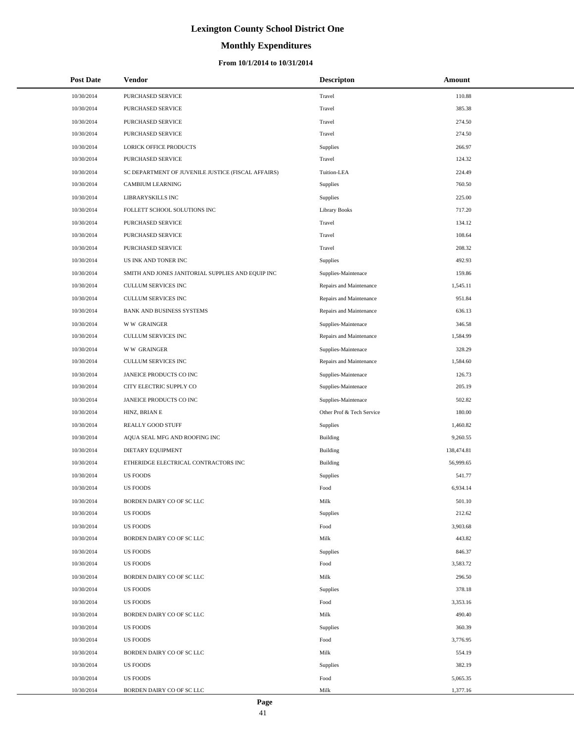# Lexington County School District One

## Monthly Expenditures

### From 10/1/2014 to 10/31/2014

| Post Date | Vendor | Descripton | Amount |
|---|---|---|---|
| 10/30/2014 | PURCHASED SERVICE | Travel | 110.88 |
| 10/30/2014 | PURCHASED SERVICE | Travel | 385.38 |
| 10/30/2014 | PURCHASED SERVICE | Travel | 274.50 |
| 10/30/2014 | PURCHASED SERVICE | Travel | 274.50 |
| 10/30/2014 | LORICK OFFICE PRODUCTS | Supplies | 266.97 |
| 10/30/2014 | PURCHASED SERVICE | Travel | 124.32 |
| 10/30/2014 | SC DEPARTMENT OF JUVENILE JUSTICE (FISCAL AFFAIRS) | Tuition-LEA | 224.49 |
| 10/30/2014 | CAMBIUM LEARNING | Supplies | 760.50 |
| 10/30/2014 | LIBRARYSKILLS INC | Supplies | 225.00 |
| 10/30/2014 | FOLLETT SCHOOL SOLUTIONS INC | Library Books | 717.20 |
| 10/30/2014 | PURCHASED SERVICE | Travel | 134.12 |
| 10/30/2014 | PURCHASED SERVICE | Travel | 108.64 |
| 10/30/2014 | PURCHASED SERVICE | Travel | 208.32 |
| 10/30/2014 | US INK AND TONER INC | Supplies | 492.93 |
| 10/30/2014 | SMITH AND JONES JANITORIAL SUPPLIES AND EQUIP INC | Supplies-Maintenace | 159.86 |
| 10/30/2014 | CULLUM SERVICES INC | Repairs and Maintenance | 1,545.11 |
| 10/30/2014 | CULLUM SERVICES INC | Repairs and Maintenance | 951.84 |
| 10/30/2014 | BANK AND BUSINESS SYSTEMS | Repairs and Maintenance | 636.13 |
| 10/30/2014 | W W GRAINGER | Supplies-Maintenace | 346.58 |
| 10/30/2014 | CULLUM SERVICES INC | Repairs and Maintenance | 1,584.99 |
| 10/30/2014 | W W GRAINGER | Supplies-Maintenace | 328.29 |
| 10/30/2014 | CULLUM SERVICES INC | Repairs and Maintenance | 1,584.60 |
| 10/30/2014 | JANEICE PRODUCTS CO INC | Supplies-Maintenace | 126.73 |
| 10/30/2014 | CITY ELECTRIC SUPPLY CO | Supplies-Maintenace | 205.19 |
| 10/30/2014 | JANEICE PRODUCTS CO INC | Supplies-Maintenace | 502.82 |
| 10/30/2014 | HINZ, BRIAN E | Other Prof & Tech Service | 180.00 |
| 10/30/2014 | REALLY GOOD STUFF | Supplies | 1,460.82 |
| 10/30/2014 | AQUA SEAL MFG AND ROOFING INC | Building | 9,260.55 |
| 10/30/2014 | DIETARY EQUIPMENT | Building | 138,474.81 |
| 10/30/2014 | ETHERIDGE ELECTRICAL CONTRACTORS INC | Building | 56,999.65 |
| 10/30/2014 | US FOODS | Supplies | 541.77 |
| 10/30/2014 | US FOODS | Food | 6,934.14 |
| 10/30/2014 | BORDEN DAIRY CO OF SC LLC | Milk | 501.10 |
| 10/30/2014 | US FOODS | Supplies | 212.62 |
| 10/30/2014 | US FOODS | Food | 3,903.68 |
| 10/30/2014 | BORDEN DAIRY CO OF SC LLC | Milk | 443.82 |
| 10/30/2014 | US FOODS | Supplies | 846.37 |
| 10/30/2014 | US FOODS | Food | 3,583.72 |
| 10/30/2014 | BORDEN DAIRY CO OF SC LLC | Milk | 296.50 |
| 10/30/2014 | US FOODS | Supplies | 378.18 |
| 10/30/2014 | US FOODS | Food | 3,353.16 |
| 10/30/2014 | BORDEN DAIRY CO OF SC LLC | Milk | 490.40 |
| 10/30/2014 | US FOODS | Supplies | 360.39 |
| 10/30/2014 | US FOODS | Food | 3,776.95 |
| 10/30/2014 | BORDEN DAIRY CO OF SC LLC | Milk | 554.19 |
| 10/30/2014 | US FOODS | Supplies | 382.19 |
| 10/30/2014 | US FOODS | Food | 5,065.35 |
| 10/30/2014 | BORDEN DAIRY CO OF SC LLC | Milk | 1,377.16 |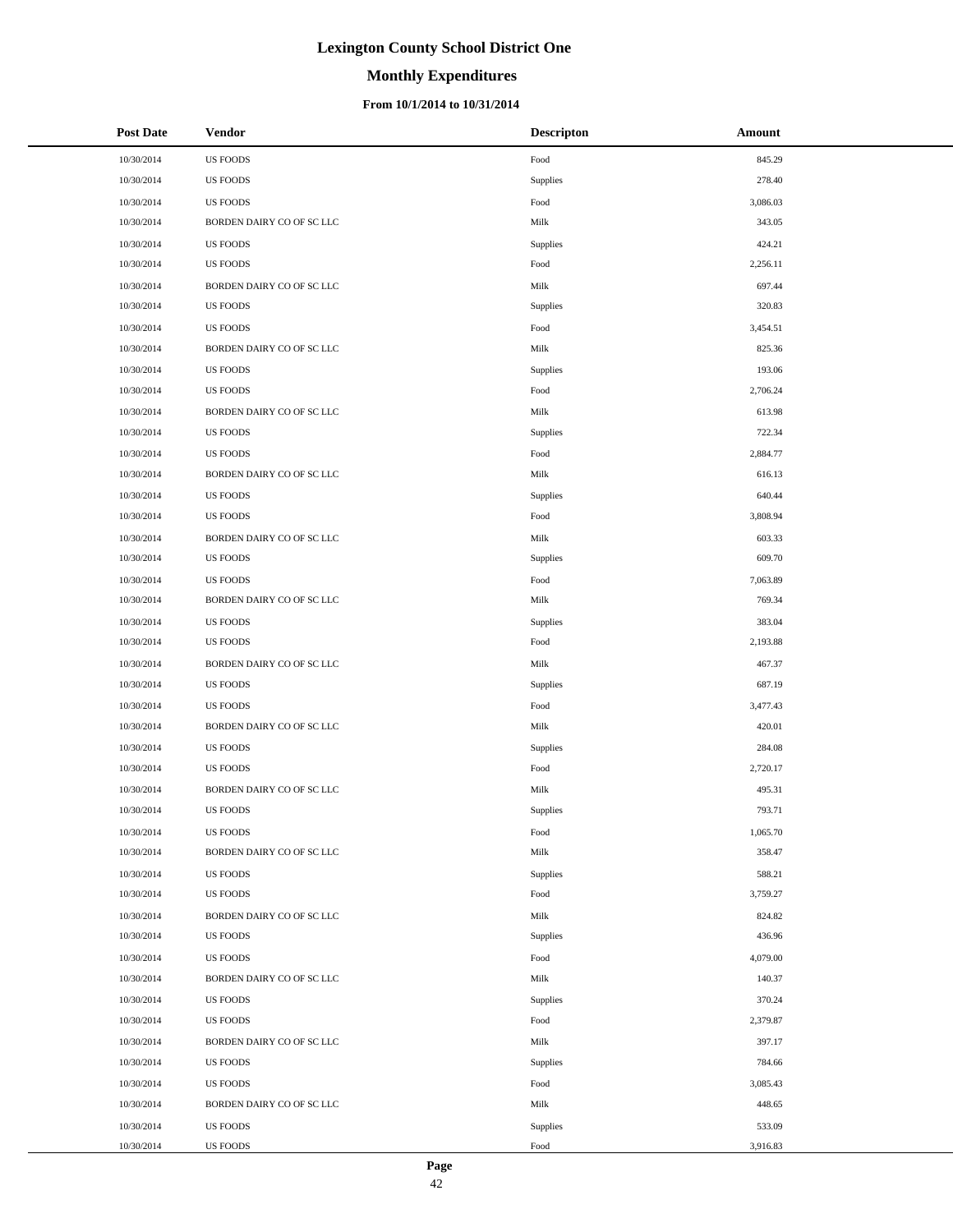# Lexington County School District One

## Monthly Expenditures

### From 10/1/2014 to 10/31/2014

| Post Date | Vendor | Descripton | Amount |
|---|---|---|---|
| 10/30/2014 | US FOODS | Food | 845.29 |
| 10/30/2014 | US FOODS | Supplies | 278.40 |
| 10/30/2014 | US FOODS | Food | 3,086.03 |
| 10/30/2014 | BORDEN DAIRY CO OF SC LLC | Milk | 343.05 |
| 10/30/2014 | US FOODS | Supplies | 424.21 |
| 10/30/2014 | US FOODS | Food | 2,256.11 |
| 10/30/2014 | BORDEN DAIRY CO OF SC LLC | Milk | 697.44 |
| 10/30/2014 | US FOODS | Supplies | 320.83 |
| 10/30/2014 | US FOODS | Food | 3,454.51 |
| 10/30/2014 | BORDEN DAIRY CO OF SC LLC | Milk | 825.36 |
| 10/30/2014 | US FOODS | Supplies | 193.06 |
| 10/30/2014 | US FOODS | Food | 2,706.24 |
| 10/30/2014 | BORDEN DAIRY CO OF SC LLC | Milk | 613.98 |
| 10/30/2014 | US FOODS | Supplies | 722.34 |
| 10/30/2014 | US FOODS | Food | 2,884.77 |
| 10/30/2014 | BORDEN DAIRY CO OF SC LLC | Milk | 616.13 |
| 10/30/2014 | US FOODS | Supplies | 640.44 |
| 10/30/2014 | US FOODS | Food | 3,808.94 |
| 10/30/2014 | BORDEN DAIRY CO OF SC LLC | Milk | 603.33 |
| 10/30/2014 | US FOODS | Supplies | 609.70 |
| 10/30/2014 | US FOODS | Food | 7,063.89 |
| 10/30/2014 | BORDEN DAIRY CO OF SC LLC | Milk | 769.34 |
| 10/30/2014 | US FOODS | Supplies | 383.04 |
| 10/30/2014 | US FOODS | Food | 2,193.88 |
| 10/30/2014 | BORDEN DAIRY CO OF SC LLC | Milk | 467.37 |
| 10/30/2014 | US FOODS | Supplies | 687.19 |
| 10/30/2014 | US FOODS | Food | 3,477.43 |
| 10/30/2014 | BORDEN DAIRY CO OF SC LLC | Milk | 420.01 |
| 10/30/2014 | US FOODS | Supplies | 284.08 |
| 10/30/2014 | US FOODS | Food | 2,720.17 |
| 10/30/2014 | BORDEN DAIRY CO OF SC LLC | Milk | 495.31 |
| 10/30/2014 | US FOODS | Supplies | 793.71 |
| 10/30/2014 | US FOODS | Food | 1,065.70 |
| 10/30/2014 | BORDEN DAIRY CO OF SC LLC | Milk | 358.47 |
| 10/30/2014 | US FOODS | Supplies | 588.21 |
| 10/30/2014 | US FOODS | Food | 3,759.27 |
| 10/30/2014 | BORDEN DAIRY CO OF SC LLC | Milk | 824.82 |
| 10/30/2014 | US FOODS | Supplies | 436.96 |
| 10/30/2014 | US FOODS | Food | 4,079.00 |
| 10/30/2014 | BORDEN DAIRY CO OF SC LLC | Milk | 140.37 |
| 10/30/2014 | US FOODS | Supplies | 370.24 |
| 10/30/2014 | US FOODS | Food | 2,379.87 |
| 10/30/2014 | BORDEN DAIRY CO OF SC LLC | Milk | 397.17 |
| 10/30/2014 | US FOODS | Supplies | 784.66 |
| 10/30/2014 | US FOODS | Food | 3,085.43 |
| 10/30/2014 | BORDEN DAIRY CO OF SC LLC | Milk | 448.65 |
| 10/30/2014 | US FOODS | Supplies | 533.09 |
| 10/30/2014 | US FOODS | Food | 3,916.83 |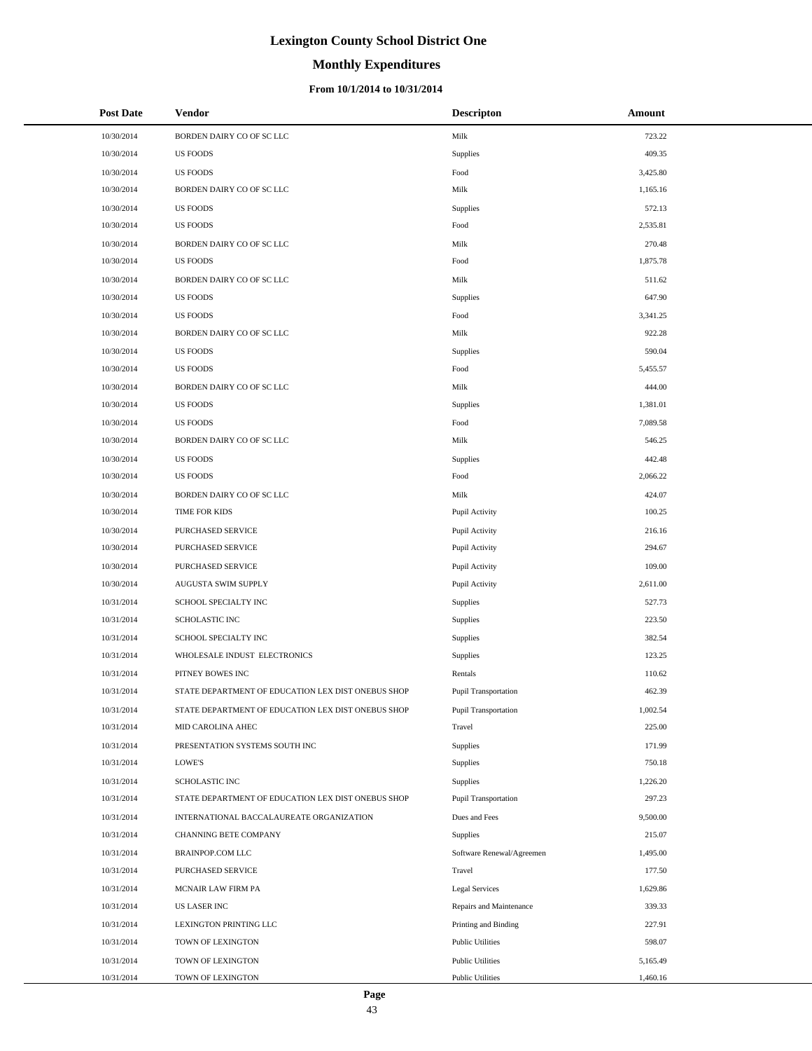# Lexington County School District One

## Monthly Expenditures

### From 10/1/2014 to 10/31/2014

| Post Date | Vendor | Descripton | Amount |
|---|---|---|---|
| 10/30/2014 | BORDEN DAIRY CO OF SC LLC | Milk | 723.22 |
| 10/30/2014 | US FOODS | Supplies | 409.35 |
| 10/30/2014 | US FOODS | Food | 3,425.80 |
| 10/30/2014 | BORDEN DAIRY CO OF SC LLC | Milk | 1,165.16 |
| 10/30/2014 | US FOODS | Supplies | 572.13 |
| 10/30/2014 | US FOODS | Food | 2,535.81 |
| 10/30/2014 | BORDEN DAIRY CO OF SC LLC | Milk | 270.48 |
| 10/30/2014 | US FOODS | Food | 1,875.78 |
| 10/30/2014 | BORDEN DAIRY CO OF SC LLC | Milk | 511.62 |
| 10/30/2014 | US FOODS | Supplies | 647.90 |
| 10/30/2014 | US FOODS | Food | 3,341.25 |
| 10/30/2014 | BORDEN DAIRY CO OF SC LLC | Milk | 922.28 |
| 10/30/2014 | US FOODS | Supplies | 590.04 |
| 10/30/2014 | US FOODS | Food | 5,455.57 |
| 10/30/2014 | BORDEN DAIRY CO OF SC LLC | Milk | 444.00 |
| 10/30/2014 | US FOODS | Supplies | 1,381.01 |
| 10/30/2014 | US FOODS | Food | 7,089.58 |
| 10/30/2014 | BORDEN DAIRY CO OF SC LLC | Milk | 546.25 |
| 10/30/2014 | US FOODS | Supplies | 442.48 |
| 10/30/2014 | US FOODS | Food | 2,066.22 |
| 10/30/2014 | BORDEN DAIRY CO OF SC LLC | Milk | 424.07 |
| 10/30/2014 | TIME FOR KIDS | Pupil Activity | 100.25 |
| 10/30/2014 | PURCHASED SERVICE | Pupil Activity | 216.16 |
| 10/30/2014 | PURCHASED SERVICE | Pupil Activity | 294.67 |
| 10/30/2014 | PURCHASED SERVICE | Pupil Activity | 109.00 |
| 10/30/2014 | AUGUSTA SWIM SUPPLY | Pupil Activity | 2,611.00 |
| 10/31/2014 | SCHOOL SPECIALTY INC | Supplies | 527.73 |
| 10/31/2014 | SCHOLASTIC INC | Supplies | 223.50 |
| 10/31/2014 | SCHOOL SPECIALTY INC | Supplies | 382.54 |
| 10/31/2014 | WHOLESALE INDUST ELECTRONICS | Supplies | 123.25 |
| 10/31/2014 | PITNEY BOWES INC | Rentals | 110.62 |
| 10/31/2014 | STATE DEPARTMENT OF EDUCATION LEX DIST ONEBUS SHOP | Pupil Transportation | 462.39 |
| 10/31/2014 | STATE DEPARTMENT OF EDUCATION LEX DIST ONEBUS SHOP | Pupil Transportation | 1,002.54 |
| 10/31/2014 | MID CAROLINA AHEC | Travel | 225.00 |
| 10/31/2014 | PRESENTATION SYSTEMS SOUTH INC | Supplies | 171.99 |
| 10/31/2014 | LOWE'S | Supplies | 750.18 |
| 10/31/2014 | SCHOLASTIC INC | Supplies | 1,226.20 |
| 10/31/2014 | STATE DEPARTMENT OF EDUCATION LEX DIST ONEBUS SHOP | Pupil Transportation | 297.23 |
| 10/31/2014 | INTERNATIONAL BACCALAUREATE ORGANIZATION | Dues and Fees | 9,500.00 |
| 10/31/2014 | CHANNING BETE COMPANY | Supplies | 215.07 |
| 10/31/2014 | BRAINPOP.COM LLC | Software Renewal/Agreemen | 1,495.00 |
| 10/31/2014 | PURCHASED SERVICE | Travel | 177.50 |
| 10/31/2014 | MCNAIR LAW FIRM PA | Legal Services | 1,629.86 |
| 10/31/2014 | US LASER INC | Repairs and Maintenance | 339.33 |
| 10/31/2014 | LEXINGTON PRINTING LLC | Printing and Binding | 227.91 |
| 10/31/2014 | TOWN OF LEXINGTON | Public Utilities | 598.07 |
| 10/31/2014 | TOWN OF LEXINGTON | Public Utilities | 5,165.49 |
| 10/31/2014 | TOWN OF LEXINGTON | Public Utilities | 1,460.16 |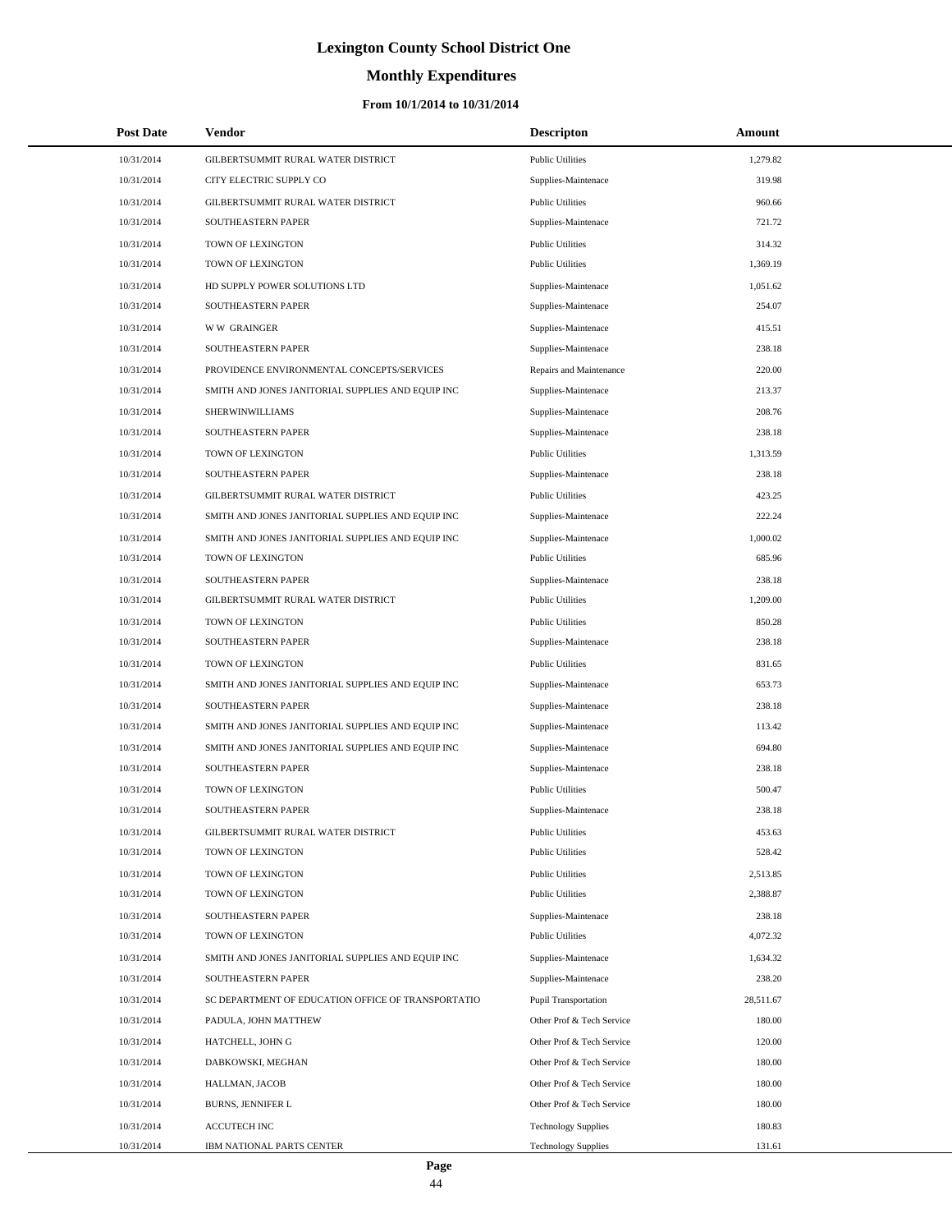# Lexington County School District One

## Monthly Expenditures

### From 10/1/2014 to 10/31/2014

| Post Date | Vendor | Descripton | Amount |
|---|---|---|---|
| 10/31/2014 | GILBERTSUMMIT RURAL WATER DISTRICT | Public Utilities | 1,279.82 |
| 10/31/2014 | CITY ELECTRIC SUPPLY CO | Supplies-Maintenace | 319.98 |
| 10/31/2014 | GILBERTSUMMIT RURAL WATER DISTRICT | Public Utilities | 960.66 |
| 10/31/2014 | SOUTHEASTERN PAPER | Supplies-Maintenace | 721.72 |
| 10/31/2014 | TOWN OF LEXINGTON | Public Utilities | 314.32 |
| 10/31/2014 | TOWN OF LEXINGTON | Public Utilities | 1,369.19 |
| 10/31/2014 | HD SUPPLY POWER SOLUTIONS LTD | Supplies-Maintenace | 1,051.62 |
| 10/31/2014 | SOUTHEASTERN PAPER | Supplies-Maintenace | 254.07 |
| 10/31/2014 | W W GRAINGER | Supplies-Maintenace | 415.51 |
| 10/31/2014 | SOUTHEASTERN PAPER | Supplies-Maintenace | 238.18 |
| 10/31/2014 | PROVIDENCE ENVIRONMENTAL CONCEPTS/SERVICES | Repairs and Maintenance | 220.00 |
| 10/31/2014 | SMITH AND JONES JANITORIAL SUPPLIES AND EQUIP INC | Supplies-Maintenace | 213.37 |
| 10/31/2014 | SHERWINWILLIAMS | Supplies-Maintenace | 208.76 |
| 10/31/2014 | SOUTHEASTERN PAPER | Supplies-Maintenace | 238.18 |
| 10/31/2014 | TOWN OF LEXINGTON | Public Utilities | 1,313.59 |
| 10/31/2014 | SOUTHEASTERN PAPER | Supplies-Maintenace | 238.18 |
| 10/31/2014 | GILBERTSUMMIT RURAL WATER DISTRICT | Public Utilities | 423.25 |
| 10/31/2014 | SMITH AND JONES JANITORIAL SUPPLIES AND EQUIP INC | Supplies-Maintenace | 222.24 |
| 10/31/2014 | SMITH AND JONES JANITORIAL SUPPLIES AND EQUIP INC | Supplies-Maintenace | 1,000.02 |
| 10/31/2014 | TOWN OF LEXINGTON | Public Utilities | 685.96 |
| 10/31/2014 | SOUTHEASTERN PAPER | Supplies-Maintenace | 238.18 |
| 10/31/2014 | GILBERTSUMMIT RURAL WATER DISTRICT | Public Utilities | 1,209.00 |
| 10/31/2014 | TOWN OF LEXINGTON | Public Utilities | 850.28 |
| 10/31/2014 | SOUTHEASTERN PAPER | Supplies-Maintenace | 238.18 |
| 10/31/2014 | TOWN OF LEXINGTON | Public Utilities | 831.65 |
| 10/31/2014 | SMITH AND JONES JANITORIAL SUPPLIES AND EQUIP INC | Supplies-Maintenace | 653.73 |
| 10/31/2014 | SOUTHEASTERN PAPER | Supplies-Maintenace | 238.18 |
| 10/31/2014 | SMITH AND JONES JANITORIAL SUPPLIES AND EQUIP INC | Supplies-Maintenace | 113.42 |
| 10/31/2014 | SMITH AND JONES JANITORIAL SUPPLIES AND EQUIP INC | Supplies-Maintenace | 694.80 |
| 10/31/2014 | SOUTHEASTERN PAPER | Supplies-Maintenace | 238.18 |
| 10/31/2014 | TOWN OF LEXINGTON | Public Utilities | 500.47 |
| 10/31/2014 | SOUTHEASTERN PAPER | Supplies-Maintenace | 238.18 |
| 10/31/2014 | GILBERTSUMMIT RURAL WATER DISTRICT | Public Utilities | 453.63 |
| 10/31/2014 | TOWN OF LEXINGTON | Public Utilities | 528.42 |
| 10/31/2014 | TOWN OF LEXINGTON | Public Utilities | 2,513.85 |
| 10/31/2014 | TOWN OF LEXINGTON | Public Utilities | 2,388.87 |
| 10/31/2014 | SOUTHEASTERN PAPER | Supplies-Maintenace | 238.18 |
| 10/31/2014 | TOWN OF LEXINGTON | Public Utilities | 4,072.32 |
| 10/31/2014 | SMITH AND JONES JANITORIAL SUPPLIES AND EQUIP INC | Supplies-Maintenace | 1,634.32 |
| 10/31/2014 | SOUTHEASTERN PAPER | Supplies-Maintenace | 238.20 |
| 10/31/2014 | SC DEPARTMENT OF EDUCATION OFFICE OF TRANSPORTATIO | Pupil Transportation | 28,511.67 |
| 10/31/2014 | PADULA, JOHN MATTHEW | Other Prof & Tech Service | 180.00 |
| 10/31/2014 | HATCHELL, JOHN G | Other Prof & Tech Service | 120.00 |
| 10/31/2014 | DABKOWSKI, MEGHAN | Other Prof & Tech Service | 180.00 |
| 10/31/2014 | HALLMAN, JACOB | Other Prof & Tech Service | 180.00 |
| 10/31/2014 | BURNS, JENNIFER L | Other Prof & Tech Service | 180.00 |
| 10/31/2014 | ACCUTECH INC | Technology Supplies | 180.83 |
| 10/31/2014 | IBM NATIONAL PARTS CENTER | Technology Supplies | 131.61 |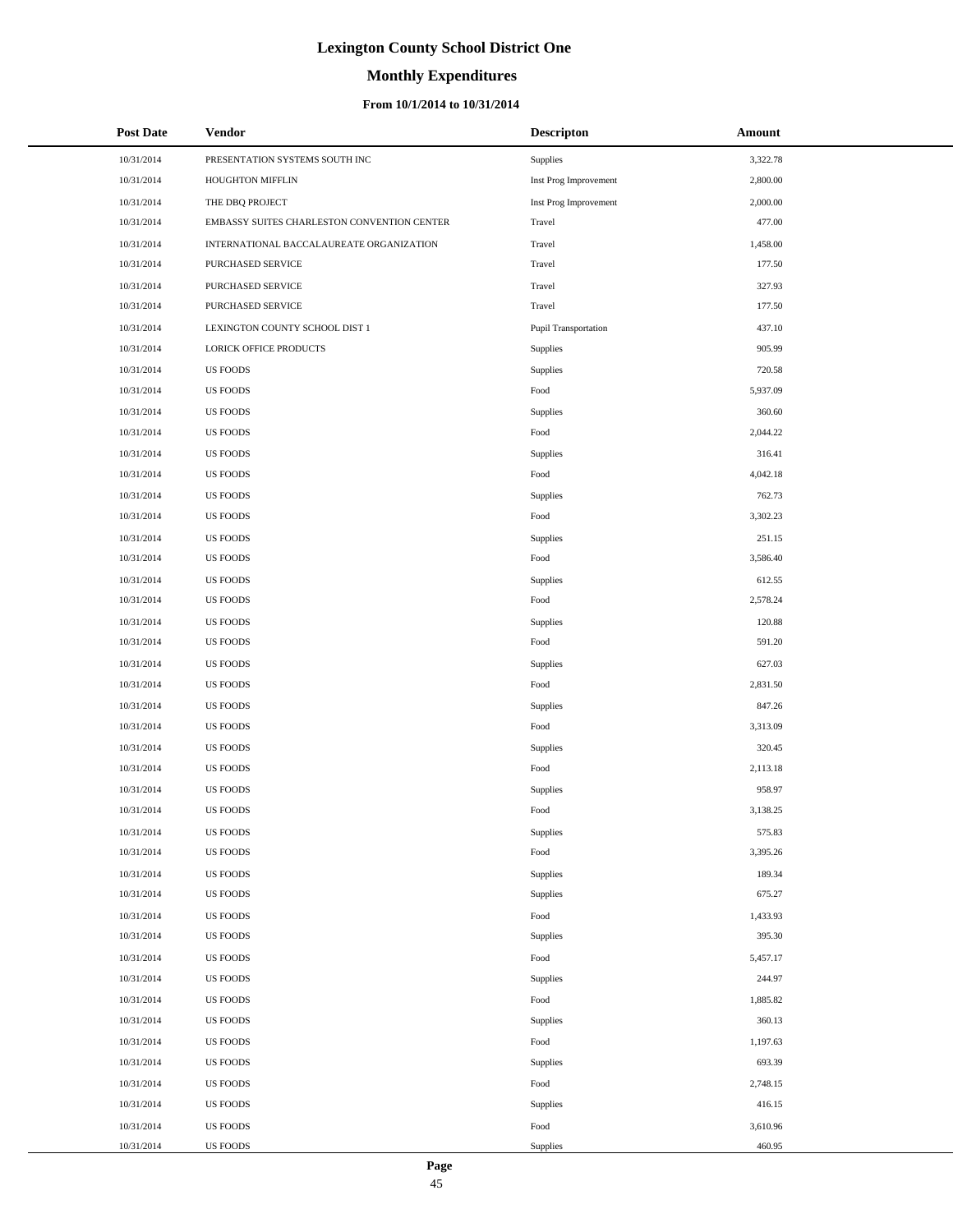# Lexington County School District One

## Monthly Expenditures

### From 10/1/2014 to 10/31/2014

| Post Date | Vendor | Descripton | Amount |
|---|---|---|---|
| 10/31/2014 | PRESENTATION SYSTEMS SOUTH INC | Supplies | 3,322.78 |
| 10/31/2014 | HOUGHTON MIFFLIN | Inst Prog Improvement | 2,800.00 |
| 10/31/2014 | THE DBQ PROJECT | Inst Prog Improvement | 2,000.00 |
| 10/31/2014 | EMBASSY SUITES CHARLESTON CONVENTION CENTER | Travel | 477.00 |
| 10/31/2014 | INTERNATIONAL BACCALAUREATE ORGANIZATION | Travel | 1,458.00 |
| 10/31/2014 | PURCHASED SERVICE | Travel | 177.50 |
| 10/31/2014 | PURCHASED SERVICE | Travel | 327.93 |
| 10/31/2014 | PURCHASED SERVICE | Travel | 177.50 |
| 10/31/2014 | LEXINGTON COUNTY SCHOOL DIST 1 | Pupil Transportation | 437.10 |
| 10/31/2014 | LORICK OFFICE PRODUCTS | Supplies | 905.99 |
| 10/31/2014 | US FOODS | Supplies | 720.58 |
| 10/31/2014 | US FOODS | Food | 5,937.09 |
| 10/31/2014 | US FOODS | Supplies | 360.60 |
| 10/31/2014 | US FOODS | Food | 2,044.22 |
| 10/31/2014 | US FOODS | Supplies | 316.41 |
| 10/31/2014 | US FOODS | Food | 4,042.18 |
| 10/31/2014 | US FOODS | Supplies | 762.73 |
| 10/31/2014 | US FOODS | Food | 3,302.23 |
| 10/31/2014 | US FOODS | Supplies | 251.15 |
| 10/31/2014 | US FOODS | Food | 3,586.40 |
| 10/31/2014 | US FOODS | Supplies | 612.55 |
| 10/31/2014 | US FOODS | Food | 2,578.24 |
| 10/31/2014 | US FOODS | Supplies | 120.88 |
| 10/31/2014 | US FOODS | Food | 591.20 |
| 10/31/2014 | US FOODS | Supplies | 627.03 |
| 10/31/2014 | US FOODS | Food | 2,831.50 |
| 10/31/2014 | US FOODS | Supplies | 847.26 |
| 10/31/2014 | US FOODS | Food | 3,313.09 |
| 10/31/2014 | US FOODS | Supplies | 320.45 |
| 10/31/2014 | US FOODS | Food | 2,113.18 |
| 10/31/2014 | US FOODS | Supplies | 958.97 |
| 10/31/2014 | US FOODS | Food | 3,138.25 |
| 10/31/2014 | US FOODS | Supplies | 575.83 |
| 10/31/2014 | US FOODS | Food | 3,395.26 |
| 10/31/2014 | US FOODS | Supplies | 189.34 |
| 10/31/2014 | US FOODS | Supplies | 675.27 |
| 10/31/2014 | US FOODS | Food | 1,433.93 |
| 10/31/2014 | US FOODS | Supplies | 395.30 |
| 10/31/2014 | US FOODS | Food | 5,457.17 |
| 10/31/2014 | US FOODS | Supplies | 244.97 |
| 10/31/2014 | US FOODS | Food | 1,885.82 |
| 10/31/2014 | US FOODS | Supplies | 360.13 |
| 10/31/2014 | US FOODS | Food | 1,197.63 |
| 10/31/2014 | US FOODS | Supplies | 693.39 |
| 10/31/2014 | US FOODS | Food | 2,748.15 |
| 10/31/2014 | US FOODS | Supplies | 416.15 |
| 10/31/2014 | US FOODS | Food | 3,610.96 |
| 10/31/2014 | US FOODS | Supplies | 460.95 |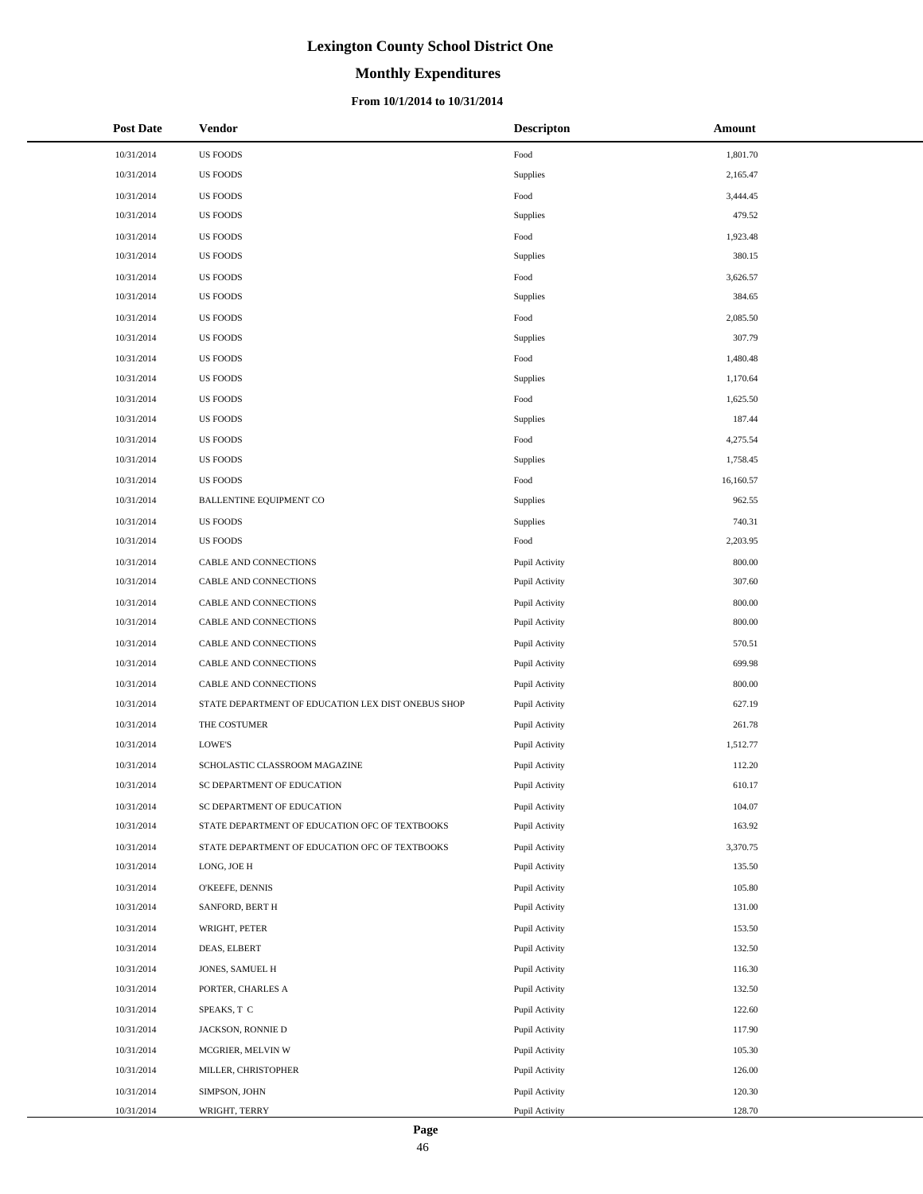# Lexington County School District One

## Monthly Expenditures

### From 10/1/2014 to 10/31/2014

| Post Date | Vendor | Descripton | Amount |
|---|---|---|---|
| 10/31/2014 | US FOODS | Food | 1,801.70 |
| 10/31/2014 | US FOODS | Supplies | 2,165.47 |
| 10/31/2014 | US FOODS | Food | 3,444.45 |
| 10/31/2014 | US FOODS | Supplies | 479.52 |
| 10/31/2014 | US FOODS | Food | 1,923.48 |
| 10/31/2014 | US FOODS | Supplies | 380.15 |
| 10/31/2014 | US FOODS | Food | 3,626.57 |
| 10/31/2014 | US FOODS | Supplies | 384.65 |
| 10/31/2014 | US FOODS | Food | 2,085.50 |
| 10/31/2014 | US FOODS | Supplies | 307.79 |
| 10/31/2014 | US FOODS | Food | 1,480.48 |
| 10/31/2014 | US FOODS | Supplies | 1,170.64 |
| 10/31/2014 | US FOODS | Food | 1,625.50 |
| 10/31/2014 | US FOODS | Supplies | 187.44 |
| 10/31/2014 | US FOODS | Food | 4,275.54 |
| 10/31/2014 | US FOODS | Supplies | 1,758.45 |
| 10/31/2014 | US FOODS | Food | 16,160.57 |
| 10/31/2014 | BALLENTINE EQUIPMENT CO | Supplies | 962.55 |
| 10/31/2014 | US FOODS | Supplies | 740.31 |
| 10/31/2014 | US FOODS | Food | 2,203.95 |
| 10/31/2014 | CABLE AND CONNECTIONS | Pupil Activity | 800.00 |
| 10/31/2014 | CABLE AND CONNECTIONS | Pupil Activity | 307.60 |
| 10/31/2014 | CABLE AND CONNECTIONS | Pupil Activity | 800.00 |
| 10/31/2014 | CABLE AND CONNECTIONS | Pupil Activity | 800.00 |
| 10/31/2014 | CABLE AND CONNECTIONS | Pupil Activity | 570.51 |
| 10/31/2014 | CABLE AND CONNECTIONS | Pupil Activity | 699.98 |
| 10/31/2014 | CABLE AND CONNECTIONS | Pupil Activity | 800.00 |
| 10/31/2014 | STATE DEPARTMENT OF EDUCATION LEX DIST ONEBUS SHOP | Pupil Activity | 627.19 |
| 10/31/2014 | THE COSTUMER | Pupil Activity | 261.78 |
| 10/31/2014 | LOWE'S | Pupil Activity | 1,512.77 |
| 10/31/2014 | SCHOLASTIC CLASSROOM MAGAZINE | Pupil Activity | 112.20 |
| 10/31/2014 | SC DEPARTMENT OF EDUCATION | Pupil Activity | 610.17 |
| 10/31/2014 | SC DEPARTMENT OF EDUCATION | Pupil Activity | 104.07 |
| 10/31/2014 | STATE DEPARTMENT OF EDUCATION OFC OF TEXTBOOKS | Pupil Activity | 163.92 |
| 10/31/2014 | STATE DEPARTMENT OF EDUCATION OFC OF TEXTBOOKS | Pupil Activity | 3,370.75 |
| 10/31/2014 | LONG, JOE H | Pupil Activity | 135.50 |
| 10/31/2014 | O'KEEFE, DENNIS | Pupil Activity | 105.80 |
| 10/31/2014 | SANFORD, BERT H | Pupil Activity | 131.00 |
| 10/31/2014 | WRIGHT, PETER | Pupil Activity | 153.50 |
| 10/31/2014 | DEAS, ELBERT | Pupil Activity | 132.50 |
| 10/31/2014 | JONES, SAMUEL H | Pupil Activity | 116.30 |
| 10/31/2014 | PORTER, CHARLES A | Pupil Activity | 132.50 |
| 10/31/2014 | SPEAKS, T C | Pupil Activity | 122.60 |
| 10/31/2014 | JACKSON, RONNIE D | Pupil Activity | 117.90 |
| 10/31/2014 | MCGRIER, MELVIN W | Pupil Activity | 105.30 |
| 10/31/2014 | MILLER, CHRISTOPHER | Pupil Activity | 126.00 |
| 10/31/2014 | SIMPSON, JOHN | Pupil Activity | 120.30 |
| 10/31/2014 | WRIGHT, TERRY | Pupil Activity | 128.70 |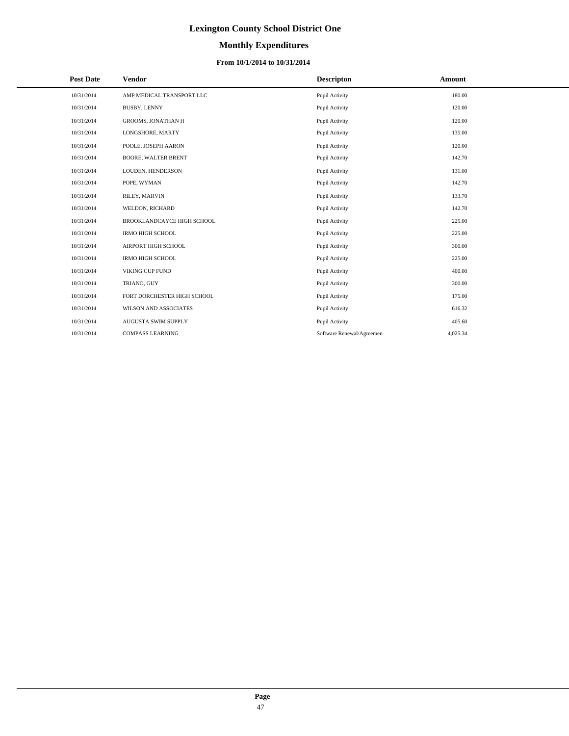# Lexington County School District One

## Monthly Expenditures

### From 10/1/2014 to 10/31/2014

| Post Date | Vendor | Descripton | Amount |
|---|---|---|---|
| 10/31/2014 | AMP MEDICAL TRANSPORT LLC | Pupil Activity | 180.00 |
| 10/31/2014 | BUSBY, LENNY | Pupil Activity | 120.00 |
| 10/31/2014 | GROOMS, JONATHAN H | Pupil Activity | 120.00 |
| 10/31/2014 | LONGSHORE, MARTY | Pupil Activity | 135.00 |
| 10/31/2014 | POOLE, JOSEPH AARON | Pupil Activity | 120.00 |
| 10/31/2014 | BOORE, WALTER BRENT | Pupil Activity | 142.70 |
| 10/31/2014 | LOUDEN, HENDERSON | Pupil Activity | 131.00 |
| 10/31/2014 | POPE, WYMAN | Pupil Activity | 142.70 |
| 10/31/2014 | RILEY, MARVIN | Pupil Activity | 133.70 |
| 10/31/2014 | WELDON, RICHARD | Pupil Activity | 142.70 |
| 10/31/2014 | BROOKLANDCAYCE HIGH SCHOOL | Pupil Activity | 225.00 |
| 10/31/2014 | IRMO HIGH SCHOOL | Pupil Activity | 225.00 |
| 10/31/2014 | AIRPORT HIGH SCHOOL | Pupil Activity | 300.00 |
| 10/31/2014 | IRMO HIGH SCHOOL | Pupil Activity | 225.00 |
| 10/31/2014 | VIKING CUP FUND | Pupil Activity | 400.00 |
| 10/31/2014 | TRIANO, GUY | Pupil Activity | 300.00 |
| 10/31/2014 | FORT DORCHESTER HIGH SCHOOL | Pupil Activity | 175.00 |
| 10/31/2014 | WILSON AND ASSOCIATES | Pupil Activity | 616.32 |
| 10/31/2014 | AUGUSTA SWIM SUPPLY | Pupil Activity | 405.60 |
| 10/31/2014 | COMPASS LEARNING | Software Renewal/Agreemen | 4,025.34 |